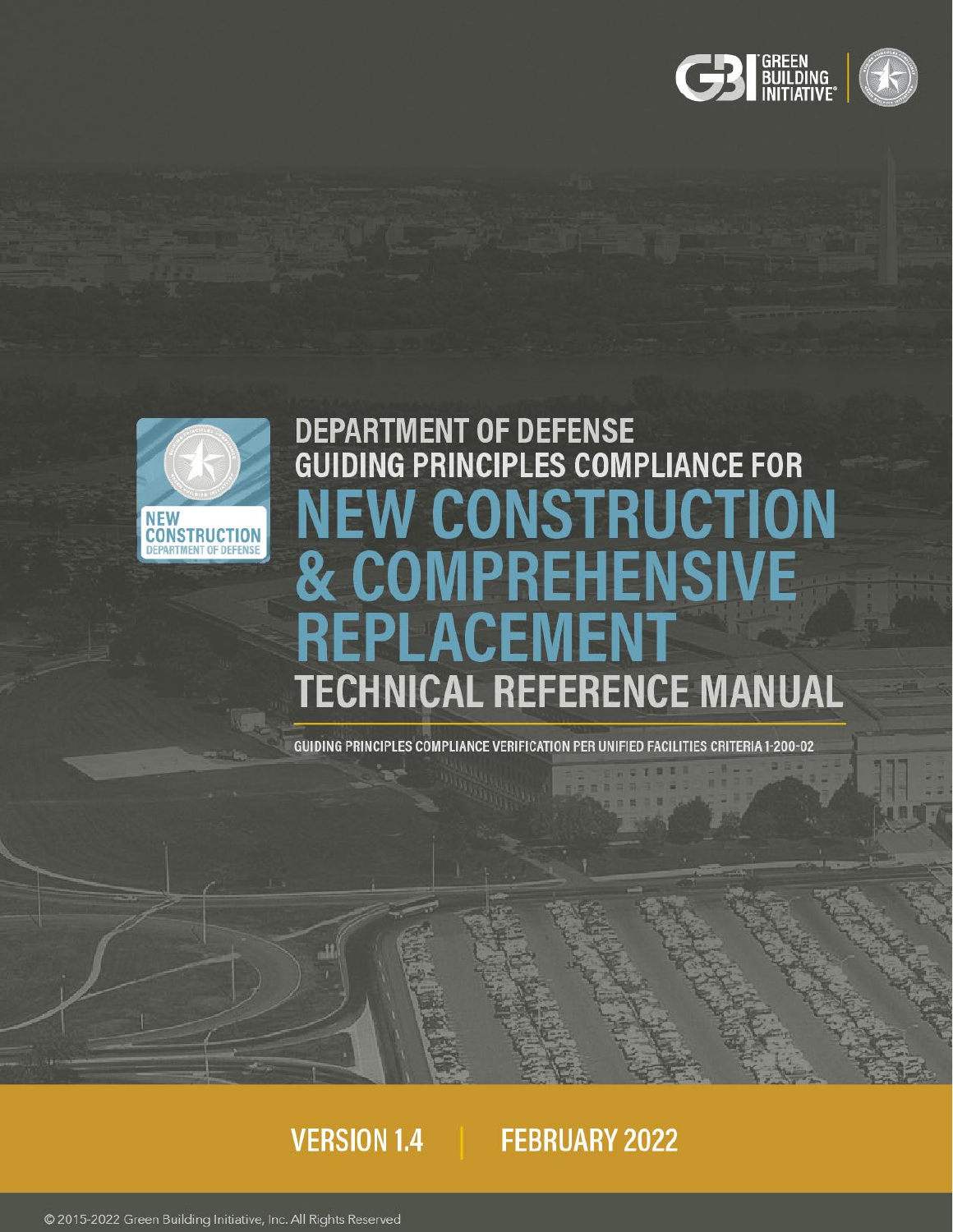GREEN BUILDING INITIATIVE

NEW CONSTRUCTION DEPARTMENT OF DEFENSE

# DEPARTMENT OF DEFENSE GUIDING PRINCIPLES COMPLIANCE FOR NEW CONSTRUCTION & COMPREHENSIVE REPLACEMENT TECHNICAL REFERENCE MANUAL

GUIDING PRINCIPLES COMPLIANCE VERIFICATION PER UNIFIED FACILITIES CRITERIA 1-200-02

VERSION 1.4 | FEBRUARY 2022

© 2015-2022 Green Building Initiative, Inc. All Rights Reserved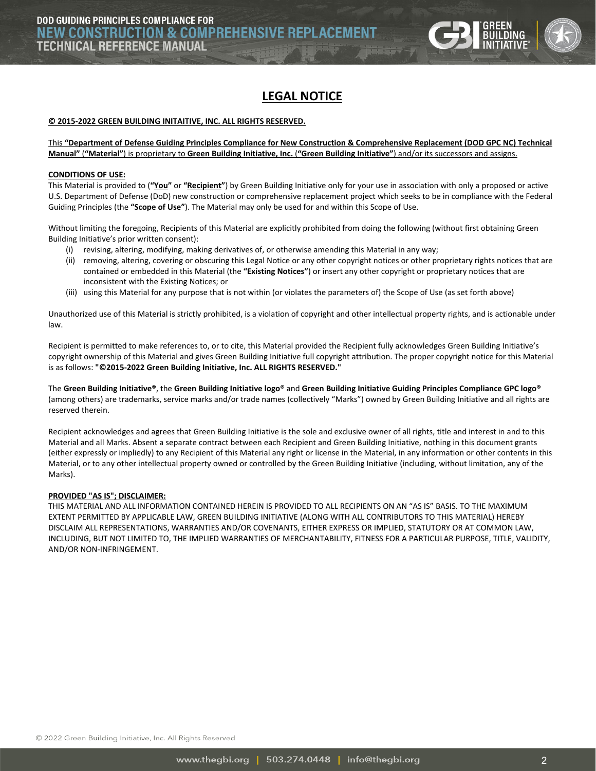# LEGAL NOTICE

**© 2015-2022 GREEN BUILDING INITAITIVE, INC. ALL RIGHTS RESERVED.**

This **"Department of Defense Guiding Principles Compliance for New Construction & Comprehensive Replacement (DOD GPC NC) Technical Manual"** (**"Material"**) is proprietary to **Green Building Initiative, Inc.** (**"Green Building Initiative"**) and/or its successors and assigns.

**CONDITIONS OF USE:**

This Material is provided to (**"You"** or **"Recipient"**) by Green Building Initiative only for your use in association with only a proposed or active U.S. Department of Defense (DoD) new construction or comprehensive replacement project which seeks to be in compliance with the Federal Guiding Principles (the **"Scope of Use"**). The Material may only be used for and within this Scope of Use.

Without limiting the foregoing, Recipients of this Material are explicitly prohibited from doing the following (without first obtaining Green Building Initiative's prior written consent):

(i) revising, altering, modifying, making derivatives of, or otherwise amending this Material in any way;

(ii) removing, altering, covering or obscuring this Legal Notice or any other copyright notices or other proprietary rights notices that are contained or embedded in this Material (the **"Existing Notices"**) or insert any other copyright or proprietary notices that are inconsistent with the Existing Notices; or

(iii) using this Material for any purpose that is not within (or violates the parameters of) the Scope of Use (as set forth above)

Unauthorized use of this Material is strictly prohibited, is a violation of copyright and other intellectual property rights, and is actionable under law.

Recipient is permitted to make references to, or to cite, this Material provided the Recipient fully acknowledges Green Building Initiative's copyright ownership of this Material and gives Green Building Initiative full copyright attribution. The proper copyright notice for this Material is as follows: **"©2015-2022 Green Building Initiative, Inc. ALL RIGHTS RESERVED."**

The **Green Building Initiative®**, the **Green Building Initiative logo®** and **Green Building Initiative Guiding Principles Compliance GPC logo®** (among others) are trademarks, service marks and/or trade names (collectively "Marks") owned by Green Building Initiative and all rights are reserved therein.

Recipient acknowledges and agrees that Green Building Initiative is the sole and exclusive owner of all rights, title and interest in and to this Material and all Marks. Absent a separate contract between each Recipient and Green Building Initiative, nothing in this document grants (either expressly or impliedly) to any Recipient of this Material any right or license in the Material, in any information or other contents in this Material, or to any other intellectual property owned or controlled by the Green Building Initiative (including, without limitation, any of the Marks).

**PROVIDED "AS IS"; DISCLAIMER:**

THIS MATERIAL AND ALL INFORMATION CONTAINED HEREIN IS PROVIDED TO ALL RECIPIENTS ON AN "AS IS" BASIS. TO THE MAXIMUM EXTENT PERMITTED BY APPLICABLE LAW, GREEN BUILDING INITIATIVE (ALONG WITH ALL CONTRIBUTORS TO THIS MATERIAL) HEREBY DISCLAIM ALL REPRESENTATIONS, WARRANTIES AND/OR COVENANTS, EITHER EXPRESS OR IMPLIED, STATUTORY OR AT COMMON LAW, INCLUDING, BUT NOT LIMITED TO, THE IMPLIED WARRANTIES OF MERCHANTABILITY, FITNESS FOR A PARTICULAR PURPOSE, TITLE, VALIDITY, AND/OR NON-INFRINGEMENT.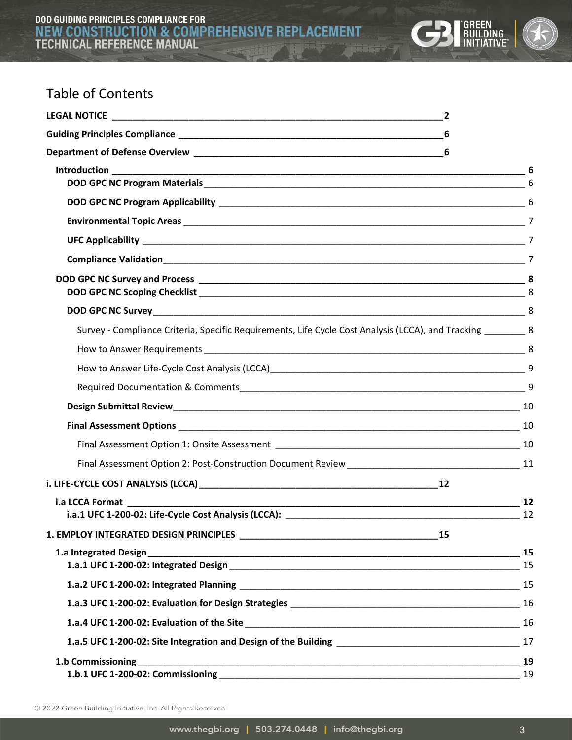# Table of Contents

**LEGAL NOTICE** 2

**Guiding Principles Compliance** 6

**Department of Defense Overview** 6

- **Introduction** 6
  - **DOD GPC NC Program Materials** 6
  - **DOD GPC NC Program Applicability** 6
  - **Environmental Topic Areas** 7
  - **UFC Applicability** 7
  - **Compliance Validation** 7
- **DOD GPC NC Survey and Process** 8
  - **DOD GPC NC Scoping Checklist** 8
  - **DOD GPC NC Survey** 8
    - Survey - Compliance Criteria, Specific Requirements, Life Cycle Cost Analysis (LCCA), and Tracking 8
    - How to Answer Requirements 8
    - How to Answer Life-Cycle Cost Analysis (LCCA) 9
    - Required Documentation & Comments 9
  - **Design Submittal Review** 10
  - **Final Assessment Options** 10
    - Final Assessment Option 1: Onsite Assessment 10
    - Final Assessment Option 2: Post-Construction Document Review 11

**i. LIFE-CYCLE COST ANALYSIS (LCCA)** 12

- **i.a LCCA Format** 12
  - **i.a.1 UFC 1-200-02: Life-Cycle Cost Analysis (LCCA):** 12

**1. EMPLOY INTEGRATED DESIGN PRINCIPLES** 15

- **1.a Integrated Design** 15
  - **1.a.1 UFC 1-200-02: Integrated Design** 15
  - **1.a.2 UFC 1-200-02: Integrated Planning** 15
  - **1.a.3 UFC 1-200-02: Evaluation for Design Strategies** 16
  - **1.a.4 UFC 1-200-02: Evaluation of the Site** 16
  - **1.a.5 UFC 1-200-02: Site Integration and Design of the Building** 17
- **1.b Commissioning** 19
  - **1.b.1 UFC 1-200-02: Commissioning** 19

© 2022 Green Building Initiative, Inc. All Rights Reserved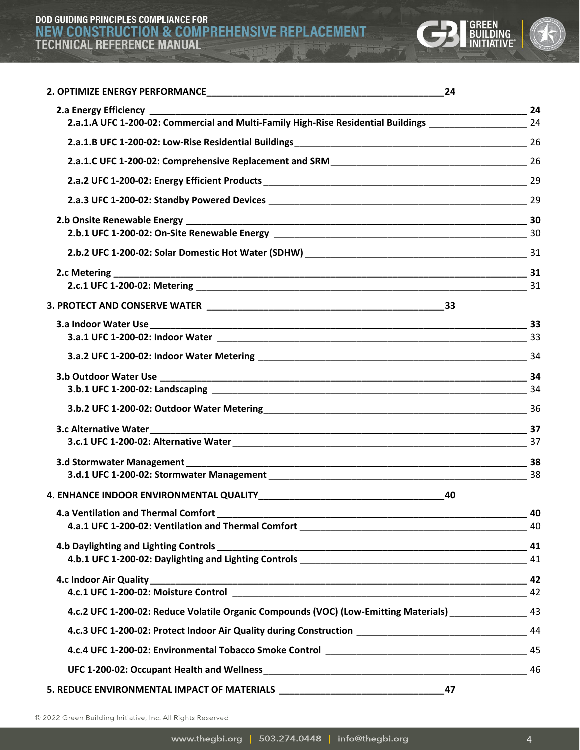**2. OPTIMIZE ENERGY PERFORMANCE** 24

**2.a Energy Efficiency** 24

**2.a.1.A UFC 1-200-02: Commercial and Multi-Family High-Rise Residential Buildings** 24

**2.a.1.B UFC 1-200-02: Low-Rise Residential Buildings** 26

**2.a.1.C UFC 1-200-02: Comprehensive Replacement and SRM** 26

**2.a.2 UFC 1-200-02: Energy Efficient Products** 29

**2.a.3 UFC 1-200-02: Standby Powered Devices** 29

**2.b Onsite Renewable Energy** 30

**2.b.1 UFC 1-200-02: On-Site Renewable Energy** 30

**2.b.2 UFC 1-200-02: Solar Domestic Hot Water (SDHW)** 31

**2.c Metering** 31

**2.c.1 UFC 1-200-02: Metering** 31

**3. PROTECT AND CONSERVE WATER** 33

**3.a Indoor Water Use** 33

**3.a.1 UFC 1-200-02: Indoor Water** 33

**3.a.2 UFC 1-200-02: Indoor Water Metering** 34

**3.b Outdoor Water Use** 34

**3.b.1 UFC 1-200-02: Landscaping** 34

**3.b.2 UFC 1-200-02: Outdoor Water Metering** 36

**3.c Alternative Water** 37

**3.c.1 UFC 1-200-02: Alternative Water** 37

**3.d Stormwater Management** 38

**3.d.1 UFC 1-200-02: Stormwater Management** 38

**4. ENHANCE INDOOR ENVIRONMENTAL QUALITY** 40

**4.a Ventilation and Thermal Comfort** 40

**4.a.1 UFC 1-200-02: Ventilation and Thermal Comfort** 40

**4.b Daylighting and Lighting Controls** 41

**4.b.1 UFC 1-200-02: Daylighting and Lighting Controls** 41

**4.c Indoor Air Quality** 42

**4.c.1 UFC 1-200-02: Moisture Control** 42

**4.c.2 UFC 1-200-02: Reduce Volatile Organic Compounds (VOC) (Low-Emitting Materials)** 43

**4.c.3 UFC 1-200-02: Protect Indoor Air Quality during Construction** 44

**4.c.4 UFC 1-200-02: Environmental Tobacco Smoke Control** 45

**UFC 1-200-02: Occupant Health and Wellness** 46

**5. REDUCE ENVIRONMENTAL IMPACT OF MATERIALS** 47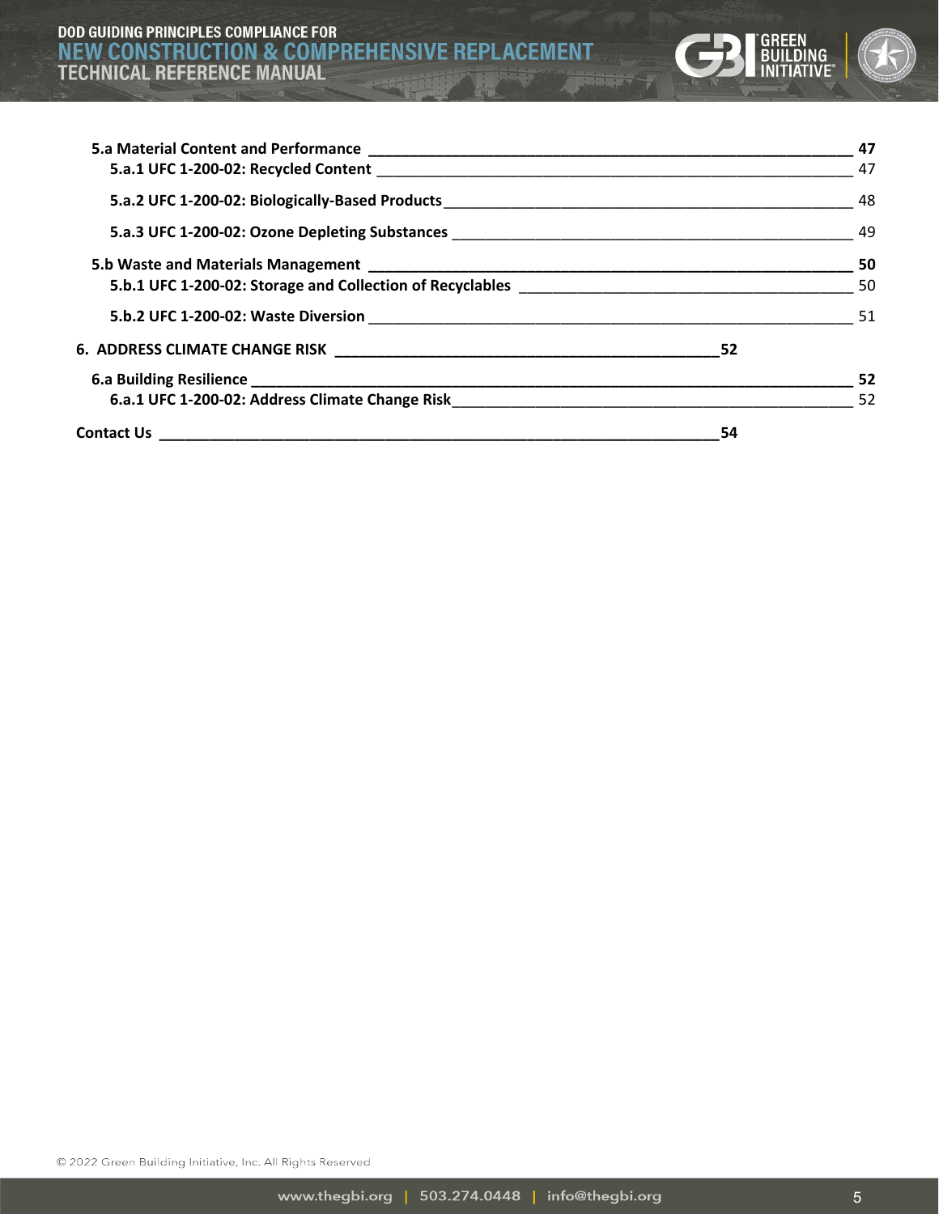5.a Material Content and Performance ____ 47

5.a.1 UFC 1-200-02: Recycled Content ____ 47

5.a.2 UFC 1-200-02: Biologically-Based Products ____ 48

5.a.3 UFC 1-200-02: Ozone Depleting Substances ____ 49

5.b Waste and Materials Management ____ 50

5.b.1 UFC 1-200-02: Storage and Collection of Recyclables ____ 50

5.b.2 UFC 1-200-02: Waste Diversion ____ 51

6. ADDRESS CLIMATE CHANGE RISK ____ 52

6.a Building Resilience ____ 52

6.a.1 UFC 1-200-02: Address Climate Change Risk ____ 52

Contact Us ____ 54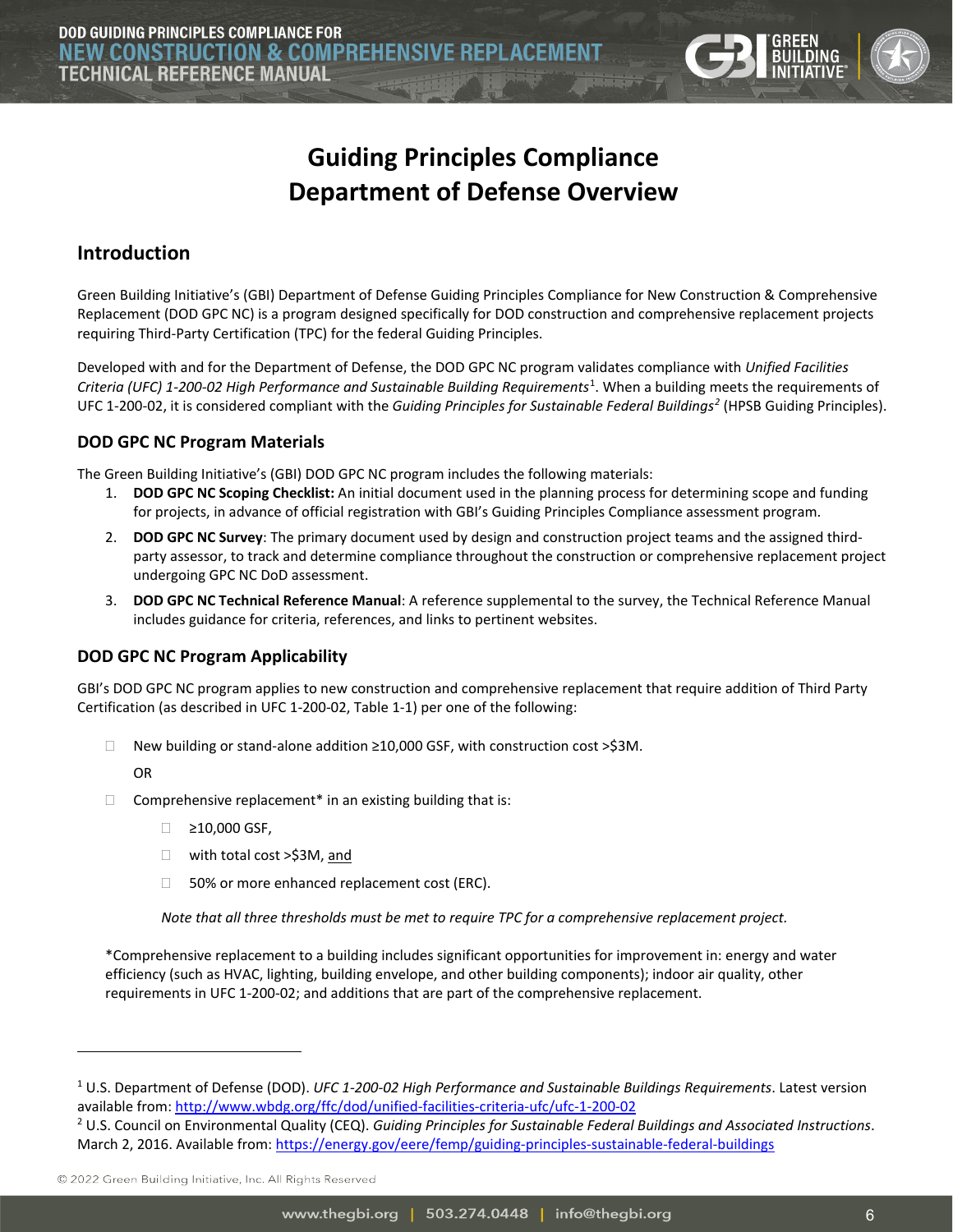# Guiding Principles Compliance
# Department of Defense Overview

## Introduction

Green Building Initiative's (GBI) Department of Defense Guiding Principles Compliance for New Construction & Comprehensive Replacement (DOD GPC NC) is a program designed specifically for DOD construction and comprehensive replacement projects requiring Third-Party Certification (TPC) for the federal Guiding Principles.

Developed with and for the Department of Defense, the DOD GPC NC program validates compliance with *Unified Facilities Criteria (UFC) 1-200-02 High Performance and Sustainable Building Requirements*[1]. When a building meets the requirements of UFC 1-200-02, it is considered compliant with the *Guiding Principles for Sustainable Federal Buildings*[2] (HPSB Guiding Principles).

### DOD GPC NC Program Materials

The Green Building Initiative's (GBI) DOD GPC NC program includes the following materials:

1. **DOD GPC NC Scoping Checklist:** An initial document used in the planning process for determining scope and funding for projects, in advance of official registration with GBI's Guiding Principles Compliance assessment program.
2. **DOD GPC NC Survey**: The primary document used by design and construction project teams and the assigned third-party assessor, to track and determine compliance throughout the construction or comprehensive replacement project undergoing GPC NC DoD assessment.
3. **DOD GPC NC Technical Reference Manual**: A reference supplemental to the survey, the Technical Reference Manual includes guidance for criteria, references, and links to pertinent websites.

### DOD GPC NC Program Applicability

GBI's DOD GPC NC program applies to new construction and comprehensive replacement that require addition of Third Party Certification (as described in UFC 1-200-02, Table 1-1) per one of the following:

- New building or stand-alone addition ≥10,000 GSF, with construction cost >$3M.

  OR

- Comprehensive replacement* in an existing building that is:
  - ≥10,000 GSF,
  - with total cost >$3M, and
  - 50% or more enhanced replacement cost (ERC).

  *Note that all three thresholds must be met to require TPC for a comprehensive replacement project.*

*Comprehensive replacement to a building includes significant opportunities for improvement in: energy and water efficiency (such as HVAC, lighting, building envelope, and other building components); indoor air quality, other requirements in UFC 1-200-02; and additions that are part of the comprehensive replacement.

---

[1] U.S. Department of Defense (DOD). *UFC 1-200-02 High Performance and Sustainable Buildings Requirements*. Latest version available from: http://www.wbdg.org/ffc/dod/unified-facilities-criteria-ufc/ufc-1-200-02

[2] U.S. Council on Environmental Quality (CEQ). *Guiding Principles for Sustainable Federal Buildings and Associated Instructions*. March 2, 2016. Available from: https://energy.gov/eere/femp/guiding-principles-sustainable-federal-buildings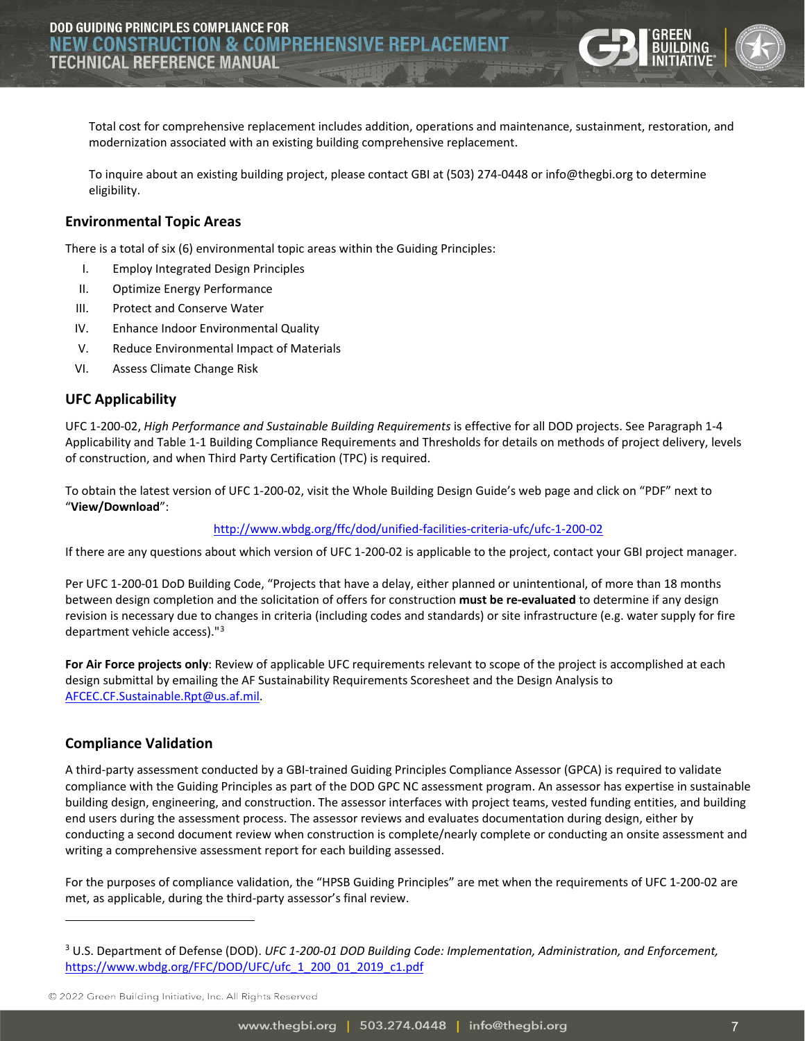Total cost for comprehensive replacement includes addition, operations and maintenance, sustainment, restoration, and modernization associated with an existing building comprehensive replacement.

To inquire about an existing building project, please contact GBI at (503) 274-0448 or info@thegbi.org to determine eligibility.

## Environmental Topic Areas

There is a total of six (6) environmental topic areas within the Guiding Principles:

I. Employ Integrated Design Principles
II. Optimize Energy Performance
III. Protect and Conserve Water
IV. Enhance Indoor Environmental Quality
V. Reduce Environmental Impact of Materials
VI. Assess Climate Change Risk

## UFC Applicability

UFC 1-200-02, *High Performance and Sustainable Building Requirements* is effective for all DOD projects. See Paragraph 1-4 Applicability and Table 1-1 Building Compliance Requirements and Thresholds for details on methods of project delivery, levels of construction, and when Third Party Certification (TPC) is required.

To obtain the latest version of UFC 1-200-02, visit the Whole Building Design Guide's web page and click on "PDF" next to "**View/Download**":

http://www.wbdg.org/ffc/dod/unified-facilities-criteria-ufc/ufc-1-200-02

If there are any questions about which version of UFC 1-200-02 is applicable to the project, contact your GBI project manager.

Per UFC 1-200-01 DoD Building Code, "Projects that have a delay, either planned or unintentional, of more than 18 months between design completion and the solicitation of offers for construction **must be re-evaluated** to determine if any design revision is necessary due to changes in criteria (including codes and standards) or site infrastructure (e.g. water supply for fire department vehicle access)."[3]

**For Air Force projects only**: Review of applicable UFC requirements relevant to scope of the project is accomplished at each design submittal by emailing the AF Sustainability Requirements Scoresheet and the Design Analysis to AFCEC.CF.Sustainable.Rpt@us.af.mil.

## Compliance Validation

A third-party assessment conducted by a GBI-trained Guiding Principles Compliance Assessor (GPCA) is required to validate compliance with the Guiding Principles as part of the DOD GPC NC assessment program. An assessor has expertise in sustainable building design, engineering, and construction. The assessor interfaces with project teams, vested funding entities, and building end users during the assessment process. The assessor reviews and evaluates documentation during design, either by conducting a second document review when construction is complete/nearly complete or conducting an onsite assessment and writing a comprehensive assessment report for each building assessed.

For the purposes of compliance validation, the "HPSB Guiding Principles" are met when the requirements of UFC 1-200-02 are met, as applicable, during the third-party assessor's final review.

---

[3] U.S. Department of Defense (DOD). *UFC 1-200-01 DOD Building Code: Implementation, Administration, and Enforcement,* https://www.wbdg.org/FFC/DOD/UFC/ufc_1_200_01_2019_c1.pdf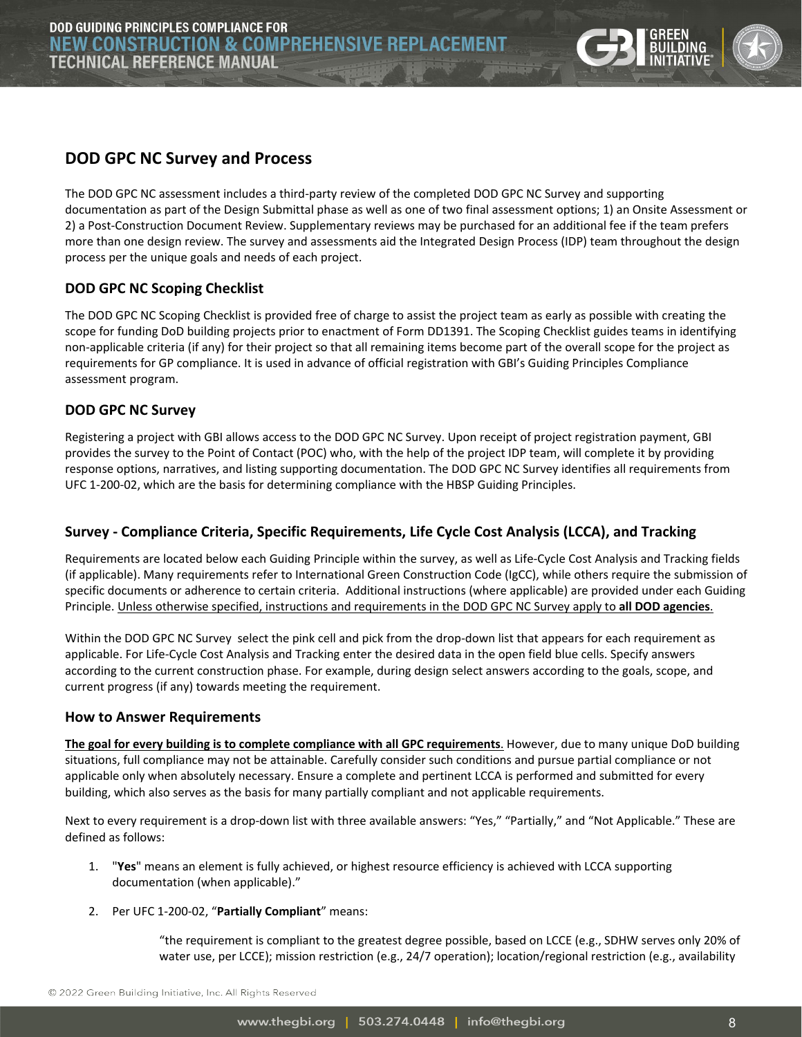## DOD GPC NC Survey and Process

The DOD GPC NC assessment includes a third-party review of the completed DOD GPC NC Survey and supporting documentation as part of the Design Submittal phase as well as one of two final assessment options; 1) an Onsite Assessment or 2) a Post-Construction Document Review. Supplementary reviews may be purchased for an additional fee if the team prefers more than one design review. The survey and assessments aid the Integrated Design Process (IDP) team throughout the design process per the unique goals and needs of each project.

### DOD GPC NC Scoping Checklist

The DOD GPC NC Scoping Checklist is provided free of charge to assist the project team as early as possible with creating the scope for funding DoD building projects prior to enactment of Form DD1391. The Scoping Checklist guides teams in identifying non-applicable criteria (if any) for their project so that all remaining items become part of the overall scope for the project as requirements for GP compliance. It is used in advance of official registration with GBI's Guiding Principles Compliance assessment program.

### DOD GPC NC Survey

Registering a project with GBI allows access to the DOD GPC NC Survey. Upon receipt of project registration payment, GBI provides the survey to the Point of Contact (POC) who, with the help of the project IDP team, will complete it by providing response options, narratives, and listing supporting documentation. The DOD GPC NC Survey identifies all requirements from UFC 1-200-02, which are the basis for determining compliance with the HBSP Guiding Principles.

### Survey - Compliance Criteria, Specific Requirements, Life Cycle Cost Analysis (LCCA), and Tracking

Requirements are located below each Guiding Principle within the survey, as well as Life-Cycle Cost Analysis and Tracking fields (if applicable). Many requirements refer to International Green Construction Code (IgCC), while others require the submission of specific documents or adherence to certain criteria. Additional instructions (where applicable) are provided under each Guiding Principle. Unless otherwise specified, instructions and requirements in the DOD GPC NC Survey apply to **all DOD agencies**.

Within the DOD GPC NC Survey select the pink cell and pick from the drop-down list that appears for each requirement as applicable. For Life-Cycle Cost Analysis and Tracking enter the desired data in the open field blue cells. Specify answers according to the current construction phase. For example, during design select answers according to the goals, scope, and current progress (if any) towards meeting the requirement.

### How to Answer Requirements

**The goal for every building is to complete compliance with all GPC requirements**. However, due to many unique DoD building situations, full compliance may not be attainable. Carefully consider such conditions and pursue partial compliance or not applicable only when absolutely necessary. Ensure a complete and pertinent LCCA is performed and submitted for every building, which also serves as the basis for many partially compliant and not applicable requirements.

Next to every requirement is a drop-down list with three available answers: "Yes," "Partially," and "Not Applicable." These are defined as follows:

1. "**Yes**" means an element is fully achieved, or highest resource efficiency is achieved with LCCA supporting documentation (when applicable)."
2. Per UFC 1-200-02, "**Partially Compliant**" means:

   > "the requirement is compliant to the greatest degree possible, based on LCCE (e.g., SDHW serves only 20% of water use, per LCCE); mission restriction (e.g., 24/7 operation); location/regional restriction (e.g., availability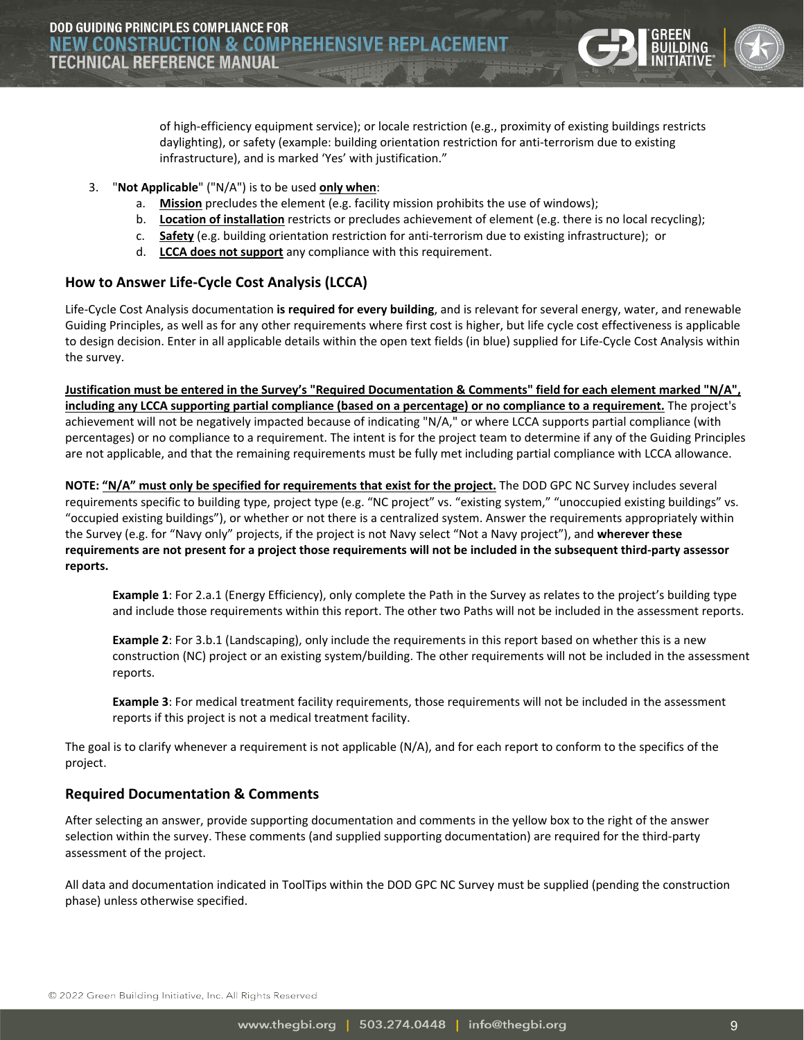of high-efficiency equipment service); or locale restriction (e.g., proximity of existing buildings restricts daylighting), or safety (example: building orientation restriction for anti-terrorism due to existing infrastructure), and is marked 'Yes' with justification."

3. "**Not Applicable**" ("N/A") is to be used **only when**:
   a. **Mission** precludes the element (e.g. facility mission prohibits the use of windows);
   b. **Location of installation** restricts or precludes achievement of element (e.g. there is no local recycling);
   c. **Safety** (e.g. building orientation restriction for anti-terrorism due to existing infrastructure); or
   d. **LCCA does not support** any compliance with this requirement.

## How to Answer Life-Cycle Cost Analysis (LCCA)

Life-Cycle Cost Analysis documentation **is required for every building**, and is relevant for several energy, water, and renewable Guiding Principles, as well as for any other requirements where first cost is higher, but life cycle cost effectiveness is applicable to design decision. Enter in all applicable details within the open text fields (in blue) supplied for Life-Cycle Cost Analysis within the survey.

**Justification must be entered in the Survey's "Required Documentation & Comments" field for each element marked "N/A", including any LCCA supporting partial compliance (based on a percentage) or no compliance to a requirement.** The project's achievement will not be negatively impacted because of indicating "N/A," or where LCCA supports partial compliance (with percentages) or no compliance to a requirement. The intent is for the project team to determine if any of the Guiding Principles are not applicable, and that the remaining requirements must be fully met including partial compliance with LCCA allowance.

**NOTE: "N/A" must only be specified for requirements that exist for the project.** The DOD GPC NC Survey includes several requirements specific to building type, project type (e.g. "NC project" vs. "existing system," "unoccupied existing buildings" vs. "occupied existing buildings"), or whether or not there is a centralized system. Answer the requirements appropriately within the Survey (e.g. for "Navy only" projects, if the project is not Navy select "Not a Navy project"), and **wherever these requirements are not present for a project those requirements will not be included in the subsequent third-party assessor reports.**

> **Example 1**: For 2.a.1 (Energy Efficiency), only complete the Path in the Survey as relates to the project's building type and include those requirements within this report. The other two Paths will not be included in the assessment reports.
>
> **Example 2**: For 3.b.1 (Landscaping), only include the requirements in this report based on whether this is a new construction (NC) project or an existing system/building. The other requirements will not be included in the assessment reports.
>
> **Example 3**: For medical treatment facility requirements, those requirements will not be included in the assessment reports if this project is not a medical treatment facility.

The goal is to clarify whenever a requirement is not applicable (N/A), and for each report to conform to the specifics of the project.

## Required Documentation & Comments

After selecting an answer, provide supporting documentation and comments in the yellow box to the right of the answer selection within the survey. These comments (and supplied supporting documentation) are required for the third-party assessment of the project.

All data and documentation indicated in ToolTips within the DOD GPC NC Survey must be supplied (pending the construction phase) unless otherwise specified.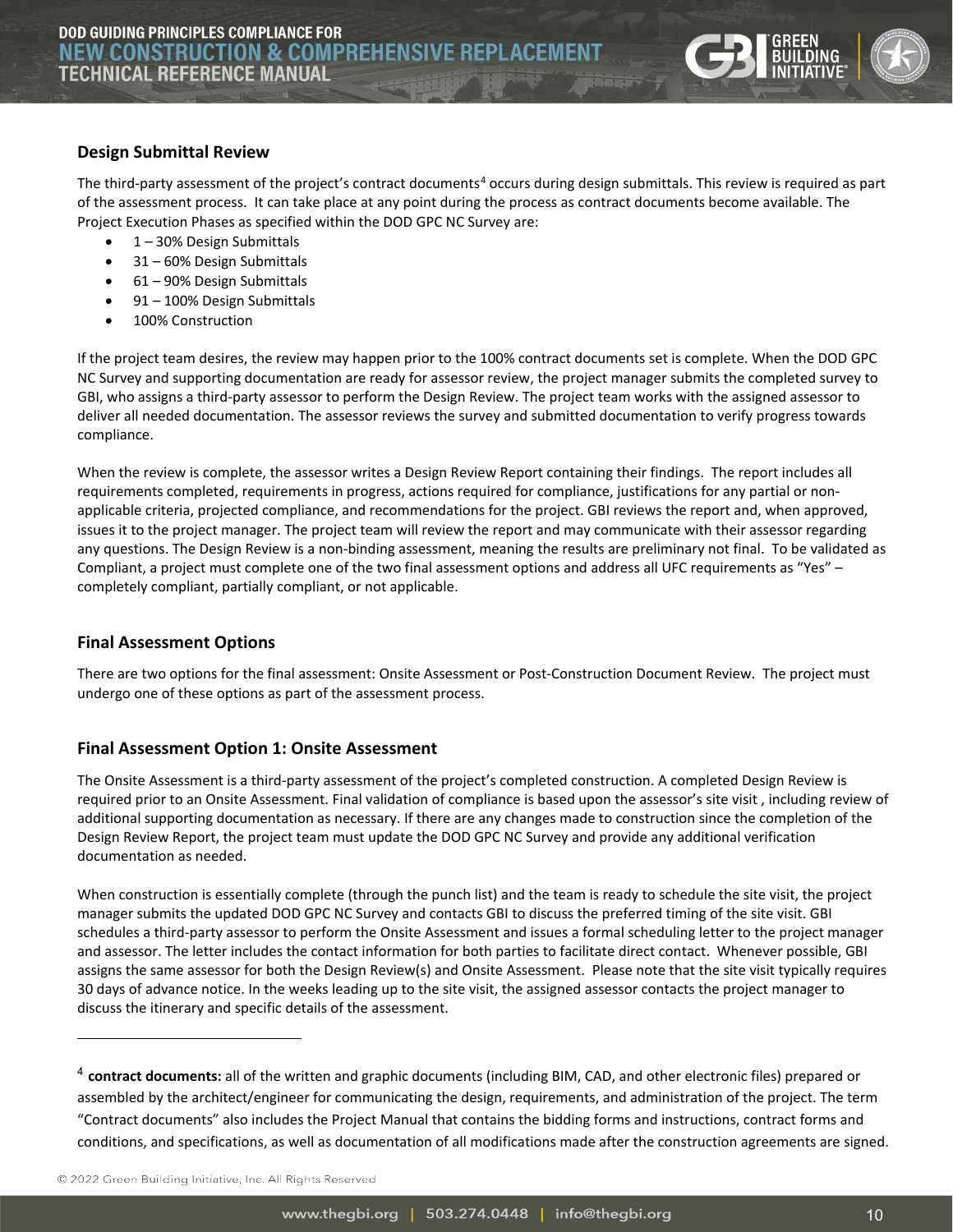## Design Submittal Review

The third-party assessment of the project's contract documents[4] occurs during design submittals. This review is required as part of the assessment process. It can take place at any point during the process as contract documents become available. The Project Execution Phases as specified within the DOD GPC NC Survey are:

- 1 – 30% Design Submittals
- 31 – 60% Design Submittals
- 61 – 90% Design Submittals
- 91 – 100% Design Submittals
- 100% Construction

If the project team desires, the review may happen prior to the 100% contract documents set is complete. When the DOD GPC NC Survey and supporting documentation are ready for assessor review, the project manager submits the completed survey to GBI, who assigns a third-party assessor to perform the Design Review. The project team works with the assigned assessor to deliver all needed documentation. The assessor reviews the survey and submitted documentation to verify progress towards compliance.

When the review is complete, the assessor writes a Design Review Report containing their findings. The report includes all requirements completed, requirements in progress, actions required for compliance, justifications for any partial or non-applicable criteria, projected compliance, and recommendations for the project. GBI reviews the report and, when approved, issues it to the project manager. The project team will review the report and may communicate with their assessor regarding any questions. The Design Review is a non-binding assessment, meaning the results are preliminary not final. To be validated as Compliant, a project must complete one of the two final assessment options and address all UFC requirements as "Yes" – completely compliant, partially compliant, or not applicable.

## Final Assessment Options

There are two options for the final assessment: Onsite Assessment or Post-Construction Document Review. The project must undergo one of these options as part of the assessment process.

## Final Assessment Option 1: Onsite Assessment

The Onsite Assessment is a third-party assessment of the project's completed construction. A completed Design Review is required prior to an Onsite Assessment. Final validation of compliance is based upon the assessor's site visit , including review of additional supporting documentation as necessary. If there are any changes made to construction since the completion of the Design Review Report, the project team must update the DOD GPC NC Survey and provide any additional verification documentation as needed.

When construction is essentially complete (through the punch list) and the team is ready to schedule the site visit, the project manager submits the updated DOD GPC NC Survey and contacts GBI to discuss the preferred timing of the site visit. GBI schedules a third-party assessor to perform the Onsite Assessment and issues a formal scheduling letter to the project manager and assessor. The letter includes the contact information for both parties to facilitate direct contact. Whenever possible, GBI assigns the same assessor for both the Design Review(s) and Onsite Assessment. Please note that the site visit typically requires 30 days of advance notice. In the weeks leading up to the site visit, the assigned assessor contacts the project manager to discuss the itinerary and specific details of the assessment.

---

[4] **contract documents:** all of the written and graphic documents (including BIM, CAD, and other electronic files) prepared or assembled by the architect/engineer for communicating the design, requirements, and administration of the project. The term "Contract documents" also includes the Project Manual that contains the bidding forms and instructions, contract forms and conditions, and specifications, as well as documentation of all modifications made after the construction agreements are signed.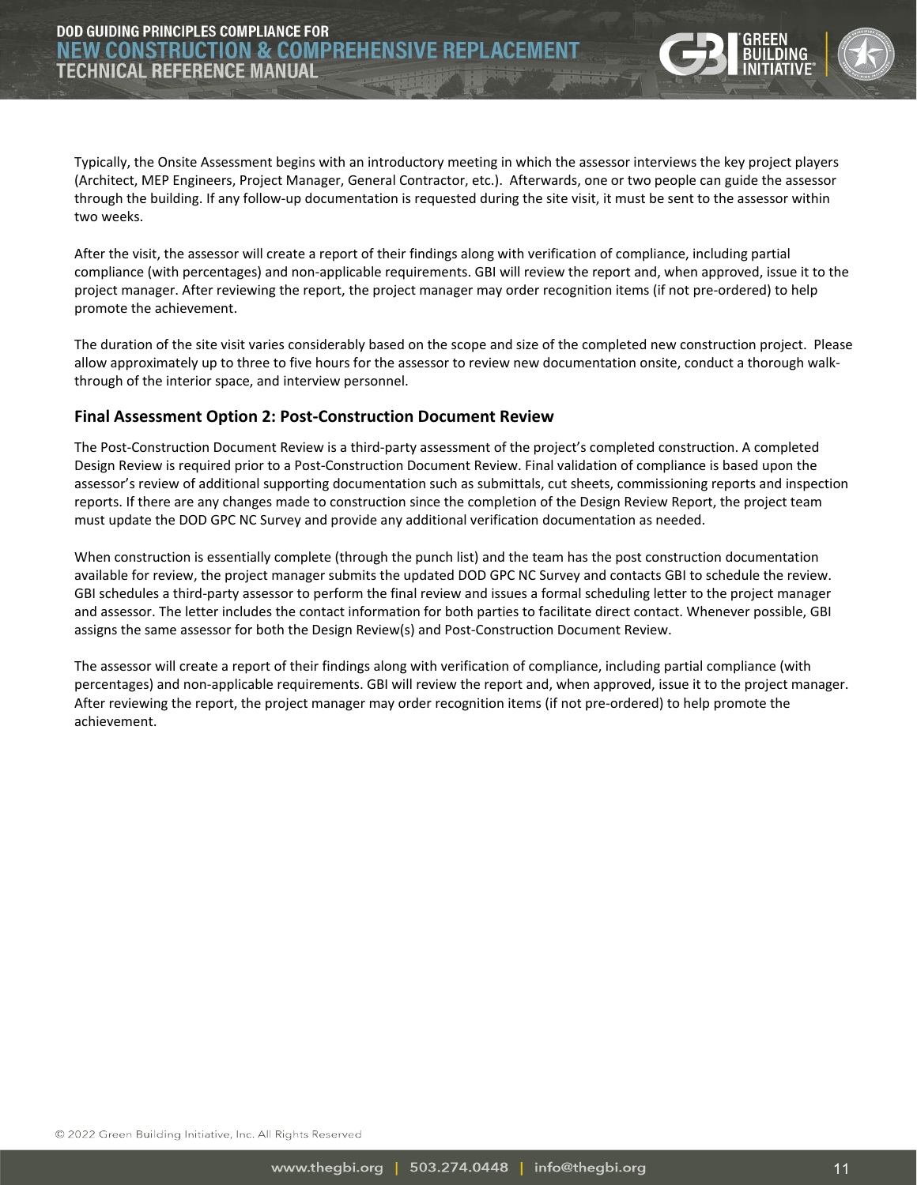Typically, the Onsite Assessment begins with an introductory meeting in which the assessor interviews the key project players (Architect, MEP Engineers, Project Manager, General Contractor, etc.). Afterwards, one or two people can guide the assessor through the building. If any follow-up documentation is requested during the site visit, it must be sent to the assessor within two weeks.

After the visit, the assessor will create a report of their findings along with verification of compliance, including partial compliance (with percentages) and non-applicable requirements. GBI will review the report and, when approved, issue it to the project manager. After reviewing the report, the project manager may order recognition items (if not pre-ordered) to help promote the achievement.

The duration of the site visit varies considerably based on the scope and size of the completed new construction project. Please allow approximately up to three to five hours for the assessor to review new documentation onsite, conduct a thorough walk-through of the interior space, and interview personnel.

### Final Assessment Option 2: Post-Construction Document Review

The Post-Construction Document Review is a third-party assessment of the project's completed construction. A completed Design Review is required prior to a Post-Construction Document Review. Final validation of compliance is based upon the assessor's review of additional supporting documentation such as submittals, cut sheets, commissioning reports and inspection reports. If there are any changes made to construction since the completion of the Design Review Report, the project team must update the DOD GPC NC Survey and provide any additional verification documentation as needed.

When construction is essentially complete (through the punch list) and the team has the post construction documentation available for review, the project manager submits the updated DOD GPC NC Survey and contacts GBI to schedule the review. GBI schedules a third-party assessor to perform the final review and issues a formal scheduling letter to the project manager and assessor. The letter includes the contact information for both parties to facilitate direct contact. Whenever possible, GBI assigns the same assessor for both the Design Review(s) and Post-Construction Document Review.

The assessor will create a report of their findings along with verification of compliance, including partial compliance (with percentages) and non-applicable requirements. GBI will review the report and, when approved, issue it to the project manager. After reviewing the report, the project manager may order recognition items (if not pre-ordered) to help promote the achievement.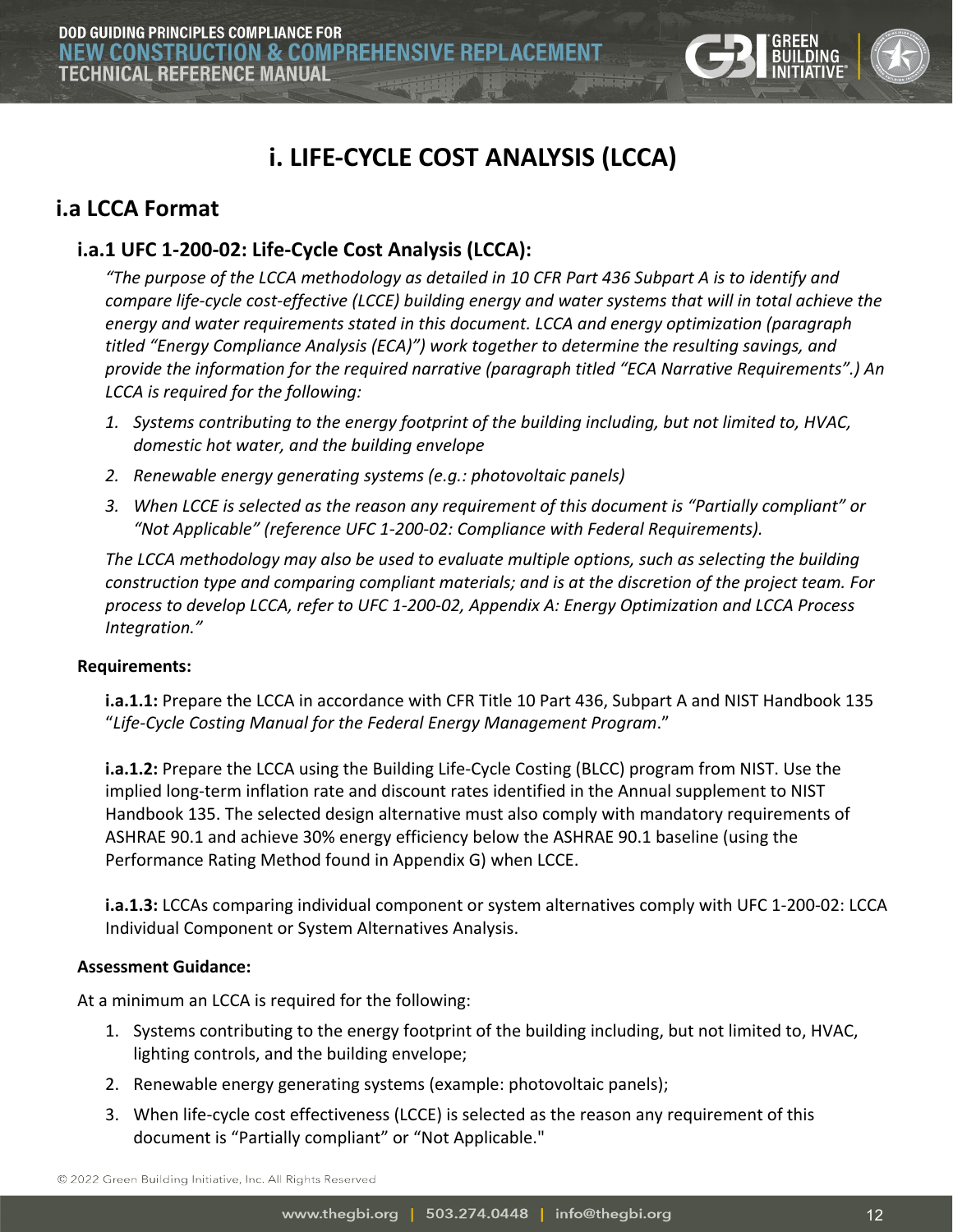# i. LIFE-CYCLE COST ANALYSIS (LCCA)

## i.a LCCA Format

### i.a.1 UFC 1-200-02: Life-Cycle Cost Analysis (LCCA):

*"The purpose of the LCCA methodology as detailed in 10 CFR Part 436 Subpart A is to identify and compare life-cycle cost-effective (LCCE) building energy and water systems that will in total achieve the energy and water requirements stated in this document. LCCA and energy optimization (paragraph titled "Energy Compliance Analysis (ECA)") work together to determine the resulting savings, and provide the information for the required narrative (paragraph titled "ECA Narrative Requirements".) An LCCA is required for the following:*

1. *Systems contributing to the energy footprint of the building including, but not limited to, HVAC, domestic hot water, and the building envelope*
2. *Renewable energy generating systems (e.g.: photovoltaic panels)*
3. *When LCCE is selected as the reason any requirement of this document is "Partially compliant" or "Not Applicable" (reference UFC 1-200-02: Compliance with Federal Requirements).*

*The LCCA methodology may also be used to evaluate multiple options, such as selecting the building construction type and comparing compliant materials; and is at the discretion of the project team. For process to develop LCCA, refer to UFC 1-200-02, Appendix A: Energy Optimization and LCCA Process Integration."*

**Requirements:**

**i.a.1.1:** Prepare the LCCA in accordance with CFR Title 10 Part 436, Subpart A and NIST Handbook 135 "*Life-Cycle Costing Manual for the Federal Energy Management Program*."

**i.a.1.2:** Prepare the LCCA using the Building Life-Cycle Costing (BLCC) program from NIST. Use the implied long-term inflation rate and discount rates identified in the Annual supplement to NIST Handbook 135. The selected design alternative must also comply with mandatory requirements of ASHRAE 90.1 and achieve 30% energy efficiency below the ASHRAE 90.1 baseline (using the Performance Rating Method found in Appendix G) when LCCE.

**i.a.1.3:** LCCAs comparing individual component or system alternatives comply with UFC 1-200-02: LCCA Individual Component or System Alternatives Analysis.

**Assessment Guidance:**

At a minimum an LCCA is required for the following:

1. Systems contributing to the energy footprint of the building including, but not limited to, HVAC, lighting controls, and the building envelope;
2. Renewable energy generating systems (example: photovoltaic panels);
3. When life-cycle cost effectiveness (LCCE) is selected as the reason any requirement of this document is "Partially compliant" or "Not Applicable."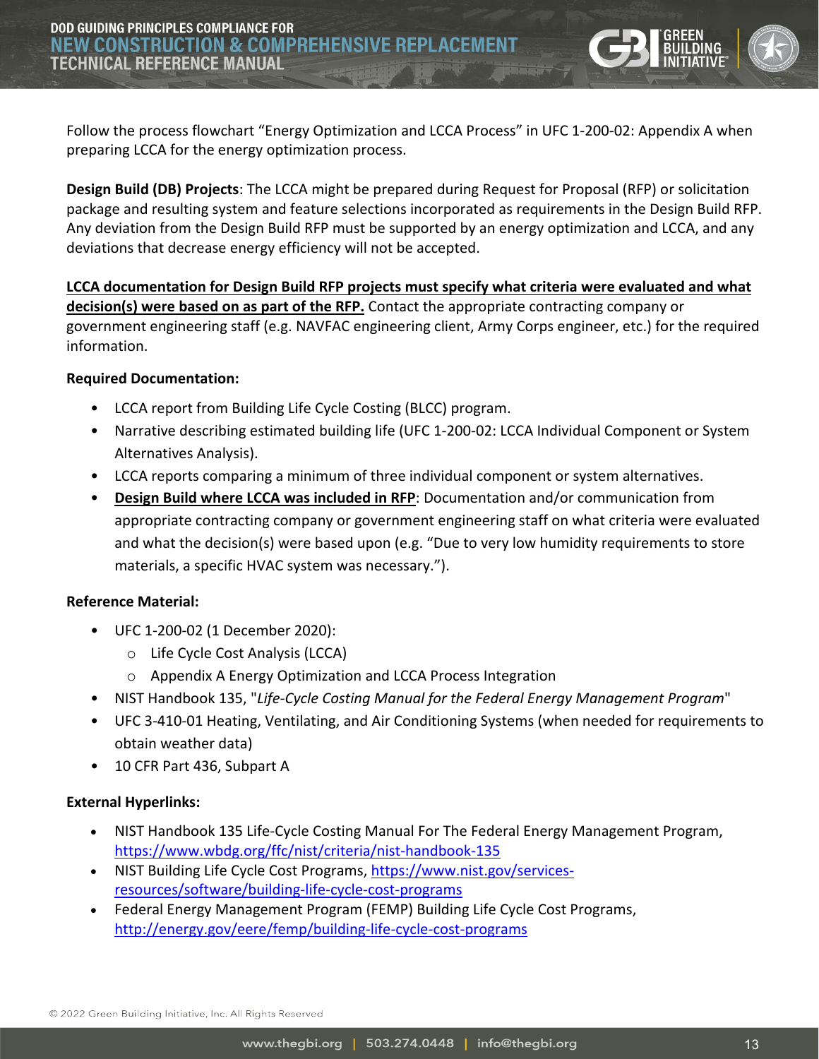Follow the process flowchart "Energy Optimization and LCCA Process" in UFC 1-200-02: Appendix A when preparing LCCA for the energy optimization process.

**Design Build (DB) Projects**: The LCCA might be prepared during Request for Proposal (RFP) or solicitation package and resulting system and feature selections incorporated as requirements in the Design Build RFP. Any deviation from the Design Build RFP must be supported by an energy optimization and LCCA, and any deviations that decrease energy efficiency will not be accepted.

<u>**LCCA documentation for Design Build RFP projects must specify what criteria were evaluated and what decision(s) were based on as part of the RFP.**</u> Contact the appropriate contracting company or government engineering staff (e.g. NAVFAC engineering client, Army Corps engineer, etc.) for the required information.

**Required Documentation:**

- LCCA report from Building Life Cycle Costing (BLCC) program.
- Narrative describing estimated building life (UFC 1-200-02: LCCA Individual Component or System Alternatives Analysis).
- LCCA reports comparing a minimum of three individual component or system alternatives.
- <u>**Design Build where LCCA was included in RFP**</u>: Documentation and/or communication from appropriate contracting company or government engineering staff on what criteria were evaluated and what the decision(s) were based upon (e.g. "Due to very low humidity requirements to store materials, a specific HVAC system was necessary.").

**Reference Material:**

- UFC 1-200-02 (1 December 2020):
  - Life Cycle Cost Analysis (LCCA)
  - Appendix A Energy Optimization and LCCA Process Integration
- NIST Handbook 135, "*Life-Cycle Costing Manual for the Federal Energy Management Program*"
- UFC 3-410-01 Heating, Ventilating, and Air Conditioning Systems (when needed for requirements to obtain weather data)
- 10 CFR Part 436, Subpart A

**External Hyperlinks:**

- NIST Handbook 135 Life-Cycle Costing Manual For The Federal Energy Management Program, https://www.wbdg.org/ffc/nist/criteria/nist-handbook-135
- NIST Building Life Cycle Cost Programs, https://www.nist.gov/services-resources/software/building-life-cycle-cost-programs
- Federal Energy Management Program (FEMP) Building Life Cycle Cost Programs, http://energy.gov/eere/femp/building-life-cycle-cost-programs

© 2022 Green Building Initiative, Inc. All Rights Reserved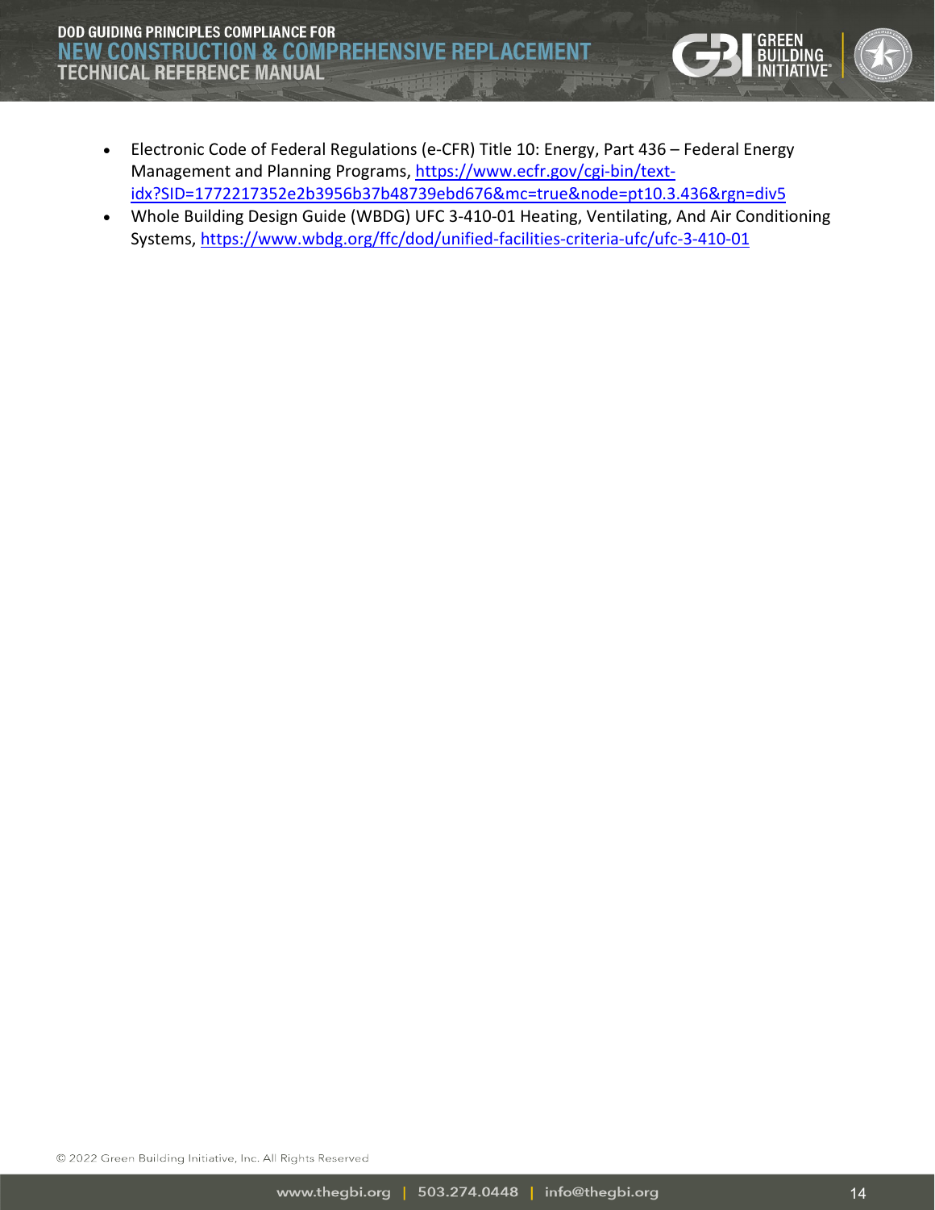- Electronic Code of Federal Regulations (e-CFR) Title 10: Energy, Part 436 – Federal Energy Management and Planning Programs, https://www.ecfr.gov/cgi-bin/text-idx?SID=1772217352e2b3956b37b48739ebd676&mc=true&node=pt10.3.436&rgn=div5
- Whole Building Design Guide (WBDG) UFC 3-410-01 Heating, Ventilating, And Air Conditioning Systems, https://www.wbdg.org/ffc/dod/unified-facilities-criteria-ufc/ufc-3-410-01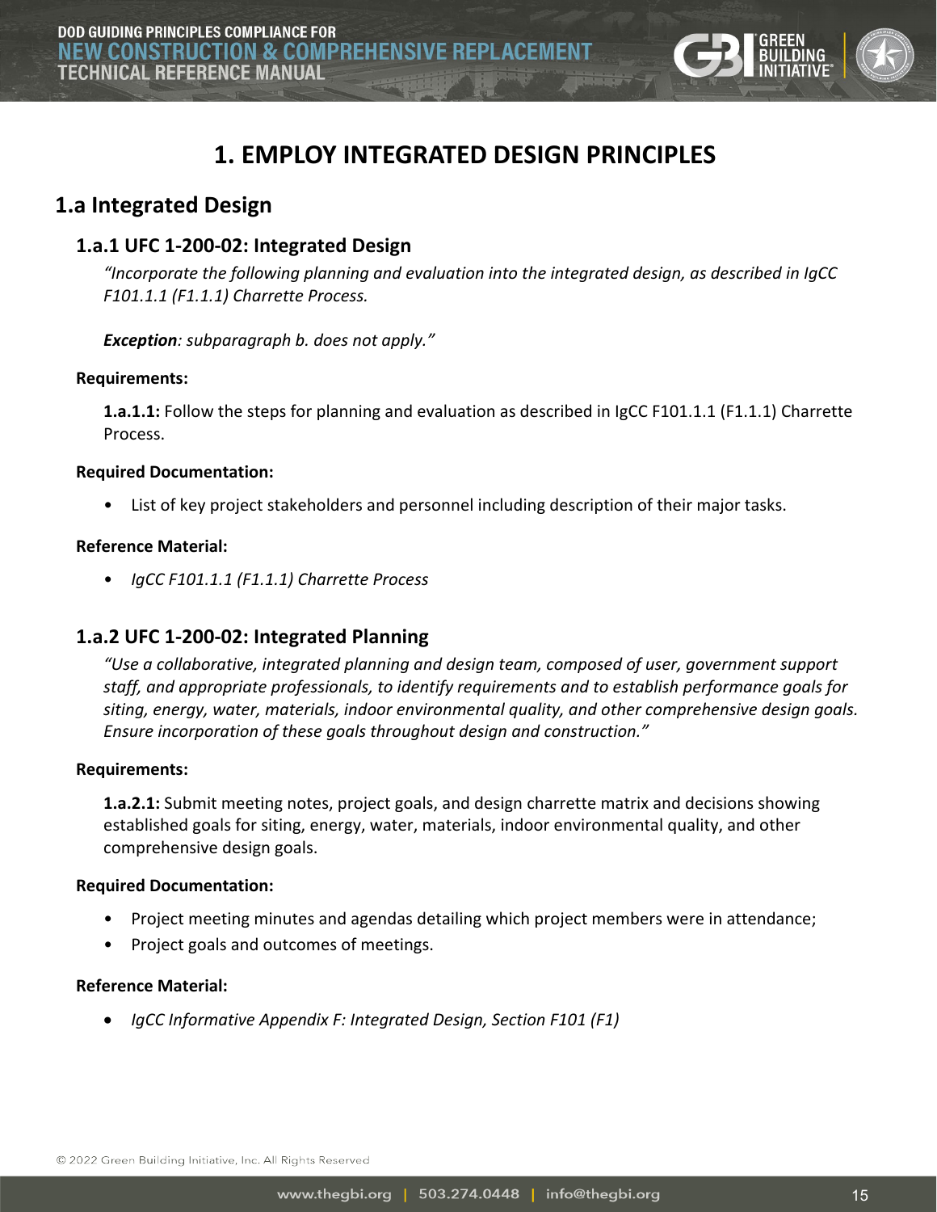# 1. EMPLOY INTEGRATED DESIGN PRINCIPLES

## 1.a Integrated Design

### 1.a.1 UFC 1-200-02: Integrated Design

*"Incorporate the following planning and evaluation into the integrated design, as described in IgCC F101.1.1 (F1.1.1) Charrette Process.*

***Exception****: subparagraph b. does not apply."*

**Requirements:**

**1.a.1.1:** Follow the steps for planning and evaluation as described in IgCC F101.1.1 (F1.1.1) Charrette Process.

**Required Documentation:**

- List of key project stakeholders and personnel including description of their major tasks.

**Reference Material:**

- *IgCC F101.1.1 (F1.1.1) Charrette Process*

### 1.a.2 UFC 1-200-02: Integrated Planning

*"Use a collaborative, integrated planning and design team, composed of user, government support staff, and appropriate professionals, to identify requirements and to establish performance goals for siting, energy, water, materials, indoor environmental quality, and other comprehensive design goals. Ensure incorporation of these goals throughout design and construction."*

**Requirements:**

**1.a.2.1:** Submit meeting notes, project goals, and design charrette matrix and decisions showing established goals for siting, energy, water, materials, indoor environmental quality, and other comprehensive design goals.

**Required Documentation:**

- Project meeting minutes and agendas detailing which project members were in attendance;
- Project goals and outcomes of meetings.

**Reference Material:**

- *IgCC Informative Appendix F: Integrated Design, Section F101 (F1)*

© 2022 Green Building Initiative, Inc. All Rights Reserved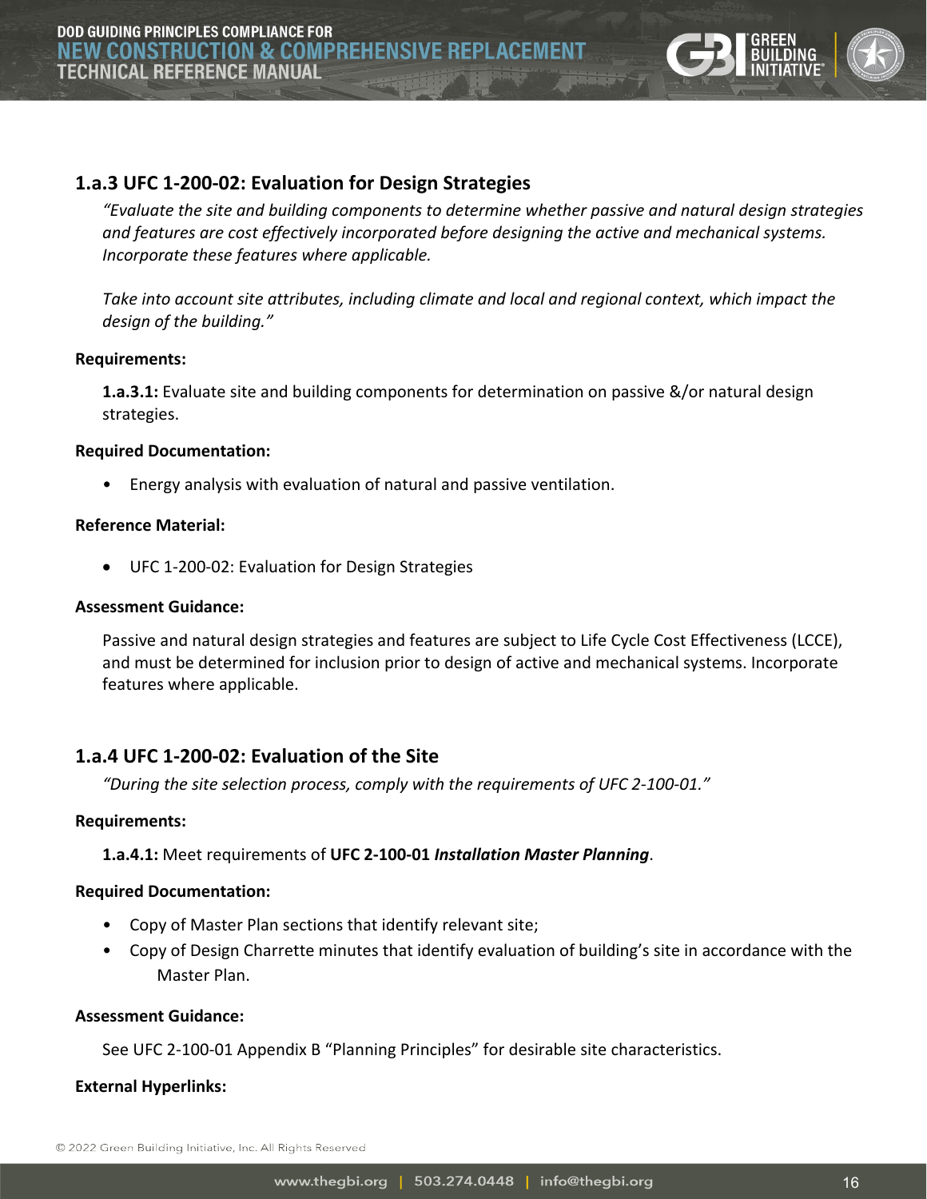### 1.a.3 UFC 1-200-02: Evaluation for Design Strategies

*"Evaluate the site and building components to determine whether passive and natural design strategies and features are cost effectively incorporated before designing the active and mechanical systems. Incorporate these features where applicable.*

*Take into account site attributes, including climate and local and regional context, which impact the design of the building."*

**Requirements:**

**1.a.3.1:** Evaluate site and building components for determination on passive &/or natural design strategies.

**Required Documentation:**

- Energy analysis with evaluation of natural and passive ventilation.

**Reference Material:**

- UFC 1-200-02: Evaluation for Design Strategies

**Assessment Guidance:**

Passive and natural design strategies and features are subject to Life Cycle Cost Effectiveness (LCCE), and must be determined for inclusion prior to design of active and mechanical systems. Incorporate features where applicable.

### 1.a.4 UFC 1-200-02: Evaluation of the Site

*"During the site selection process, comply with the requirements of UFC 2-100-01."*

**Requirements:**

**1.a.4.1:** Meet requirements of **UFC 2-100-01** ***Installation Master Planning***.

**Required Documentation:**

- Copy of Master Plan sections that identify relevant site;
- Copy of Design Charrette minutes that identify evaluation of building's site in accordance with the Master Plan.

**Assessment Guidance:**

See UFC 2-100-01 Appendix B "Planning Principles" for desirable site characteristics.

**External Hyperlinks:**

© 2022 Green Building Initiative, Inc. All Rights Reserved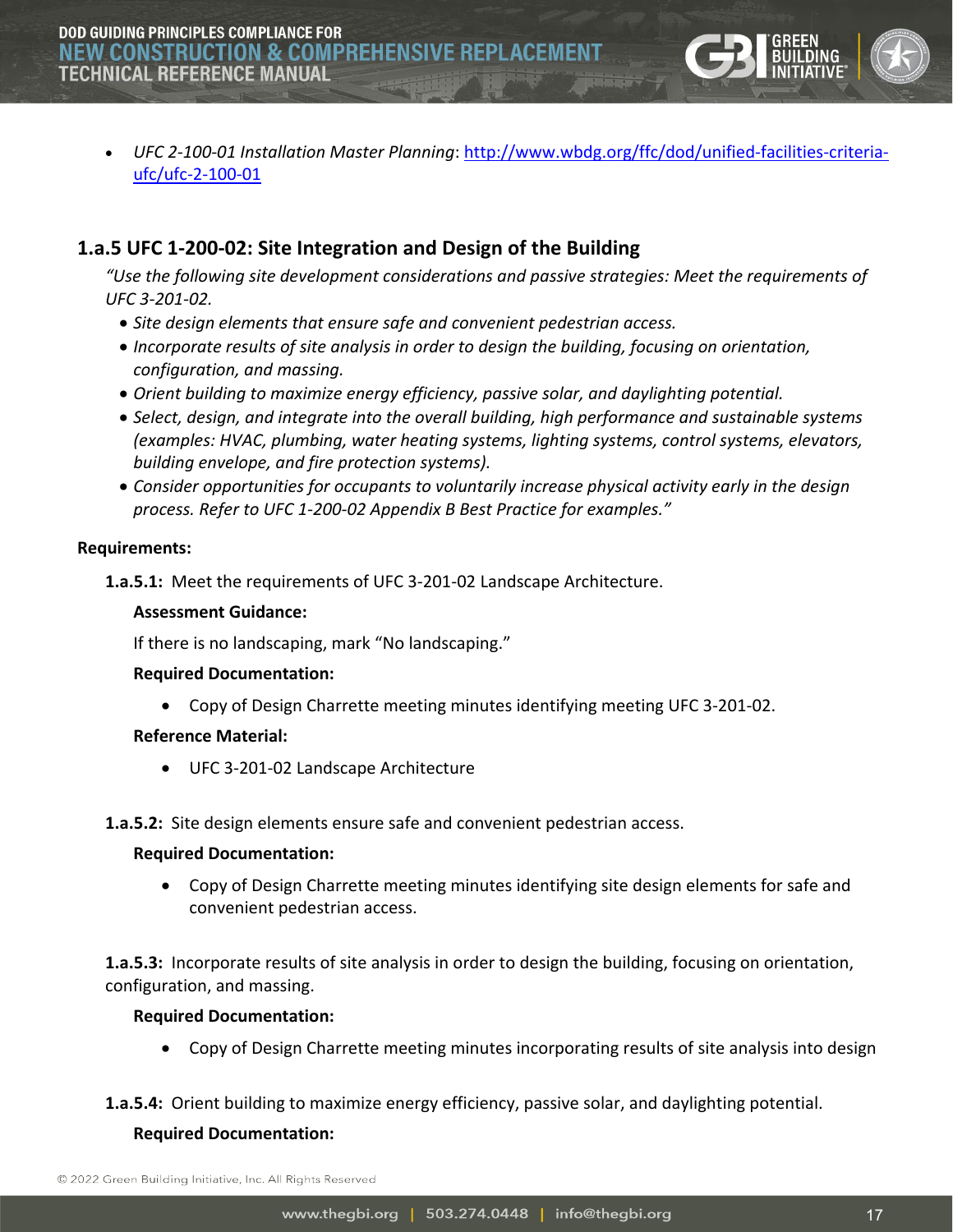- *UFC 2-100-01 Installation Master Planning*: [http://www.wbdg.org/ffc/dod/unified-facilities-criteria-ufc/ufc-2-100-01](http://www.wbdg.org/ffc/dod/unified-facilities-criteria-ufc/ufc-2-100-01)

## 1.a.5 UFC 1-200-02: Site Integration and Design of the Building

*"Use the following site development considerations and passive strategies: Meet the requirements of UFC 3-201-02.*

- *Site design elements that ensure safe and convenient pedestrian access.*
- *Incorporate results of site analysis in order to design the building, focusing on orientation, configuration, and massing.*
- *Orient building to maximize energy efficiency, passive solar, and daylighting potential.*
- *Select, design, and integrate into the overall building, high performance and sustainable systems (examples: HVAC, plumbing, water heating systems, lighting systems, control systems, elevators, building envelope, and fire protection systems).*
- *Consider opportunities for occupants to voluntarily increase physical activity early in the design process. Refer to UFC 1-200-02 Appendix B Best Practice for examples."*

**Requirements:**

**1.a.5.1:** Meet the requirements of UFC 3-201-02 Landscape Architecture.

**Assessment Guidance:**

If there is no landscaping, mark "No landscaping."

**Required Documentation:**

- Copy of Design Charrette meeting minutes identifying meeting UFC 3-201-02.

**Reference Material:**

- UFC 3-201-02 Landscape Architecture

**1.a.5.2:** Site design elements ensure safe and convenient pedestrian access.

**Required Documentation:**

- Copy of Design Charrette meeting minutes identifying site design elements for safe and convenient pedestrian access.

**1.a.5.3:** Incorporate results of site analysis in order to design the building, focusing on orientation, configuration, and massing.

**Required Documentation:**

- Copy of Design Charrette meeting minutes incorporating results of site analysis into design

**1.a.5.4:** Orient building to maximize energy efficiency, passive solar, and daylighting potential.

**Required Documentation:**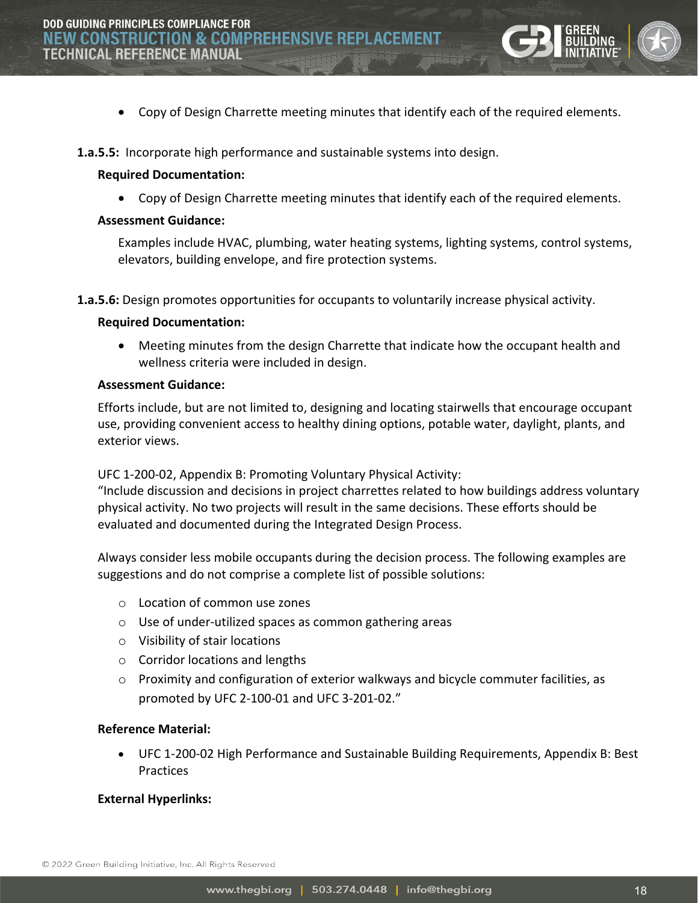- Copy of Design Charrette meeting minutes that identify each of the required elements.

**1.a.5.5:** Incorporate high performance and sustainable systems into design.

**Required Documentation:**

- Copy of Design Charrette meeting minutes that identify each of the required elements.

**Assessment Guidance:**

Examples include HVAC, plumbing, water heating systems, lighting systems, control systems, elevators, building envelope, and fire protection systems.

**1.a.5.6:** Design promotes opportunities for occupants to voluntarily increase physical activity.

**Required Documentation:**

- Meeting minutes from the design Charrette that indicate how the occupant health and wellness criteria were included in design.

**Assessment Guidance:**

Efforts include, but are not limited to, designing and locating stairwells that encourage occupant use, providing convenient access to healthy dining options, potable water, daylight, plants, and exterior views.

UFC 1-200-02, Appendix B: Promoting Voluntary Physical Activity:
"Include discussion and decisions in project charrettes related to how buildings address voluntary physical activity. No two projects will result in the same decisions. These efforts should be evaluated and documented during the Integrated Design Process.

Always consider less mobile occupants during the decision process. The following examples are suggestions and do not comprise a complete list of possible solutions:

- Location of common use zones
- Use of under-utilized spaces as common gathering areas
- Visibility of stair locations
- Corridor locations and lengths
- Proximity and configuration of exterior walkways and bicycle commuter facilities, as promoted by UFC 2-100-01 and UFC 3-201-02."

**Reference Material:**

- UFC 1-200-02 High Performance and Sustainable Building Requirements, Appendix B: Best Practices

**External Hyperlinks:**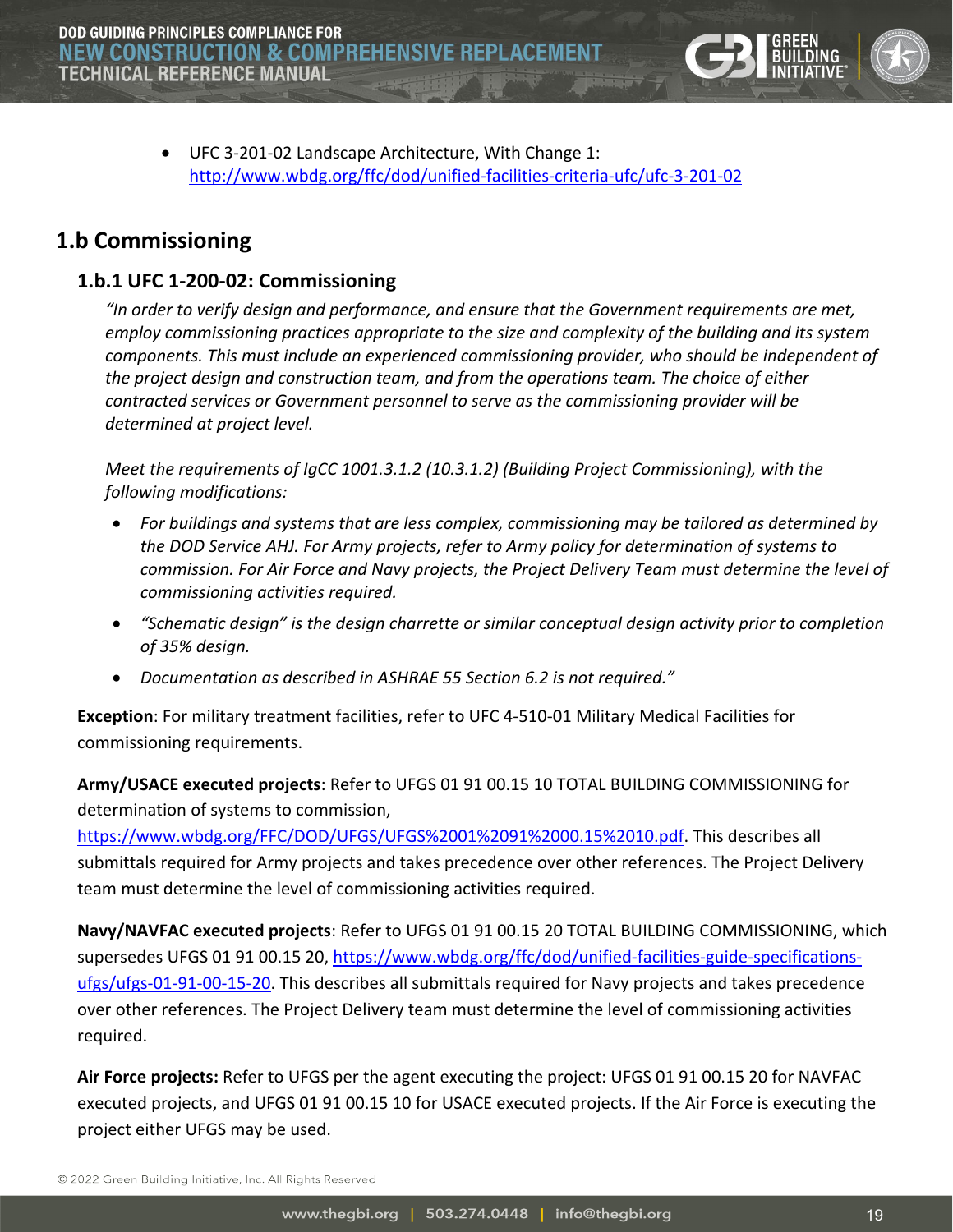- UFC 3-201-02 Landscape Architecture, With Change 1: http://www.wbdg.org/ffc/dod/unified-facilities-criteria-ufc/ufc-3-201-02

## 1.b Commissioning

### 1.b.1 UFC 1-200-02: Commissioning

*"In order to verify design and performance, and ensure that the Government requirements are met, employ commissioning practices appropriate to the size and complexity of the building and its system components. This must include an experienced commissioning provider, who should be independent of the project design and construction team, and from the operations team. The choice of either contracted services or Government personnel to serve as the commissioning provider will be determined at project level.*

*Meet the requirements of IgCC 1001.3.1.2 (10.3.1.2) (Building Project Commissioning), with the following modifications:*

- *For buildings and systems that are less complex, commissioning may be tailored as determined by the DOD Service AHJ. For Army projects, refer to Army policy for determination of systems to commission. For Air Force and Navy projects, the Project Delivery Team must determine the level of commissioning activities required.*
- *"Schematic design" is the design charrette or similar conceptual design activity prior to completion of 35% design.*
- *Documentation as described in ASHRAE 55 Section 6.2 is not required."*

**Exception**: For military treatment facilities, refer to UFC 4-510-01 Military Medical Facilities for commissioning requirements.

**Army/USACE executed projects**: Refer to UFGS 01 91 00.15 10 TOTAL BUILDING COMMISSIONING for determination of systems to commission, https://www.wbdg.org/FFC/DOD/UFGS/UFGS%2001%2091%2000.15%2010.pdf. This describes all submittals required for Army projects and takes precedence over other references. The Project Delivery team must determine the level of commissioning activities required.

**Navy/NAVFAC executed projects**: Refer to UFGS 01 91 00.15 20 TOTAL BUILDING COMMISSIONING, which supersedes UFGS 01 91 00.15 20, https://www.wbdg.org/ffc/dod/unified-facilities-guide-specifications-ufgs/ufgs-01-91-00-15-20. This describes all submittals required for Navy projects and takes precedence over other references. The Project Delivery team must determine the level of commissioning activities required.

**Air Force projects:** Refer to UFGS per the agent executing the project: UFGS 01 91 00.15 20 for NAVFAC executed projects, and UFGS 01 91 00.15 10 for USACE executed projects. If the Air Force is executing the project either UFGS may be used.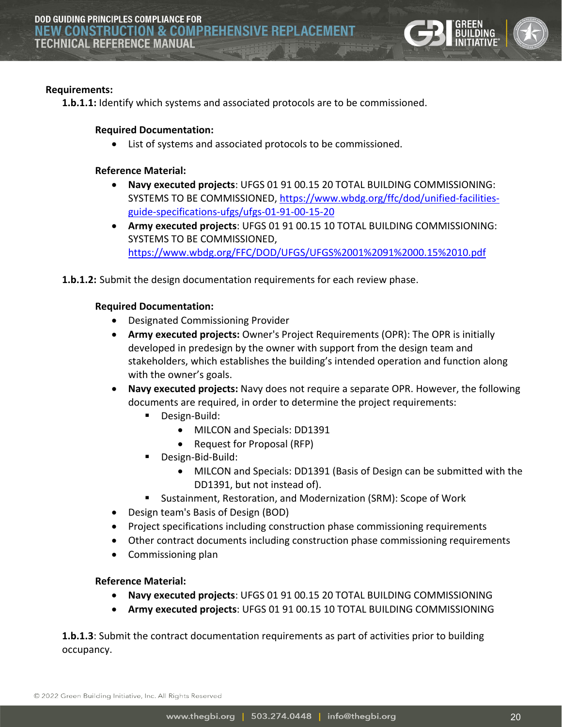**Requirements:**

**1.b.1.1:** Identify which systems and associated protocols are to be commissioned.

**Required Documentation:**

- List of systems and associated protocols to be commissioned.

**Reference Material:**

- **Navy executed projects**: UFGS 01 91 00.15 20 TOTAL BUILDING COMMISSIONING: SYSTEMS TO BE COMMISSIONED, https://www.wbdg.org/ffc/dod/unified-facilities-guide-specifications-ufgs/ufgs-01-91-00-15-20
- **Army executed projects**: UFGS 01 91 00.15 10 TOTAL BUILDING COMMISSIONING: SYSTEMS TO BE COMMISSIONED, https://www.wbdg.org/FFC/DOD/UFGS/UFGS%2001%2091%2000.15%2010.pdf

**1.b.1.2:** Submit the design documentation requirements for each review phase.

**Required Documentation:**

- Designated Commissioning Provider
- **Army executed projects:** Owner's Project Requirements (OPR): The OPR is initially developed in predesign by the owner with support from the design team and stakeholders, which establishes the building's intended operation and function along with the owner's goals.
- **Navy executed projects:** Navy does not require a separate OPR. However, the following documents are required, in order to determine the project requirements:
  - Design-Build:
    - MILCON and Specials: DD1391
    - Request for Proposal (RFP)
  - Design-Bid-Build:
    - MILCON and Specials: DD1391 (Basis of Design can be submitted with the DD1391, but not instead of).
  - Sustainment, Restoration, and Modernization (SRM): Scope of Work
- Design team's Basis of Design (BOD)
- Project specifications including construction phase commissioning requirements
- Other contract documents including construction phase commissioning requirements
- Commissioning plan

**Reference Material:**

- **Navy executed projects**: UFGS 01 91 00.15 20 TOTAL BUILDING COMMISSIONING
- **Army executed projects**: UFGS 01 91 00.15 10 TOTAL BUILDING COMMISSIONING

**1.b.1.3**: Submit the contract documentation requirements as part of activities prior to building occupancy.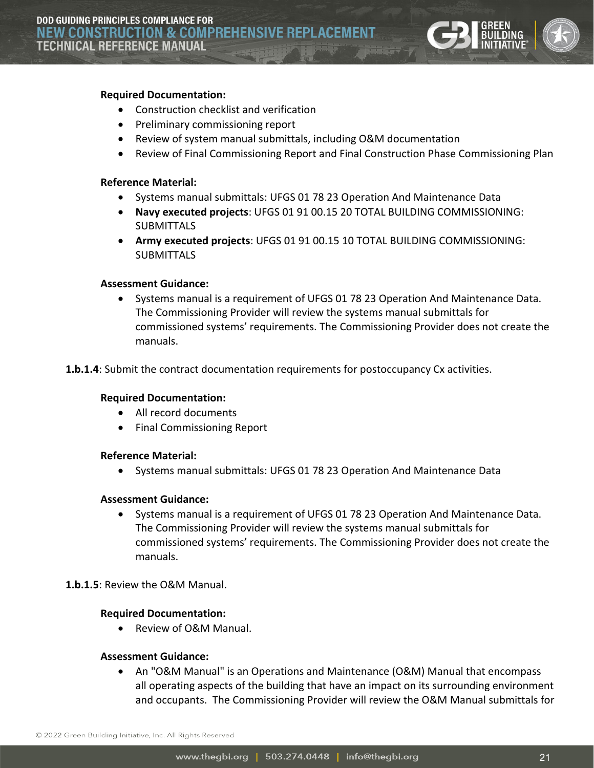**Required Documentation:**

- Construction checklist and verification
- Preliminary commissioning report
- Review of system manual submittals, including O&M documentation
- Review of Final Commissioning Report and Final Construction Phase Commissioning Plan

**Reference Material:**

- Systems manual submittals: UFGS 01 78 23 Operation And Maintenance Data
- **Navy executed projects**: UFGS 01 91 00.15 20 TOTAL BUILDING COMMISSIONING: SUBMITTALS
- **Army executed projects**: UFGS 01 91 00.15 10 TOTAL BUILDING COMMISSIONING: SUBMITTALS

**Assessment Guidance:**

- Systems manual is a requirement of UFGS 01 78 23 Operation And Maintenance Data. The Commissioning Provider will review the systems manual submittals for commissioned systems' requirements. The Commissioning Provider does not create the manuals.

**1.b.1.4**: Submit the contract documentation requirements for postoccupancy Cx activities.

**Required Documentation:**

- All record documents
- Final Commissioning Report

**Reference Material:**

- Systems manual submittals: UFGS 01 78 23 Operation And Maintenance Data

**Assessment Guidance:**

- Systems manual is a requirement of UFGS 01 78 23 Operation And Maintenance Data. The Commissioning Provider will review the systems manual submittals for commissioned systems' requirements. The Commissioning Provider does not create the manuals.

**1.b.1.5**: Review the O&M Manual.

**Required Documentation:**

- Review of O&M Manual.

**Assessment Guidance:**

- An "O&M Manual" is an Operations and Maintenance (O&M) Manual that encompass all operating aspects of the building that have an impact on its surrounding environment and occupants. The Commissioning Provider will review the O&M Manual submittals for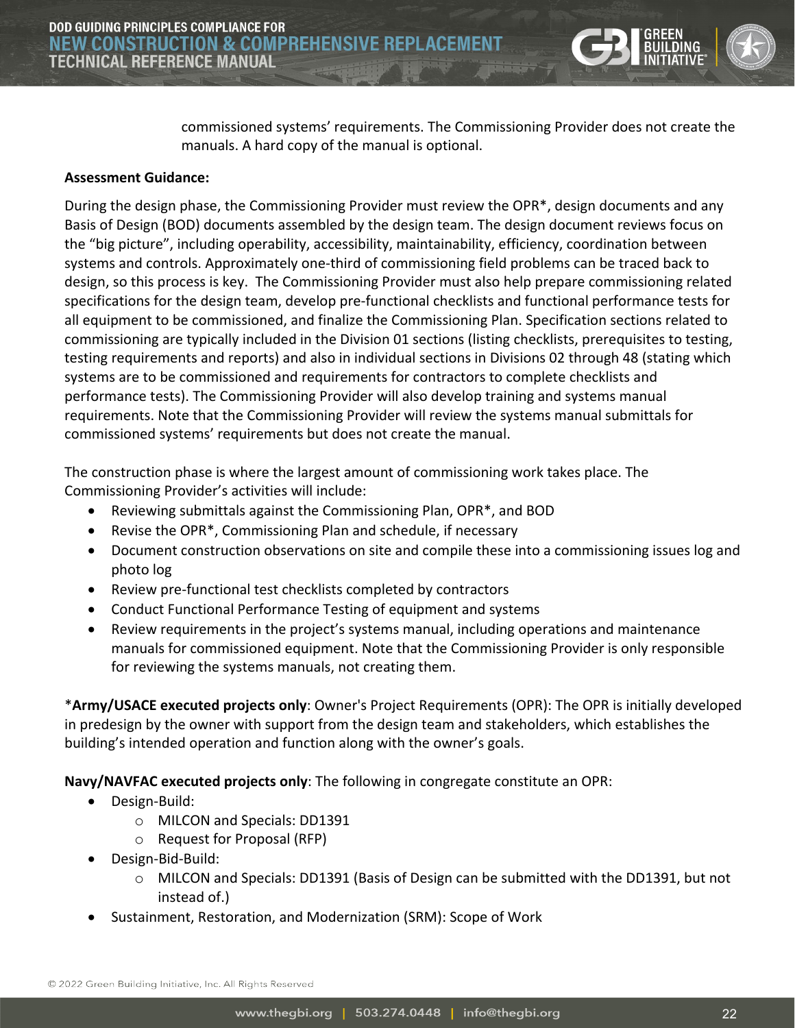commissioned systems' requirements. The Commissioning Provider does not create the manuals. A hard copy of the manual is optional.

**Assessment Guidance:**

During the design phase, the Commissioning Provider must review the OPR*, design documents and any Basis of Design (BOD) documents assembled by the design team. The design document reviews focus on the "big picture", including operability, accessibility, maintainability, efficiency, coordination between systems and controls. Approximately one-third of commissioning field problems can be traced back to design, so this process is key. The Commissioning Provider must also help prepare commissioning related specifications for the design team, develop pre-functional checklists and functional performance tests for all equipment to be commissioned, and finalize the Commissioning Plan. Specification sections related to commissioning are typically included in the Division 01 sections (listing checklists, prerequisites to testing, testing requirements and reports) and also in individual sections in Divisions 02 through 48 (stating which systems are to be commissioned and requirements for contractors to complete checklists and performance tests). The Commissioning Provider will also develop training and systems manual requirements. Note that the Commissioning Provider will review the systems manual submittals for commissioned systems' requirements but does not create the manual.

The construction phase is where the largest amount of commissioning work takes place. The Commissioning Provider's activities will include:

- Reviewing submittals against the Commissioning Plan, OPR*, and BOD
- Revise the OPR*, Commissioning Plan and schedule, if necessary
- Document construction observations on site and compile these into a commissioning issues log and photo log
- Review pre-functional test checklists completed by contractors
- Conduct Functional Performance Testing of equipment and systems
- Review requirements in the project's systems manual, including operations and maintenance manuals for commissioned equipment. Note that the Commissioning Provider is only responsible for reviewing the systems manuals, not creating them.

***Army/USACE executed projects only**: Owner's Project Requirements (OPR): The OPR is initially developed in predesign by the owner with support from the design team and stakeholders, which establishes the building's intended operation and function along with the owner's goals.

**Navy/NAVFAC executed projects only**: The following in congregate constitute an OPR:

- Design-Build:
  - MILCON and Specials: DD1391
  - Request for Proposal (RFP)
- Design-Bid-Build:
  - MILCON and Specials: DD1391 (Basis of Design can be submitted with the DD1391, but not instead of.)
- Sustainment, Restoration, and Modernization (SRM): Scope of Work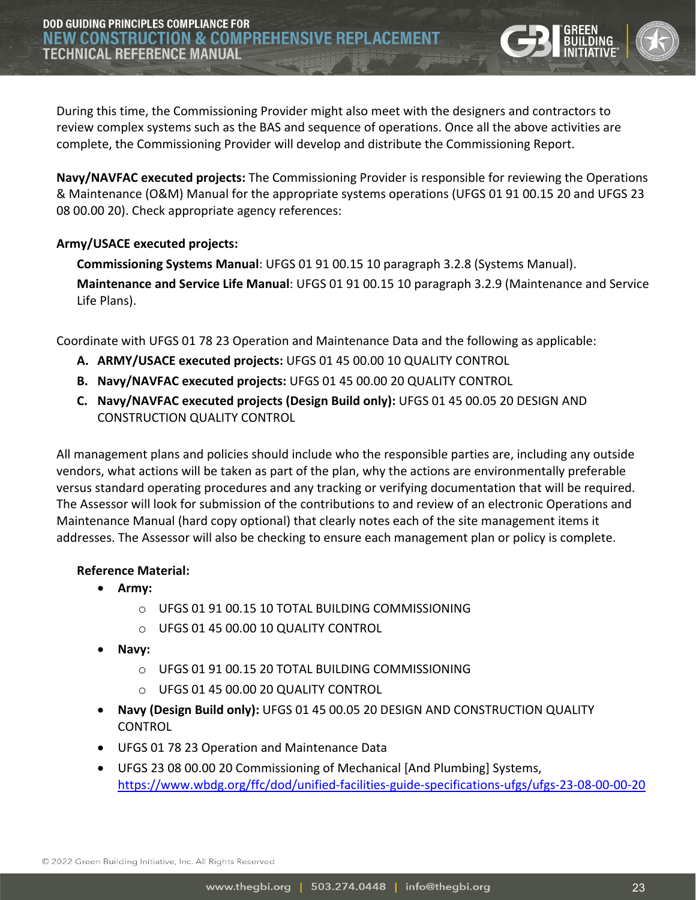During this time, the Commissioning Provider might also meet with the designers and contractors to review complex systems such as the BAS and sequence of operations. Once all the above activities are complete, the Commissioning Provider will develop and distribute the Commissioning Report.

**Navy/NAVFAC executed projects:** The Commissioning Provider is responsible for reviewing the Operations & Maintenance (O&M) Manual for the appropriate systems operations (UFGS 01 91 00.15 20 and UFGS 23 08 00.00 20). Check appropriate agency references:

**Army/USACE executed projects:**

**Commissioning Systems Manual**: UFGS 01 91 00.15 10 paragraph 3.2.8 (Systems Manual).

**Maintenance and Service Life Manual**: UFGS 01 91 00.15 10 paragraph 3.2.9 (Maintenance and Service Life Plans).

Coordinate with UFGS 01 78 23 Operation and Maintenance Data and the following as applicable:

A. **ARMY/USACE executed projects:** UFGS 01 45 00.00 10 QUALITY CONTROL
B. **Navy/NAVFAC executed projects:** UFGS 01 45 00.00 20 QUALITY CONTROL
C. **Navy/NAVFAC executed projects (Design Build only):** UFGS 01 45 00.05 20 DESIGN AND CONSTRUCTION QUALITY CONTROL

All management plans and policies should include who the responsible parties are, including any outside vendors, what actions will be taken as part of the plan, why the actions are environmentally preferable versus standard operating procedures and any tracking or verifying documentation that will be required. The Assessor will look for submission of the contributions to and review of an electronic Operations and Maintenance Manual (hard copy optional) that clearly notes each of the site management items it addresses. The Assessor will also be checking to ensure each management plan or policy is complete.

**Reference Material:**

- **Army:**
  - UFGS 01 91 00.15 10 TOTAL BUILDING COMMISSIONING
  - UFGS 01 45 00.00 10 QUALITY CONTROL
- **Navy:**
  - UFGS 01 91 00.15 20 TOTAL BUILDING COMMISSIONING
  - UFGS 01 45 00.00 20 QUALITY CONTROL
- **Navy (Design Build only):** UFGS 01 45 00.05 20 DESIGN AND CONSTRUCTION QUALITY CONTROL
- UFGS 01 78 23 Operation and Maintenance Data
- UFGS 23 08 00.00 20 Commissioning of Mechanical [And Plumbing] Systems, https://www.wbdg.org/ffc/dod/unified-facilities-guide-specifications-ufgs/ufgs-23-08-00-00-20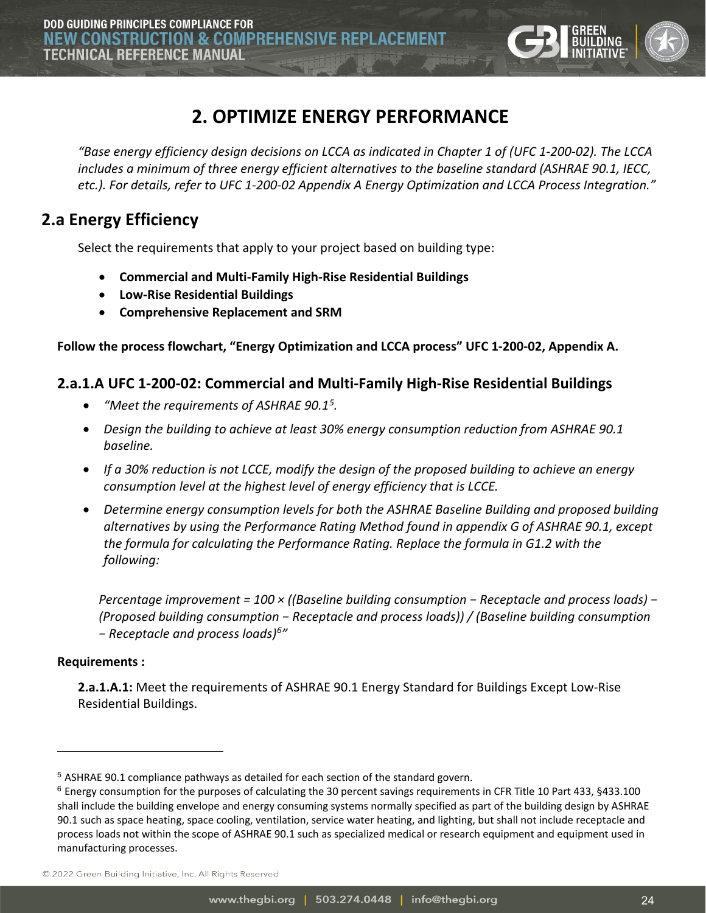# 2. OPTIMIZE ENERGY PERFORMANCE

*"Base energy efficiency design decisions on LCCA as indicated in Chapter 1 of (UFC 1-200-02). The LCCA includes a minimum of three energy efficient alternatives to the baseline standard (ASHRAE 90.1, IECC, etc.). For details, refer to UFC 1-200-02 Appendix A Energy Optimization and LCCA Process Integration."*

## 2.a Energy Efficiency

Select the requirements that apply to your project based on building type:

- **Commercial and Multi-Family High-Rise Residential Buildings**
- **Low-Rise Residential Buildings**
- **Comprehensive Replacement and SRM**

**Follow the process flowchart, "Energy Optimization and LCCA process" UFC 1-200-02, Appendix A.**

### 2.a.1.A UFC 1-200-02: Commercial and Multi-Family High-Rise Residential Buildings

- *"Meet the requirements of ASHRAE 90.1[5].*
- *Design the building to achieve at least 30% energy consumption reduction from ASHRAE 90.1 baseline.*
- *If a 30% reduction is not LCCE, modify the design of the proposed building to achieve an energy consumption level at the highest level of energy efficiency that is LCCE.*
- *Determine energy consumption levels for both the ASHRAE Baseline Building and proposed building alternatives by using the Performance Rating Method found in appendix G of ASHRAE 90.1, except the formula for calculating the Performance Rating. Replace the formula in G1.2 with the following:*

  *Percentage improvement = 100 × ((Baseline building consumption − Receptacle and process loads) − (Proposed building consumption − Receptacle and process loads)) / (Baseline building consumption − Receptacle and process loads)[6]"*

**Requirements :**

**2.a.1.A.1:** Meet the requirements of ASHRAE 90.1 Energy Standard for Buildings Except Low-Rise Residential Buildings.

---

[5] ASHRAE 90.1 compliance pathways as detailed for each section of the standard govern.

[6] Energy consumption for the purposes of calculating the 30 percent savings requirements in CFR Title 10 Part 433, §433.100 shall include the building envelope and energy consuming systems normally specified as part of the building design by ASHRAE 90.1 such as space heating, space cooling, ventilation, service water heating, and lighting, but shall not include receptacle and process loads not within the scope of ASHRAE 90.1 such as specialized medical or research equipment and equipment used in manufacturing processes.

© 2022 Green Building Initiative, Inc. All Rights Reserved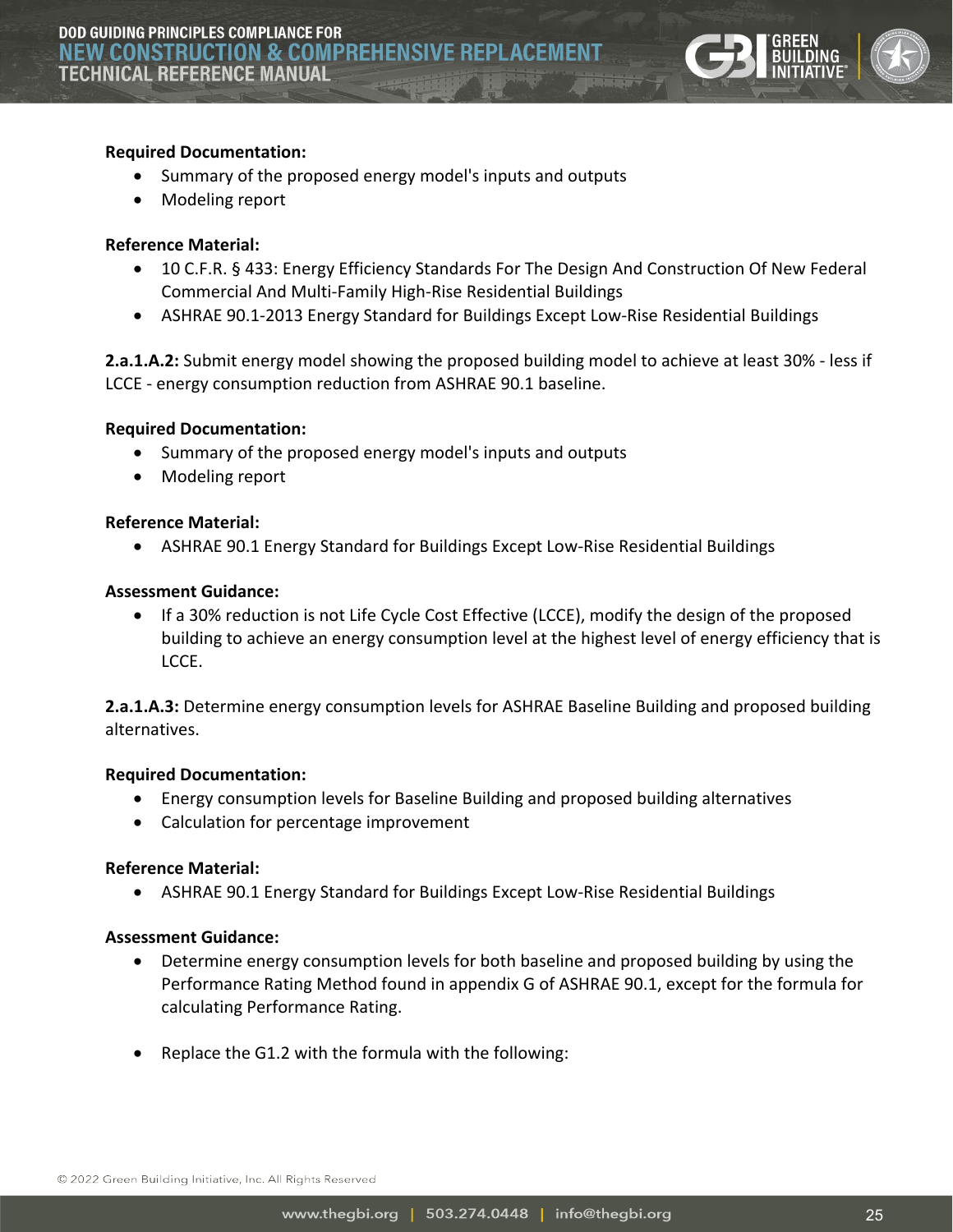**Required Documentation:**

- Summary of the proposed energy model's inputs and outputs
- Modeling report

**Reference Material:**

- 10 C.F.R. § 433: Energy Efficiency Standards For The Design And Construction Of New Federal Commercial And Multi-Family High-Rise Residential Buildings
- ASHRAE 90.1-2013 Energy Standard for Buildings Except Low-Rise Residential Buildings

**2.a.1.A.2:** Submit energy model showing the proposed building model to achieve at least 30% - less if LCCE - energy consumption reduction from ASHRAE 90.1 baseline.

**Required Documentation:**

- Summary of the proposed energy model's inputs and outputs
- Modeling report

**Reference Material:**

- ASHRAE 90.1 Energy Standard for Buildings Except Low-Rise Residential Buildings

**Assessment Guidance:**

- If a 30% reduction is not Life Cycle Cost Effective (LCCE), modify the design of the proposed building to achieve an energy consumption level at the highest level of energy efficiency that is LCCE.

**2.a.1.A.3:** Determine energy consumption levels for ASHRAE Baseline Building and proposed building alternatives.

**Required Documentation:**

- Energy consumption levels for Baseline Building and proposed building alternatives
- Calculation for percentage improvement

**Reference Material:**

- ASHRAE 90.1 Energy Standard for Buildings Except Low-Rise Residential Buildings

**Assessment Guidance:**

- Determine energy consumption levels for both baseline and proposed building by using the Performance Rating Method found in appendix G of ASHRAE 90.1, except for the formula for calculating Performance Rating.

- Replace the G1.2 with the formula with the following: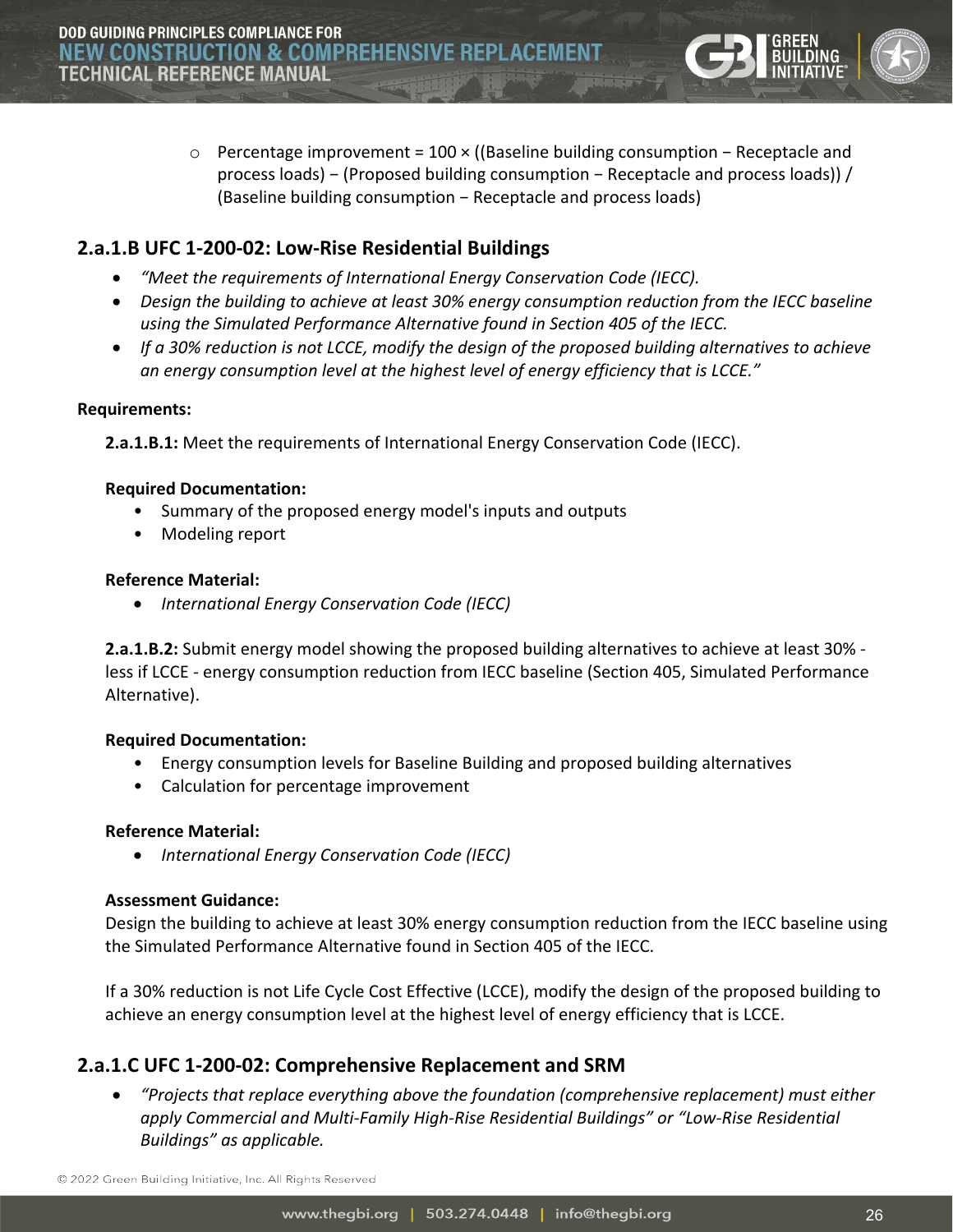- Percentage improvement = 100 × ((Baseline building consumption − Receptacle and process loads) − (Proposed building consumption − Receptacle and process loads)) / (Baseline building consumption − Receptacle and process loads)

## 2.a.1.B UFC 1-200-02: Low-Rise Residential Buildings

- *"Meet the requirements of International Energy Conservation Code (IECC).*
- *Design the building to achieve at least 30% energy consumption reduction from the IECC baseline using the Simulated Performance Alternative found in Section 405 of the IECC.*
- *If a 30% reduction is not LCCE, modify the design of the proposed building alternatives to achieve an energy consumption level at the highest level of energy efficiency that is LCCE."*

**Requirements:**

**2.a.1.B.1:** Meet the requirements of International Energy Conservation Code (IECC).

**Required Documentation:**

- Summary of the proposed energy model's inputs and outputs
- Modeling report

**Reference Material:**

- *International Energy Conservation Code (IECC)*

**2.a.1.B.2:** Submit energy model showing the proposed building alternatives to achieve at least 30% - less if LCCE - energy consumption reduction from IECC baseline (Section 405, Simulated Performance Alternative).

**Required Documentation:**

- Energy consumption levels for Baseline Building and proposed building alternatives
- Calculation for percentage improvement

**Reference Material:**

- *International Energy Conservation Code (IECC)*

**Assessment Guidance:**

Design the building to achieve at least 30% energy consumption reduction from the IECC baseline using the Simulated Performance Alternative found in Section 405 of the IECC.

If a 30% reduction is not Life Cycle Cost Effective (LCCE), modify the design of the proposed building to achieve an energy consumption level at the highest level of energy efficiency that is LCCE.

## 2.a.1.C UFC 1-200-02: Comprehensive Replacement and SRM

- *"Projects that replace everything above the foundation (comprehensive replacement) must either apply Commercial and Multi-Family High-Rise Residential Buildings" or "Low-Rise Residential Buildings" as applicable.*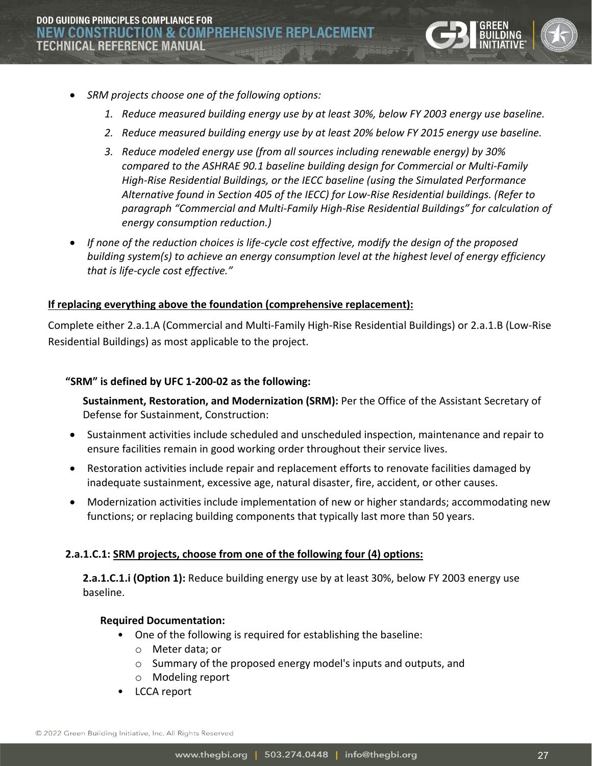- *SRM projects choose one of the following options:*
    1. *Reduce measured building energy use by at least 30%, below FY 2003 energy use baseline.*
    2. *Reduce measured building energy use by at least 20% below FY 2015 energy use baseline.*
    3. *Reduce modeled energy use (from all sources including renewable energy) by 30% compared to the ASHRAE 90.1 baseline building design for Commercial or Multi-Family High-Rise Residential Buildings, or the IECC baseline (using the Simulated Performance Alternative found in Section 405 of the IECC) for Low-Rise Residential buildings. (Refer to paragraph "Commercial and Multi-Family High-Rise Residential Buildings" for calculation of energy consumption reduction.)*
- *If none of the reduction choices is life-cycle cost effective, modify the design of the proposed building system(s) to achieve an energy consumption level at the highest level of energy efficiency that is life-cycle cost effective."*

**<u>If replacing everything above the foundation (comprehensive replacement):</u>**

Complete either 2.a.1.A (Commercial and Multi-Family High-Rise Residential Buildings) or 2.a.1.B (Low-Rise Residential Buildings) as most applicable to the project.

**"SRM" is defined by UFC 1-200-02 as the following:**

**Sustainment, Restoration, and Modernization (SRM):** Per the Office of the Assistant Secretary of Defense for Sustainment, Construction:

- Sustainment activities include scheduled and unscheduled inspection, maintenance and repair to ensure facilities remain in good working order throughout their service lives.
- Restoration activities include repair and replacement efforts to renovate facilities damaged by inadequate sustainment, excessive age, natural disaster, fire, accident, or other causes.
- Modernization activities include implementation of new or higher standards; accommodating new functions; or replacing building components that typically last more than 50 years.

**2.a.1.C.1: <u>SRM projects, choose from one of the following four (4) options:</u>**

**2.a.1.C.1.i (Option 1):** Reduce building energy use by at least 30%, below FY 2003 energy use baseline.

**Required Documentation:**

- One of the following is required for establishing the baseline:
    - Meter data; or
    - Summary of the proposed energy model's inputs and outputs, and
    - Modeling report
- LCCA report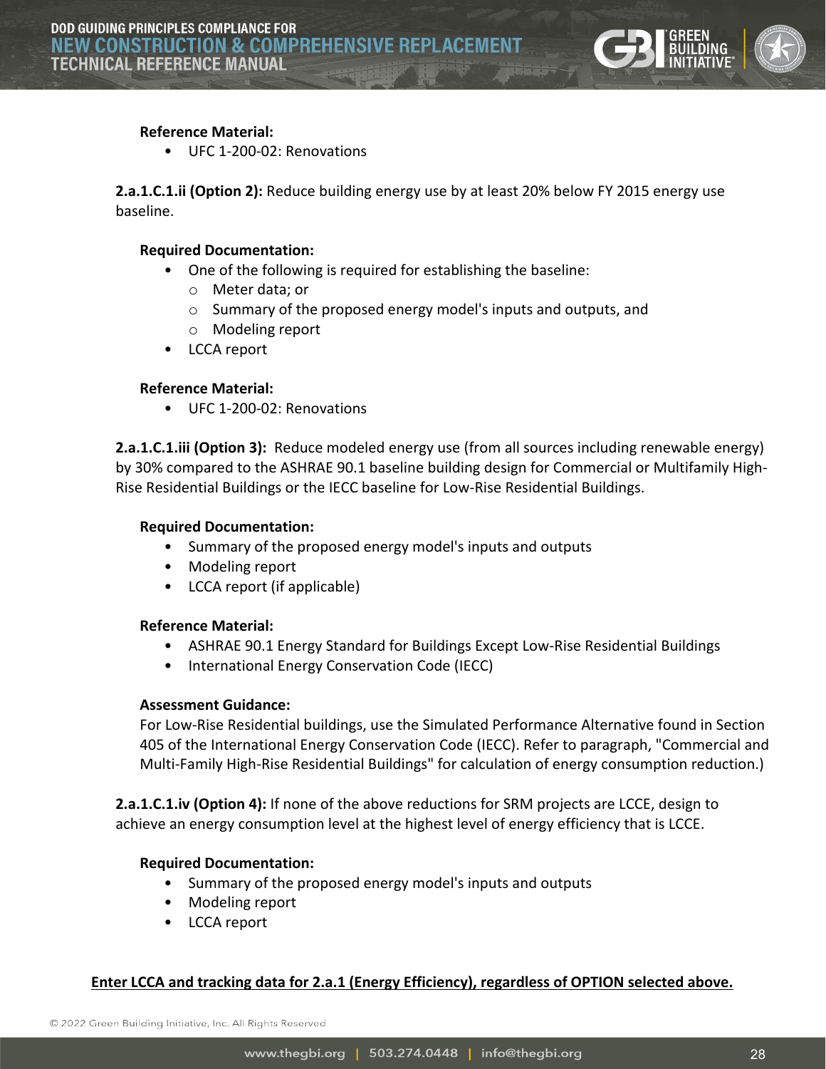**Reference Material:**

- UFC 1-200-02: Renovations

**2.a.1.C.1.ii (Option 2):** Reduce building energy use by at least 20% below FY 2015 energy use baseline.

**Required Documentation:**

- One of the following is required for establishing the baseline:
  - Meter data; or
  - Summary of the proposed energy model's inputs and outputs, and
  - Modeling report
- LCCA report

**Reference Material:**

- UFC 1-200-02: Renovations

**2.a.1.C.1.iii (Option 3):** Reduce modeled energy use (from all sources including renewable energy) by 30% compared to the ASHRAE 90.1 baseline building design for Commercial or Multifamily High-Rise Residential Buildings or the IECC baseline for Low-Rise Residential Buildings.

**Required Documentation:**

- Summary of the proposed energy model's inputs and outputs
- Modeling report
- LCCA report (if applicable)

**Reference Material:**

- ASHRAE 90.1 Energy Standard for Buildings Except Low-Rise Residential Buildings
- International Energy Conservation Code (IECC)

**Assessment Guidance:**

For Low-Rise Residential buildings, use the Simulated Performance Alternative found in Section 405 of the International Energy Conservation Code (IECC). Refer to paragraph, "Commercial and Multi-Family High-Rise Residential Buildings" for calculation of energy consumption reduction.)

**2.a.1.C.1.iv (Option 4):** If none of the above reductions for SRM projects are LCCE, design to achieve an energy consumption level at the highest level of energy efficiency that is LCCE.

**Required Documentation:**

- Summary of the proposed energy model's inputs and outputs
- Modeling report
- LCCA report

**Enter LCCA and tracking data for 2.a.1 (Energy Efficiency), regardless of OPTION selected above.**

© 2022 Green Building Initiative, Inc. All Rights Reserved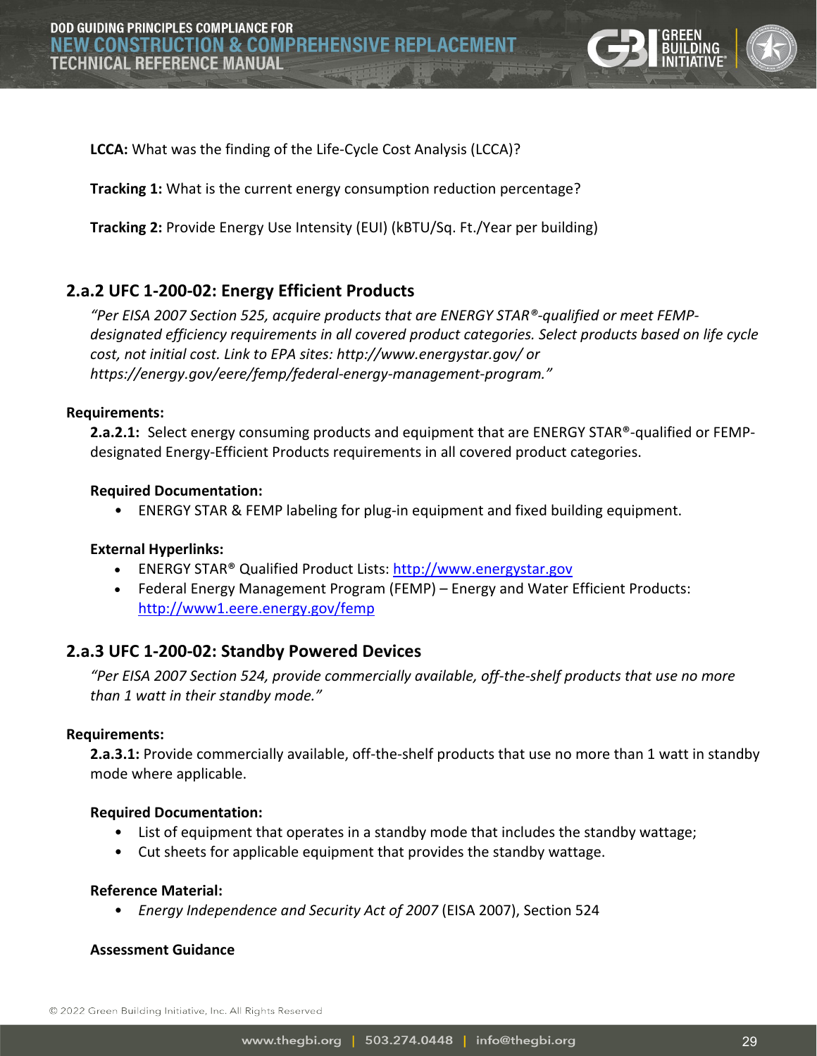**LCCA:** What was the finding of the Life-Cycle Cost Analysis (LCCA)?

**Tracking 1:** What is the current energy consumption reduction percentage?

**Tracking 2:** Provide Energy Use Intensity (EUI) (kBTU/Sq. Ft./Year per building)

### 2.a.2 UFC 1-200-02: Energy Efficient Products

*"Per EISA 2007 Section 525, acquire products that are ENERGY STAR®-qualified or meet FEMP-designated efficiency requirements in all covered product categories. Select products based on life cycle cost, not initial cost. Link to EPA sites: http://www.energystar.gov/ or https://energy.gov/eere/femp/federal-energy-management-program."*

**Requirements:**

**2.a.2.1:** Select energy consuming products and equipment that are ENERGY STAR®-qualified or FEMP-designated Energy-Efficient Products requirements in all covered product categories.

**Required Documentation:**

- ENERGY STAR & FEMP labeling for plug-in equipment and fixed building equipment.

**External Hyperlinks:**

- ENERGY STAR® Qualified Product Lists: http://www.energystar.gov
- Federal Energy Management Program (FEMP) – Energy and Water Efficient Products: http://www1.eere.energy.gov/femp

### 2.a.3 UFC 1-200-02: Standby Powered Devices

*"Per EISA 2007 Section 524, provide commercially available, off-the-shelf products that use no more than 1 watt in their standby mode."*

**Requirements:**

**2.a.3.1:** Provide commercially available, off-the-shelf products that use no more than 1 watt in standby mode where applicable.

**Required Documentation:**

- List of equipment that operates in a standby mode that includes the standby wattage;
- Cut sheets for applicable equipment that provides the standby wattage.

**Reference Material:**

- *Energy Independence and Security Act of 2007* (EISA 2007), Section 524

**Assessment Guidance**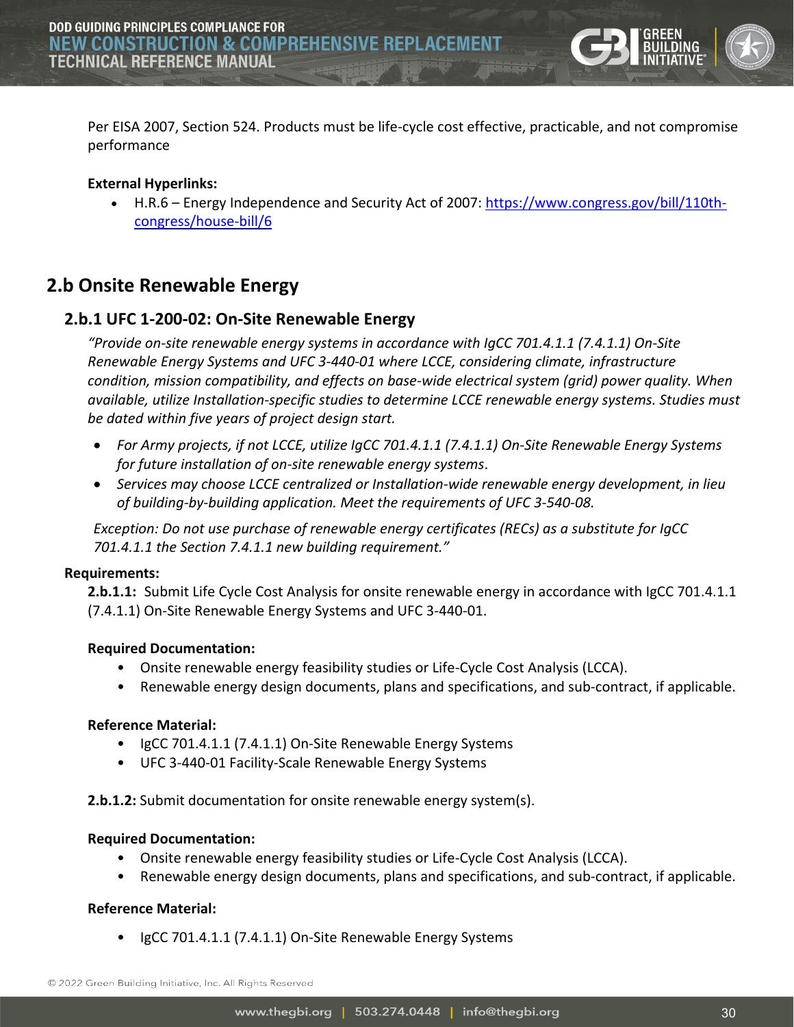Per EISA 2007, Section 524. Products must be life-cycle cost effective, practicable, and not compromise performance

**External Hyperlinks:**

- H.R.6 – Energy Independence and Security Act of 2007: [https://www.congress.gov/bill/110th-congress/house-bill/6](https://www.congress.gov/bill/110th-congress/house-bill/6)

## 2.b Onsite Renewable Energy

### 2.b.1 UFC 1-200-02: On-Site Renewable Energy

*"Provide on-site renewable energy systems in accordance with IgCC 701.4.1.1 (7.4.1.1) On-Site Renewable Energy Systems and UFC 3-440-01 where LCCE, considering climate, infrastructure condition, mission compatibility, and effects on base-wide electrical system (grid) power quality. When available, utilize Installation-specific studies to determine LCCE renewable energy systems. Studies must be dated within five years of project design start.*

- *For Army projects, if not LCCE, utilize IgCC 701.4.1.1 (7.4.1.1) On-Site Renewable Energy Systems for future installation of on-site renewable energy systems.*
- *Services may choose LCCE centralized or Installation-wide renewable energy development, in lieu of building-by-building application. Meet the requirements of UFC 3-540-08.*

*Exception: Do not use purchase of renewable energy certificates (RECs) as a substitute for IgCC 701.4.1.1 the Section 7.4.1.1 new building requirement."*

**Requirements:**

**2.b.1.1:** Submit Life Cycle Cost Analysis for onsite renewable energy in accordance with IgCC 701.4.1.1 (7.4.1.1) On-Site Renewable Energy Systems and UFC 3-440-01.

**Required Documentation:**

- Onsite renewable energy feasibility studies or Life-Cycle Cost Analysis (LCCA).
- Renewable energy design documents, plans and specifications, and sub-contract, if applicable.

**Reference Material:**

- IgCC 701.4.1.1 (7.4.1.1) On-Site Renewable Energy Systems
- UFC 3-440-01 Facility-Scale Renewable Energy Systems

**2.b.1.2:** Submit documentation for onsite renewable energy system(s).

**Required Documentation:**

- Onsite renewable energy feasibility studies or Life-Cycle Cost Analysis (LCCA).
- Renewable energy design documents, plans and specifications, and sub-contract, if applicable.

**Reference Material:**

- IgCC 701.4.1.1 (7.4.1.1) On-Site Renewable Energy Systems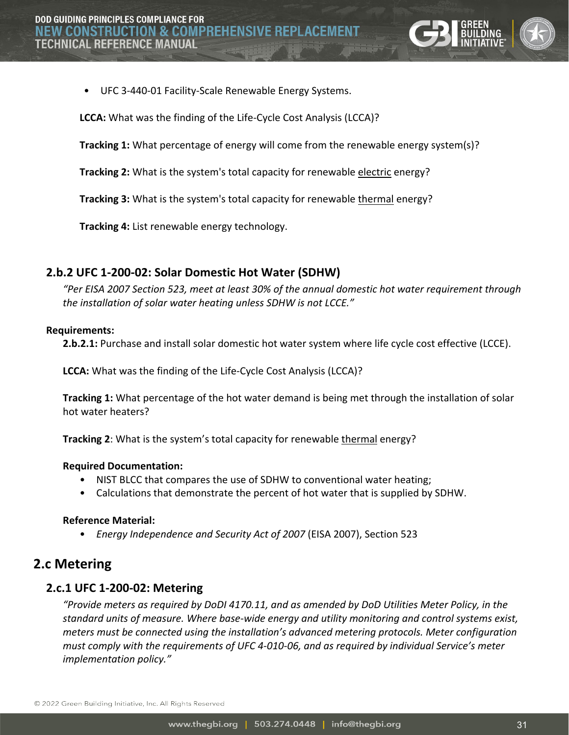- UFC 3-440-01 Facility-Scale Renewable Energy Systems.

**LCCA:** What was the finding of the Life-Cycle Cost Analysis (LCCA)?

**Tracking 1:** What percentage of energy will come from the renewable energy system(s)?

**Tracking 2:** What is the system's total capacity for renewable <u>electric</u> energy?

**Tracking 3:** What is the system's total capacity for renewable <u>thermal</u> energy?

**Tracking 4:** List renewable energy technology.

### 2.b.2 UFC 1-200-02: Solar Domestic Hot Water (SDHW)

*"Per EISA 2007 Section 523, meet at least 30% of the annual domestic hot water requirement through the installation of solar water heating unless SDHW is not LCCE."*

**Requirements:**

**2.b.2.1:** Purchase and install solar domestic hot water system where life cycle cost effective (LCCE).

**LCCA:** What was the finding of the Life-Cycle Cost Analysis (LCCA)?

**Tracking 1:** What percentage of the hot water demand is being met through the installation of solar hot water heaters?

**Tracking 2**: What is the system's total capacity for renewable <u>thermal</u> energy?

**Required Documentation:**

- NIST BLCC that compares the use of SDHW to conventional water heating;
- Calculations that demonstrate the percent of hot water that is supplied by SDHW.

**Reference Material:**

- *Energy Independence and Security Act of 2007* (EISA 2007), Section 523

## 2.c Metering

### 2.c.1 UFC 1-200-02: Metering

*"Provide meters as required by DoDI 4170.11, and as amended by DoD Utilities Meter Policy, in the standard units of measure. Where base-wide energy and utility monitoring and control systems exist, meters must be connected using the installation's advanced metering protocols. Meter configuration must comply with the requirements of UFC 4-010-06, and as required by individual Service's meter implementation policy."*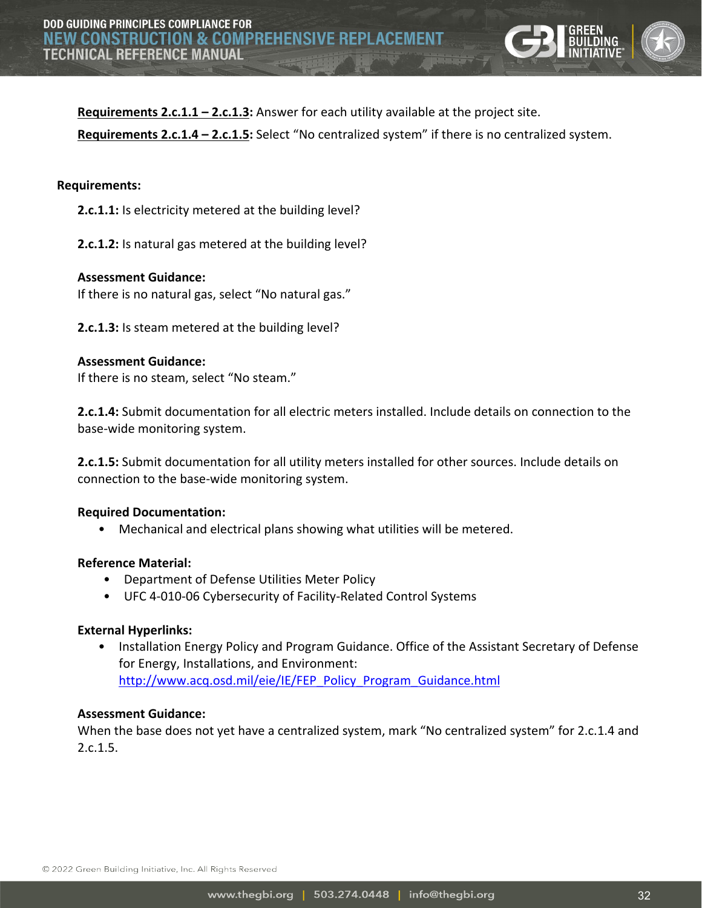**Requirements 2.c.1.1 – 2.c.1.3:** Answer for each utility available at the project site.

**Requirements 2.c.1.4 – 2.c.1.5:** Select "No centralized system" if there is no centralized system.

**Requirements:**

**2.c.1.1:** Is electricity metered at the building level?

**2.c.1.2:** Is natural gas metered at the building level?

**Assessment Guidance:**
If there is no natural gas, select "No natural gas."

**2.c.1.3:** Is steam metered at the building level?

**Assessment Guidance:**
If there is no steam, select "No steam."

**2.c.1.4:** Submit documentation for all electric meters installed. Include details on connection to the base-wide monitoring system.

**2.c.1.5:** Submit documentation for all utility meters installed for other sources. Include details on connection to the base-wide monitoring system.

**Required Documentation:**

- Mechanical and electrical plans showing what utilities will be metered.

**Reference Material:**

- Department of Defense Utilities Meter Policy
- UFC 4-010-06 Cybersecurity of Facility-Related Control Systems

**External Hyperlinks:**

- Installation Energy Policy and Program Guidance. Office of the Assistant Secretary of Defense for Energy, Installations, and Environment: http://www.acq.osd.mil/eie/IE/FEP_Policy_Program_Guidance.html

**Assessment Guidance:**
When the base does not yet have a centralized system, mark "No centralized system" for 2.c.1.4 and 2.c.1.5.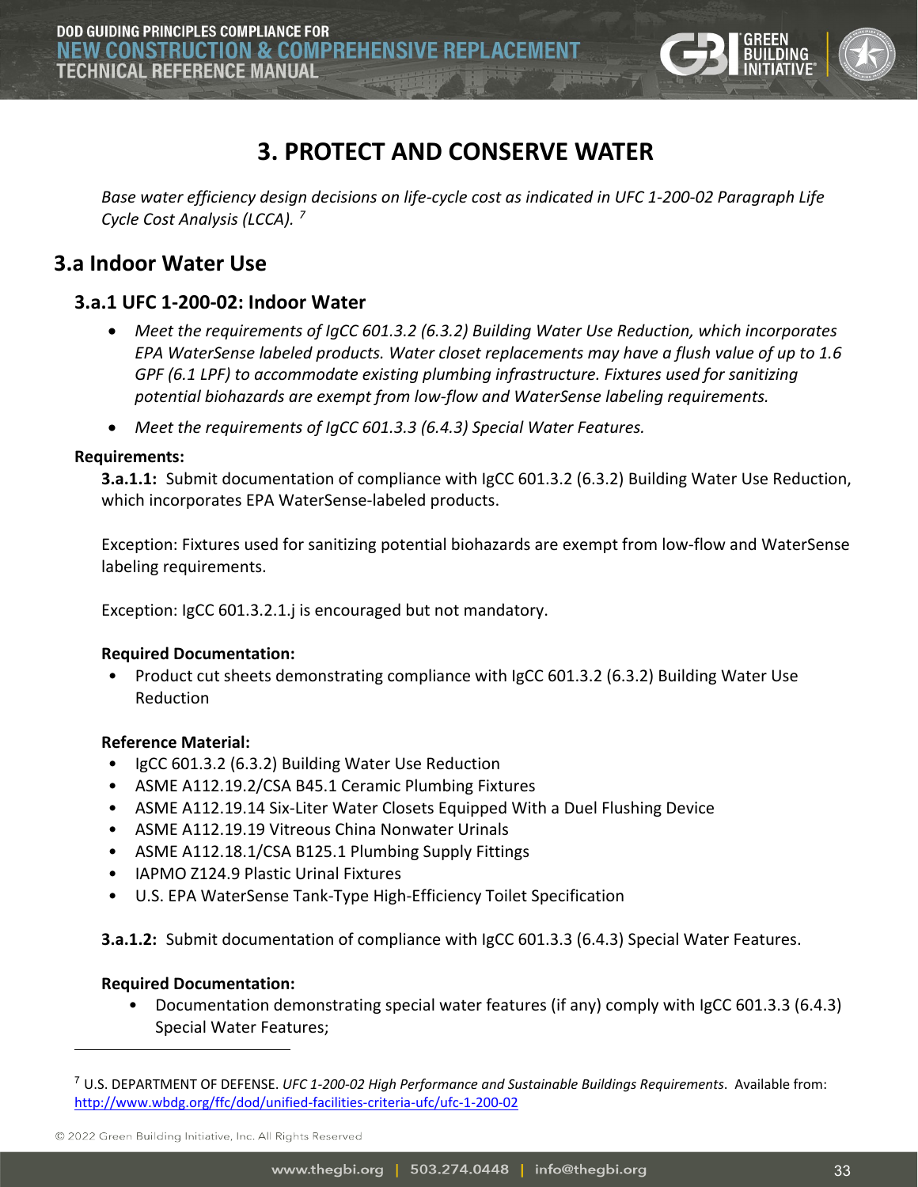# 3. PROTECT AND CONSERVE WATER

*Base water efficiency design decisions on life-cycle cost as indicated in UFC 1-200-02 Paragraph Life Cycle Cost Analysis (LCCA).* [7]

## 3.a Indoor Water Use

### 3.a.1 UFC 1-200-02: Indoor Water

- *Meet the requirements of IgCC 601.3.2 (6.3.2) Building Water Use Reduction, which incorporates EPA WaterSense labeled products. Water closet replacements may have a flush value of up to 1.6 GPF (6.1 LPF) to accommodate existing plumbing infrastructure. Fixtures used for sanitizing potential biohazards are exempt from low-flow and WaterSense labeling requirements.*
- *Meet the requirements of IgCC 601.3.3 (6.4.3) Special Water Features.*

**Requirements:**

**3.a.1.1:** Submit documentation of compliance with IgCC 601.3.2 (6.3.2) Building Water Use Reduction, which incorporates EPA WaterSense-labeled products.

Exception: Fixtures used for sanitizing potential biohazards are exempt from low-flow and WaterSense labeling requirements.

Exception: IgCC 601.3.2.1.j is encouraged but not mandatory.

**Required Documentation:**

- Product cut sheets demonstrating compliance with IgCC 601.3.2 (6.3.2) Building Water Use Reduction

**Reference Material:**

- IgCC 601.3.2 (6.3.2) Building Water Use Reduction
- ASME A112.19.2/CSA B45.1 Ceramic Plumbing Fixtures
- ASME A112.19.14 Six-Liter Water Closets Equipped With a Duel Flushing Device
- ASME A112.19.19 Vitreous China Nonwater Urinals
- ASME A112.18.1/CSA B125.1 Plumbing Supply Fittings
- IAPMO Z124.9 Plastic Urinal Fixtures
- U.S. EPA WaterSense Tank-Type High-Efficiency Toilet Specification

**3.a.1.2:** Submit documentation of compliance with IgCC 601.3.3 (6.4.3) Special Water Features.

**Required Documentation:**

- Documentation demonstrating special water features (if any) comply with IgCC 601.3.3 (6.4.3) Special Water Features;

---

[7] U.S. DEPARTMENT OF DEFENSE. *UFC 1-200-02 High Performance and Sustainable Buildings Requirements*. Available from: http://www.wbdg.org/ffc/dod/unified-facilities-criteria-ufc/ufc-1-200-02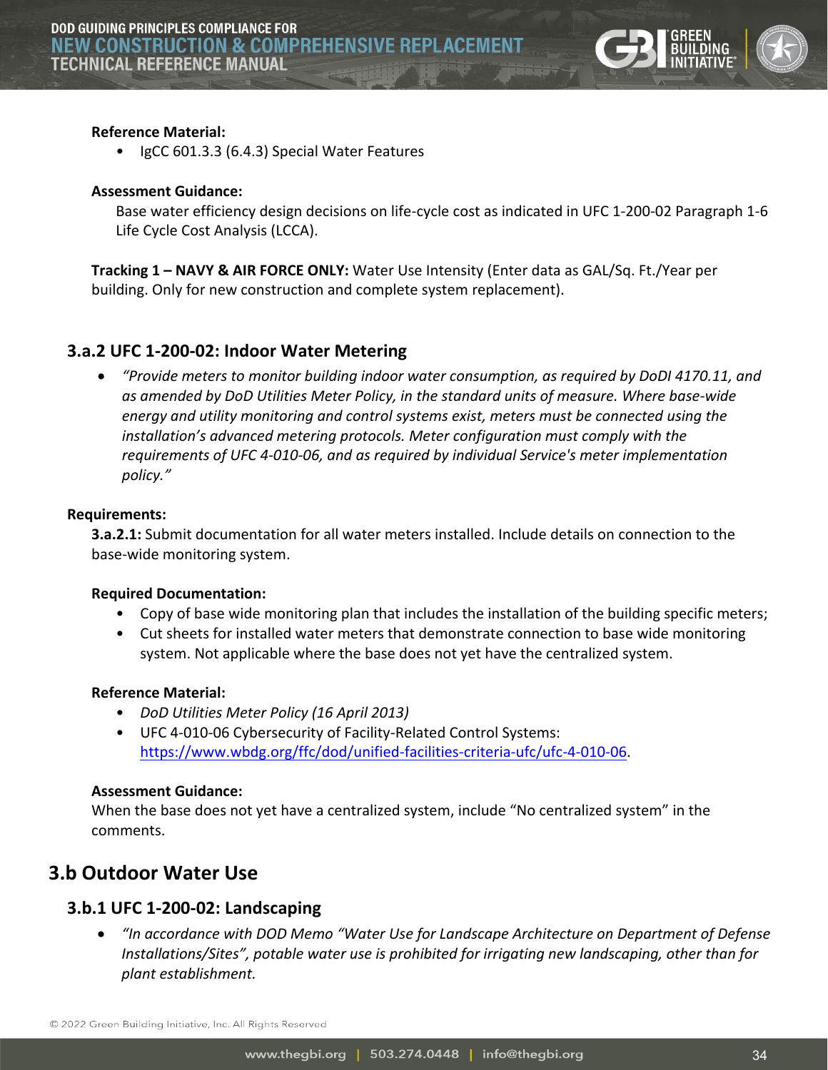**Reference Material:**

- IgCC 601.3.3 (6.4.3) Special Water Features

**Assessment Guidance:**

Base water efficiency design decisions on life-cycle cost as indicated in UFC 1-200-02 Paragraph 1-6 Life Cycle Cost Analysis (LCCA).

**Tracking 1 – NAVY & AIR FORCE ONLY:** Water Use Intensity (Enter data as GAL/Sq. Ft./Year per building. Only for new construction and complete system replacement).

### 3.a.2 UFC 1-200-02: Indoor Water Metering

- *"Provide meters to monitor building indoor water consumption, as required by DoDI 4170.11, and as amended by DoD Utilities Meter Policy, in the standard units of measure. Where base-wide energy and utility monitoring and control systems exist, meters must be connected using the installation's advanced metering protocols. Meter configuration must comply with the requirements of UFC 4-010-06, and as required by individual Service's meter implementation policy."*

**Requirements:**

**3.a.2.1:** Submit documentation for all water meters installed. Include details on connection to the base-wide monitoring system.

**Required Documentation:**

- Copy of base wide monitoring plan that includes the installation of the building specific meters;
- Cut sheets for installed water meters that demonstrate connection to base wide monitoring system. Not applicable where the base does not yet have the centralized system.

**Reference Material:**

- *DoD Utilities Meter Policy (16 April 2013)*
- UFC 4-010-06 Cybersecurity of Facility-Related Control Systems: https://www.wbdg.org/ffc/dod/unified-facilities-criteria-ufc/ufc-4-010-06.

**Assessment Guidance:**

When the base does not yet have a centralized system, include "No centralized system" in the comments.

## 3.b Outdoor Water Use

### 3.b.1 UFC 1-200-02: Landscaping

- *"In accordance with DOD Memo "Water Use for Landscape Architecture on Department of Defense Installations/Sites", potable water use is prohibited for irrigating new landscaping, other than for plant establishment.*

© 2022 Green Building Initiative, Inc. All Rights Reserved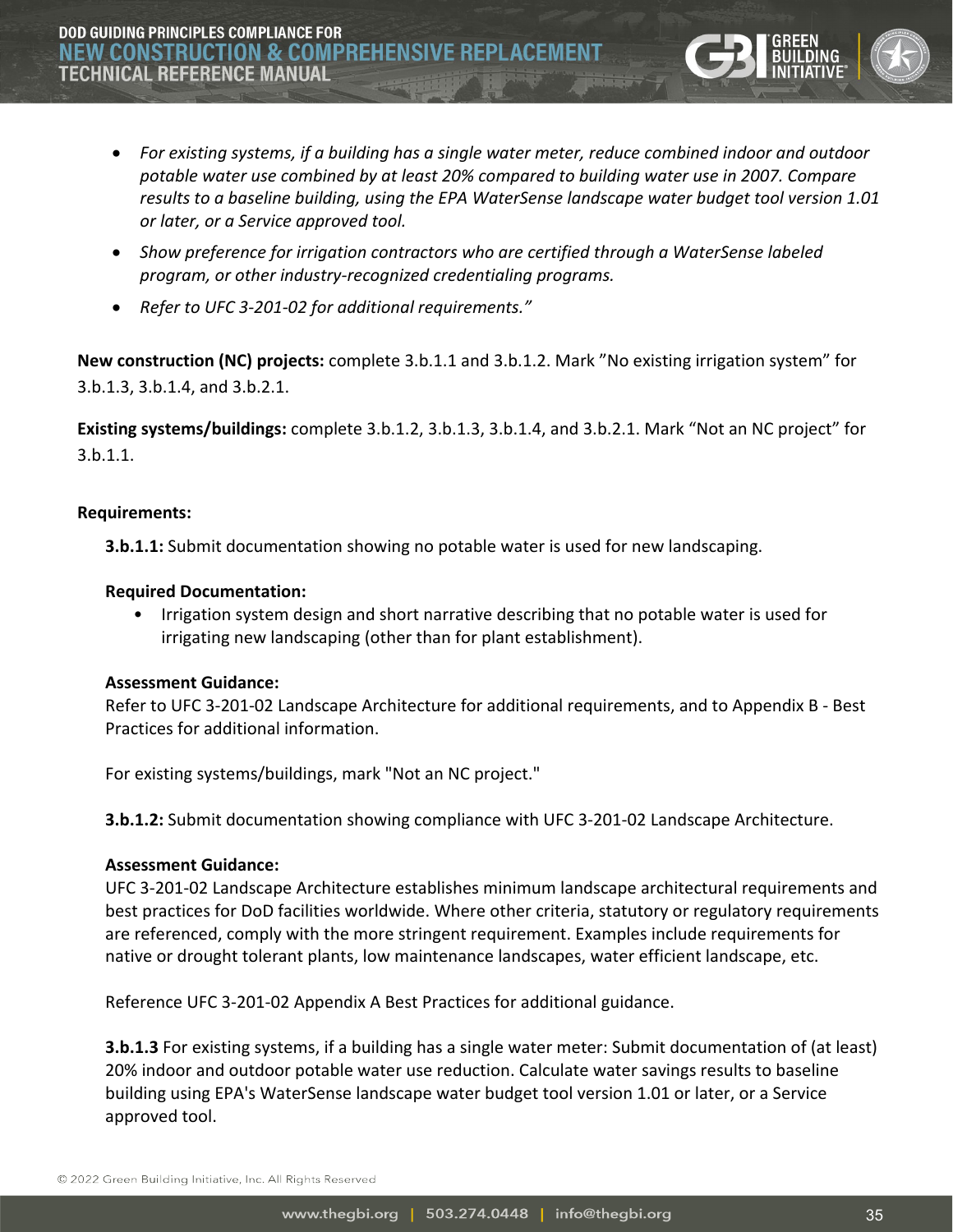- *For existing systems, if a building has a single water meter, reduce combined indoor and outdoor potable water use combined by at least 20% compared to building water use in 2007. Compare results to a baseline building, using the EPA WaterSense landscape water budget tool version 1.01 or later, or a Service approved tool.*
- *Show preference for irrigation contractors who are certified through a WaterSense labeled program, or other industry-recognized credentialing programs.*
- *Refer to UFC 3-201-02 for additional requirements."*

**New construction (NC) projects:** complete 3.b.1.1 and 3.b.1.2. Mark "No existing irrigation system" for 3.b.1.3, 3.b.1.4, and 3.b.2.1.

**Existing systems/buildings:** complete 3.b.1.2, 3.b.1.3, 3.b.1.4, and 3.b.2.1. Mark "Not an NC project" for 3.b.1.1.

**Requirements:**

**3.b.1.1:** Submit documentation showing no potable water is used for new landscaping.

**Required Documentation:**

- Irrigation system design and short narrative describing that no potable water is used for irrigating new landscaping (other than for plant establishment).

**Assessment Guidance:**

Refer to UFC 3-201-02 Landscape Architecture for additional requirements, and to Appendix B - Best Practices for additional information.

For existing systems/buildings, mark "Not an NC project."

**3.b.1.2:** Submit documentation showing compliance with UFC 3-201-02 Landscape Architecture.

**Assessment Guidance:**

UFC 3-201-02 Landscape Architecture establishes minimum landscape architectural requirements and best practices for DoD facilities worldwide. Where other criteria, statutory or regulatory requirements are referenced, comply with the more stringent requirement. Examples include requirements for native or drought tolerant plants, low maintenance landscapes, water efficient landscape, etc.

Reference UFC 3-201-02 Appendix A Best Practices for additional guidance.

**3.b.1.3** For existing systems, if a building has a single water meter: Submit documentation of (at least) 20% indoor and outdoor potable water use reduction. Calculate water savings results to baseline building using EPA's WaterSense landscape water budget tool version 1.01 or later, or a Service approved tool.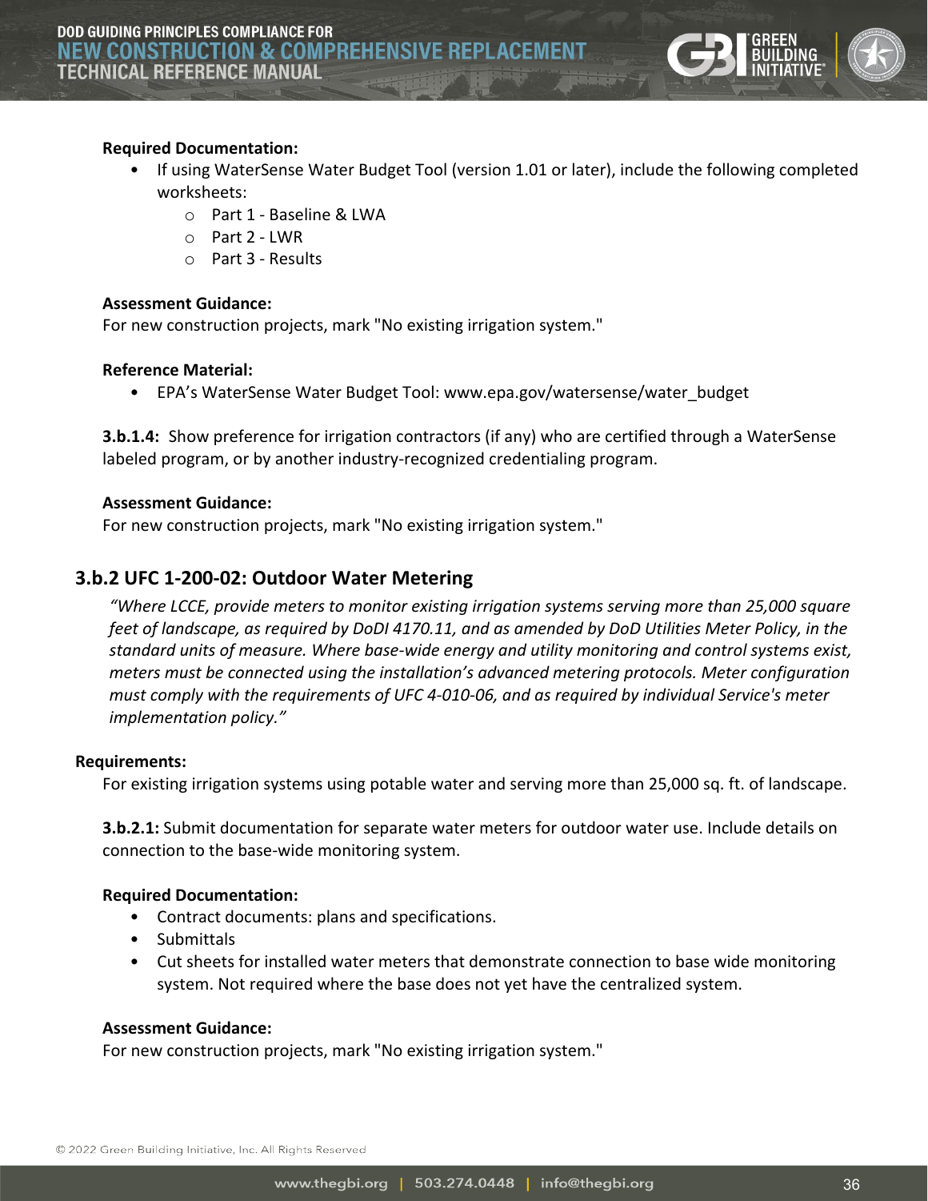**Required Documentation:**

- If using WaterSense Water Budget Tool (version 1.01 or later), include the following completed worksheets:
  - Part 1 - Baseline & LWA
  - Part 2 - LWR
  - Part 3 - Results

**Assessment Guidance:**
For new construction projects, mark "No existing irrigation system."

**Reference Material:**

- EPA's WaterSense Water Budget Tool: www.epa.gov/watersense/water_budget

**3.b.1.4:** Show preference for irrigation contractors (if any) who are certified through a WaterSense labeled program, or by another industry-recognized credentialing program.

**Assessment Guidance:**
For new construction projects, mark "No existing irrigation system."

## 3.b.2 UFC 1-200-02: Outdoor Water Metering

*"Where LCCE, provide meters to monitor existing irrigation systems serving more than 25,000 square feet of landscape, as required by DoDI 4170.11, and as amended by DoD Utilities Meter Policy, in the standard units of measure. Where base-wide energy and utility monitoring and control systems exist, meters must be connected using the installation's advanced metering protocols. Meter configuration must comply with the requirements of UFC 4-010-06, and as required by individual Service's meter implementation policy."*

**Requirements:**
For existing irrigation systems using potable water and serving more than 25,000 sq. ft. of landscape.

**3.b.2.1:** Submit documentation for separate water meters for outdoor water use. Include details on connection to the base-wide monitoring system.

**Required Documentation:**

- Contract documents: plans and specifications.
- Submittals
- Cut sheets for installed water meters that demonstrate connection to base wide monitoring system. Not required where the base does not yet have the centralized system.

**Assessment Guidance:**
For new construction projects, mark "No existing irrigation system."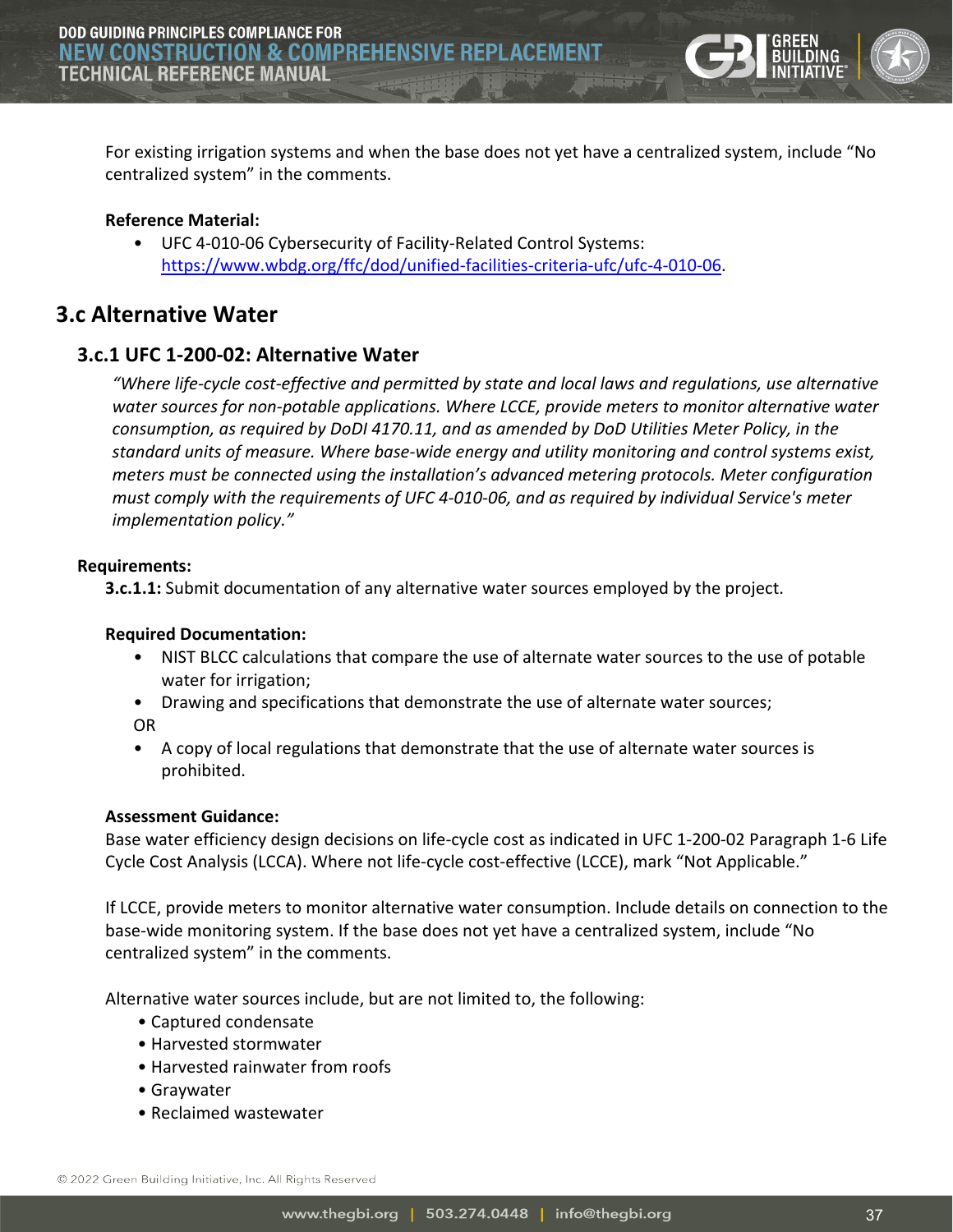For existing irrigation systems and when the base does not yet have a centralized system, include "No centralized system" in the comments.

**Reference Material:**

- UFC 4-010-06 Cybersecurity of Facility-Related Control Systems: https://www.wbdg.org/ffc/dod/unified-facilities-criteria-ufc/ufc-4-010-06.

## 3.c Alternative Water

### 3.c.1 UFC 1-200-02: Alternative Water

*"Where life-cycle cost-effective and permitted by state and local laws and regulations, use alternative water sources for non-potable applications. Where LCCE, provide meters to monitor alternative water consumption, as required by DoDI 4170.11, and as amended by DoD Utilities Meter Policy, in the standard units of measure. Where base-wide energy and utility monitoring and control systems exist, meters must be connected using the installation's advanced metering protocols. Meter configuration must comply with the requirements of UFC 4-010-06, and as required by individual Service's meter implementation policy."*

**Requirements:**

**3.c.1.1:** Submit documentation of any alternative water sources employed by the project.

**Required Documentation:**

- NIST BLCC calculations that compare the use of alternate water sources to the use of potable water for irrigation;
- Drawing and specifications that demonstrate the use of alternate water sources;

OR

- A copy of local regulations that demonstrate that the use of alternate water sources is prohibited.

**Assessment Guidance:**

Base water efficiency design decisions on life-cycle cost as indicated in UFC 1-200-02 Paragraph 1-6 Life Cycle Cost Analysis (LCCA). Where not life-cycle cost-effective (LCCE), mark "Not Applicable."

If LCCE, provide meters to monitor alternative water consumption. Include details on connection to the base-wide monitoring system. If the base does not yet have a centralized system, include "No centralized system" in the comments.

Alternative water sources include, but are not limited to, the following:

- Captured condensate
- Harvested stormwater
- Harvested rainwater from roofs
- Graywater
- Reclaimed wastewater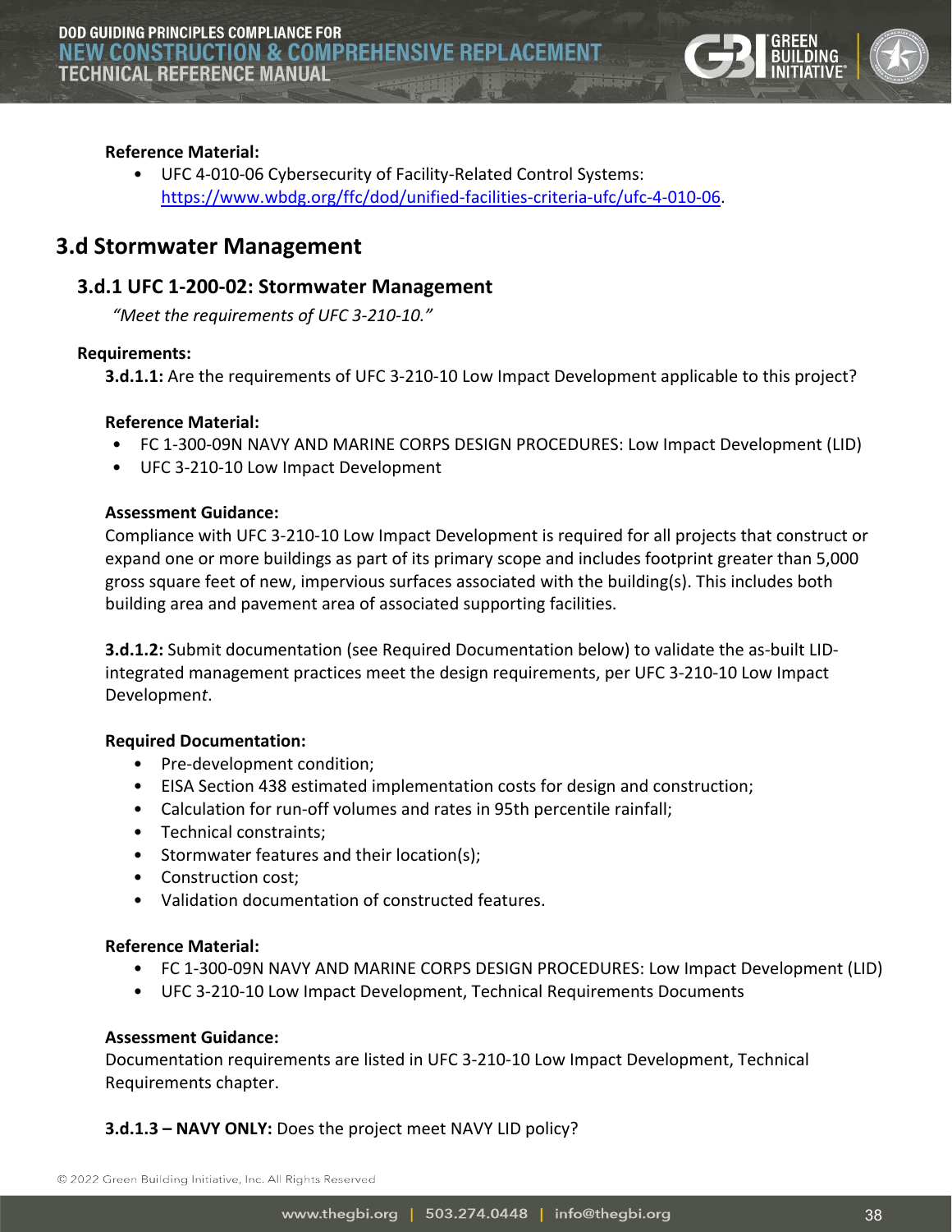**Reference Material:**

- UFC 4-010-06 Cybersecurity of Facility-Related Control Systems: https://www.wbdg.org/ffc/dod/unified-facilities-criteria-ufc/ufc-4-010-06.

## 3.d Stormwater Management

### 3.d.1 UFC 1-200-02: Stormwater Management

*"Meet the requirements of UFC 3-210-10."*

**Requirements:**

**3.d.1.1:** Are the requirements of UFC 3-210-10 Low Impact Development applicable to this project?

**Reference Material:**

- FC 1-300-09N NAVY AND MARINE CORPS DESIGN PROCEDURES: Low Impact Development (LID)
- UFC 3-210-10 Low Impact Development

**Assessment Guidance:**

Compliance with UFC 3-210-10 Low Impact Development is required for all projects that construct or expand one or more buildings as part of its primary scope and includes footprint greater than 5,000 gross square feet of new, impervious surfaces associated with the building(s). This includes both building area and pavement area of associated supporting facilities.

**3.d.1.2:** Submit documentation (see Required Documentation below) to validate the as-built LID-integrated management practices meet the design requirements, per UFC 3-210-10 Low Impact Developmen*t*.

**Required Documentation:**

- Pre-development condition;
- EISA Section 438 estimated implementation costs for design and construction;
- Calculation for run-off volumes and rates in 95th percentile rainfall;
- Technical constraints;
- Stormwater features and their location(s);
- Construction cost;
- Validation documentation of constructed features.

**Reference Material:**

- FC 1-300-09N NAVY AND MARINE CORPS DESIGN PROCEDURES: Low Impact Development (LID)
- UFC 3-210-10 Low Impact Development, Technical Requirements Documents

**Assessment Guidance:**

Documentation requirements are listed in UFC 3-210-10 Low Impact Development, Technical Requirements chapter.

**3.d.1.3 – NAVY ONLY:** Does the project meet NAVY LID policy?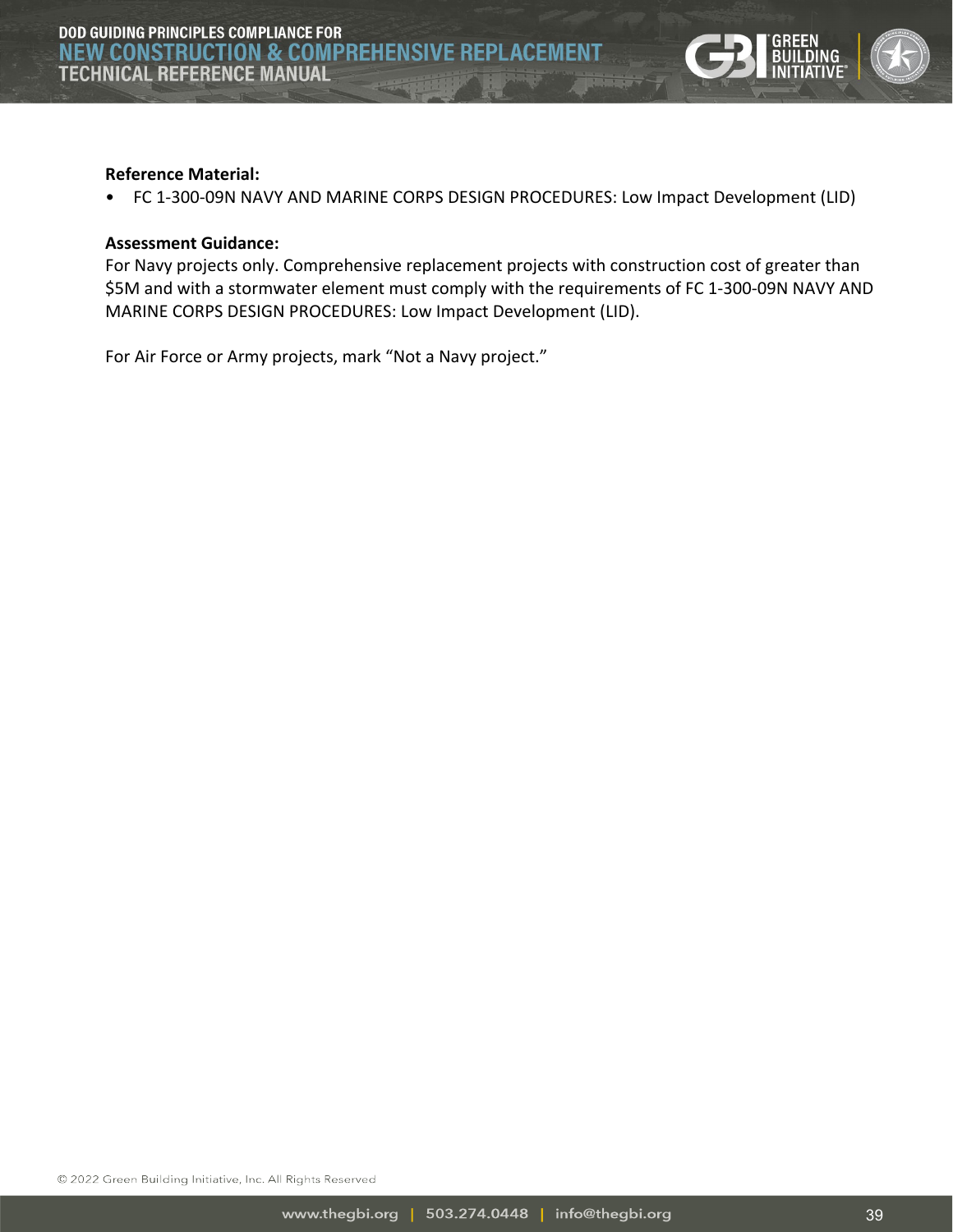**Reference Material:**

- FC 1-300-09N NAVY AND MARINE CORPS DESIGN PROCEDURES: Low Impact Development (LID)

**Assessment Guidance:**

For Navy projects only. Comprehensive replacement projects with construction cost of greater than $5M and with a stormwater element must comply with the requirements of FC 1-300-09N NAVY AND MARINE CORPS DESIGN PROCEDURES: Low Impact Development (LID).

For Air Force or Army projects, mark “Not a Navy project.”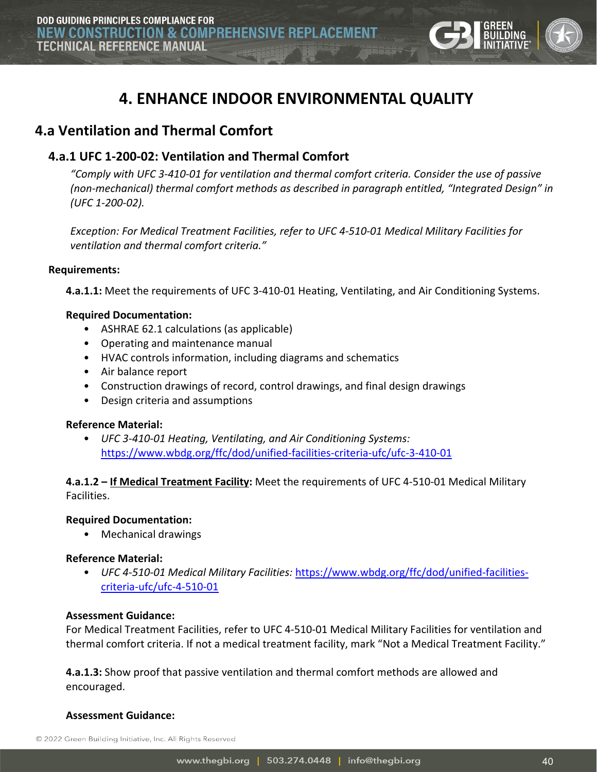# 4. ENHANCE INDOOR ENVIRONMENTAL QUALITY

## 4.a Ventilation and Thermal Comfort

### 4.a.1 UFC 1-200-02: Ventilation and Thermal Comfort

*"Comply with UFC 3-410-01 for ventilation and thermal comfort criteria. Consider the use of passive (non-mechanical) thermal comfort methods as described in paragraph entitled, "Integrated Design" in (UFC 1-200-02).*

*Exception: For Medical Treatment Facilities, refer to UFC 4-510-01 Medical Military Facilities for ventilation and thermal comfort criteria."*

**Requirements:**

**4.a.1.1:** Meet the requirements of UFC 3-410-01 Heating, Ventilating, and Air Conditioning Systems.

**Required Documentation:**

- ASHRAE 62.1 calculations (as applicable)
- Operating and maintenance manual
- HVAC controls information, including diagrams and schematics
- Air balance report
- Construction drawings of record, control drawings, and final design drawings
- Design criteria and assumptions

**Reference Material:**

- *UFC 3-410-01 Heating, Ventilating, and Air Conditioning Systems:* https://www.wbdg.org/ffc/dod/unified-facilities-criteria-ufc/ufc-3-410-01

**4.a.1.2 – If Medical Treatment Facility:** Meet the requirements of UFC 4-510-01 Medical Military Facilities.

**Required Documentation:**

- Mechanical drawings

**Reference Material:**

- *UFC 4-510-01 Medical Military Facilities:* https://www.wbdg.org/ffc/dod/unified-facilities-criteria-ufc/ufc-4-510-01

**Assessment Guidance:**

For Medical Treatment Facilities, refer to UFC 4-510-01 Medical Military Facilities for ventilation and thermal comfort criteria. If not a medical treatment facility, mark "Not a Medical Treatment Facility."

**4.a.1.3:** Show proof that passive ventilation and thermal comfort methods are allowed and encouraged.

**Assessment Guidance:**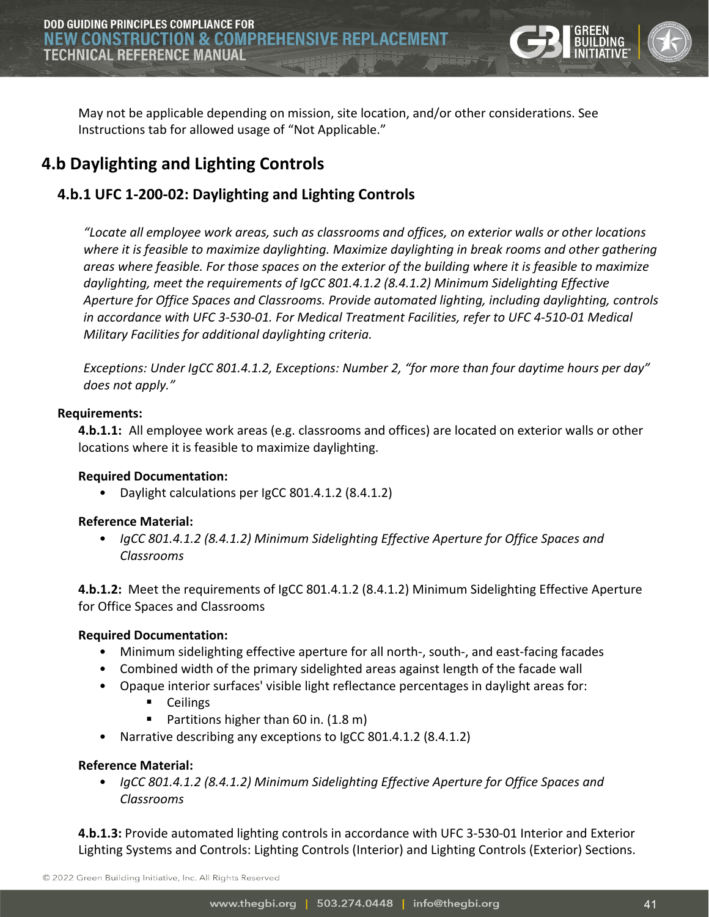May not be applicable depending on mission, site location, and/or other considerations. See Instructions tab for allowed usage of "Not Applicable."

## 4.b Daylighting and Lighting Controls

### 4.b.1 UFC 1-200-02: Daylighting and Lighting Controls

*"Locate all employee work areas, such as classrooms and offices, on exterior walls or other locations where it is feasible to maximize daylighting. Maximize daylighting in break rooms and other gathering areas where feasible. For those spaces on the exterior of the building where it is feasible to maximize daylighting, meet the requirements of IgCC 801.4.1.2 (8.4.1.2) Minimum Sidelighting Effective Aperture for Office Spaces and Classrooms. Provide automated lighting, including daylighting, controls in accordance with UFC 3-530-01. For Medical Treatment Facilities, refer to UFC 4-510-01 Medical Military Facilities for additional daylighting criteria.*

*Exceptions: Under IgCC 801.4.1.2, Exceptions: Number 2, "for more than four daytime hours per day" does not apply."*

**Requirements:**

**4.b.1.1:** All employee work areas (e.g. classrooms and offices) are located on exterior walls or other locations where it is feasible to maximize daylighting.

**Required Documentation:**

- Daylight calculations per IgCC 801.4.1.2 (8.4.1.2)

**Reference Material:**

- *IgCC 801.4.1.2 (8.4.1.2) Minimum Sidelighting Effective Aperture for Office Spaces and Classrooms*

**4.b.1.2:** Meet the requirements of IgCC 801.4.1.2 (8.4.1.2) Minimum Sidelighting Effective Aperture for Office Spaces and Classrooms

**Required Documentation:**

- Minimum sidelighting effective aperture for all north-, south-, and east-facing facades
- Combined width of the primary sidelighted areas against length of the facade wall
- Opaque interior surfaces' visible light reflectance percentages in daylight areas for:
  - Ceilings
  - Partitions higher than 60 in. (1.8 m)
- Narrative describing any exceptions to IgCC 801.4.1.2 (8.4.1.2)

**Reference Material:**

- *IgCC 801.4.1.2 (8.4.1.2) Minimum Sidelighting Effective Aperture for Office Spaces and Classrooms*

**4.b.1.3:** Provide automated lighting controls in accordance with UFC 3-530-01 Interior and Exterior Lighting Systems and Controls: Lighting Controls (Interior) and Lighting Controls (Exterior) Sections.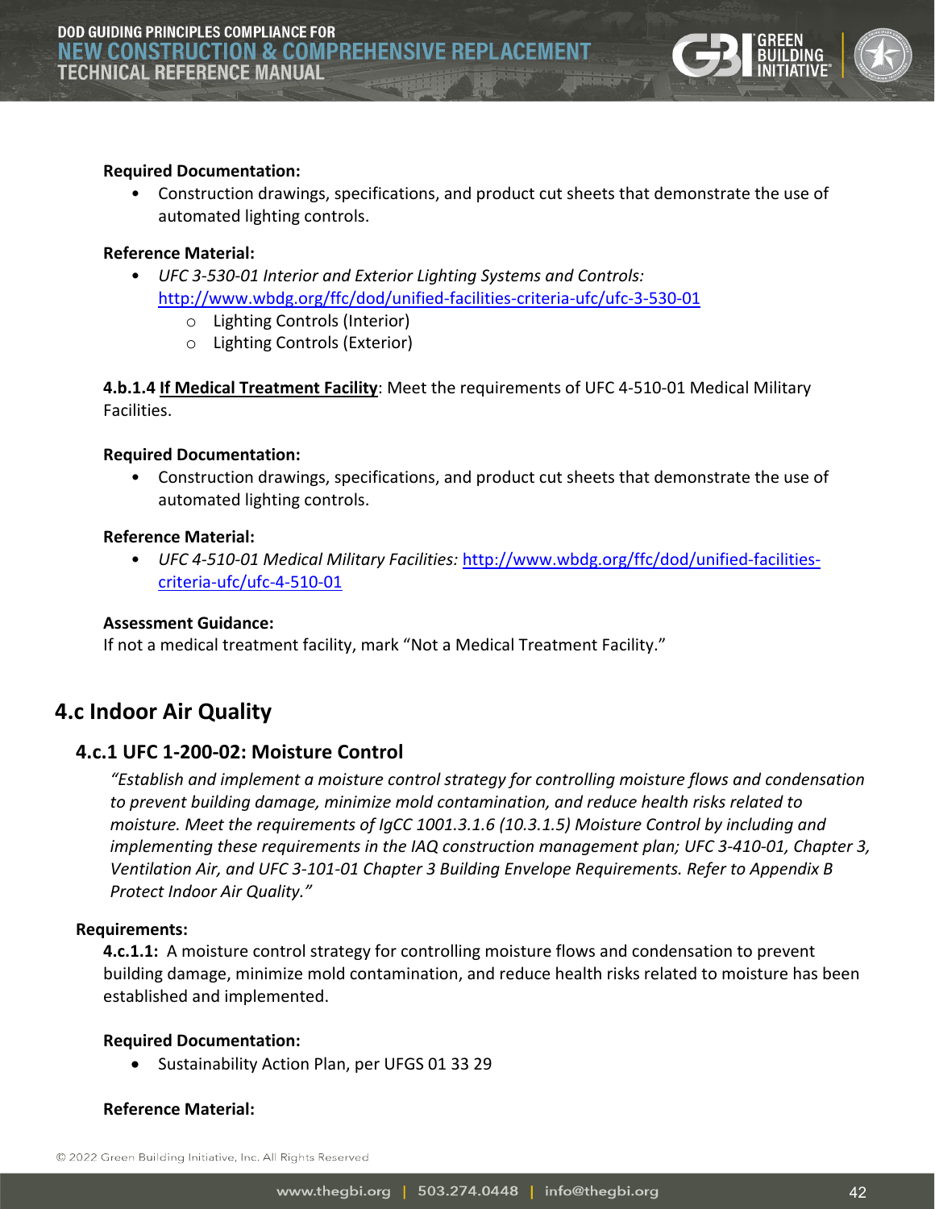**Required Documentation:**

- Construction drawings, specifications, and product cut sheets that demonstrate the use of automated lighting controls.

**Reference Material:**

- *UFC 3-530-01 Interior and Exterior Lighting Systems and Controls:* http://www.wbdg.org/ffc/dod/unified-facilities-criteria-ufc/ufc-3-530-01
  - Lighting Controls (Interior)
  - Lighting Controls (Exterior)

**4.b.1.4** **If Medical Treatment Facility**: Meet the requirements of UFC 4-510-01 Medical Military Facilities.

**Required Documentation:**

- Construction drawings, specifications, and product cut sheets that demonstrate the use of automated lighting controls.

**Reference Material:**

- *UFC 4-510-01 Medical Military Facilities:* http://www.wbdg.org/ffc/dod/unified-facilities-criteria-ufc/ufc-4-510-01

**Assessment Guidance:**

If not a medical treatment facility, mark "Not a Medical Treatment Facility."

## 4.c Indoor Air Quality

### 4.c.1 UFC 1-200-02: Moisture Control

*"Establish and implement a moisture control strategy for controlling moisture flows and condensation to prevent building damage, minimize mold contamination, and reduce health risks related to moisture. Meet the requirements of IgCC 1001.3.1.6 (10.3.1.5) Moisture Control by including and implementing these requirements in the IAQ construction management plan; UFC 3-410-01, Chapter 3, Ventilation Air, and UFC 3-101-01 Chapter 3 Building Envelope Requirements. Refer to Appendix B Protect Indoor Air Quality."*

**Requirements:**

**4.c.1.1:** A moisture control strategy for controlling moisture flows and condensation to prevent building damage, minimize mold contamination, and reduce health risks related to moisture has been established and implemented.

**Required Documentation:**

- Sustainability Action Plan, per UFGS 01 33 29

**Reference Material:**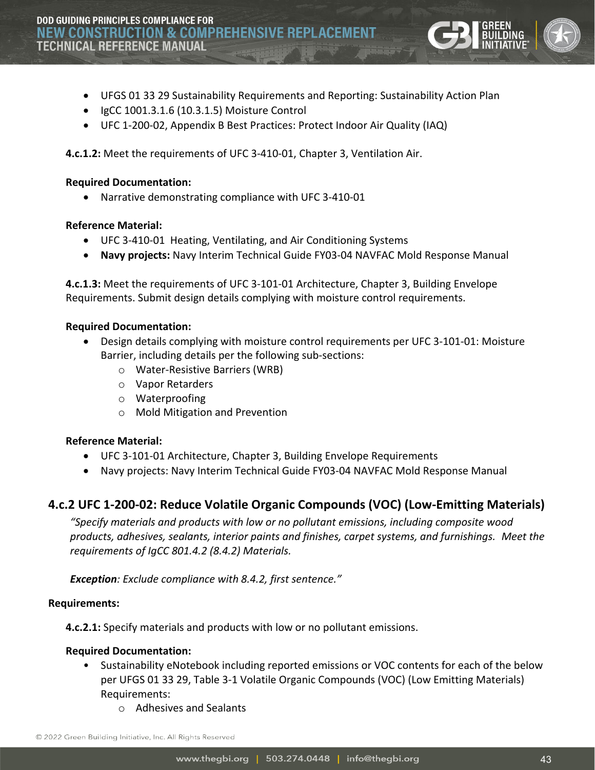- UFGS 01 33 29 Sustainability Requirements and Reporting: Sustainability Action Plan
- IgCC 1001.3.1.6 (10.3.1.5) Moisture Control
- UFC 1-200-02, Appendix B Best Practices: Protect Indoor Air Quality (IAQ)

**4.c.1.2:** Meet the requirements of UFC 3-410-01, Chapter 3, Ventilation Air.

**Required Documentation:**

- Narrative demonstrating compliance with UFC 3-410-01

**Reference Material:**

- UFC 3-410-01 Heating, Ventilating, and Air Conditioning Systems
- **Navy projects:** Navy Interim Technical Guide FY03-04 NAVFAC Mold Response Manual

**4.c.1.3:** Meet the requirements of UFC 3-101-01 Architecture, Chapter 3, Building Envelope Requirements. Submit design details complying with moisture control requirements.

**Required Documentation:**

- Design details complying with moisture control requirements per UFC 3-101-01: Moisture Barrier, including details per the following sub-sections:
  - Water-Resistive Barriers (WRB)
  - Vapor Retarders
  - Waterproofing
  - Mold Mitigation and Prevention

**Reference Material:**

- UFC 3-101-01 Architecture, Chapter 3, Building Envelope Requirements
- Navy projects: Navy Interim Technical Guide FY03-04 NAVFAC Mold Response Manual

## 4.c.2 UFC 1-200-02: Reduce Volatile Organic Compounds (VOC) (Low-Emitting Materials)

*"Specify materials and products with low or no pollutant emissions, including composite wood products, adhesives, sealants, interior paints and finishes, carpet systems, and furnishings. Meet the requirements of IgCC 801.4.2 (8.4.2) Materials.*

***Exception**: Exclude compliance with 8.4.2, first sentence."*

**Requirements:**

**4.c.2.1:** Specify materials and products with low or no pollutant emissions.

**Required Documentation:**

- Sustainability eNotebook including reported emissions or VOC contents for each of the below per UFGS 01 33 29, Table 3-1 Volatile Organic Compounds (VOC) (Low Emitting Materials) Requirements:
  - Adhesives and Sealants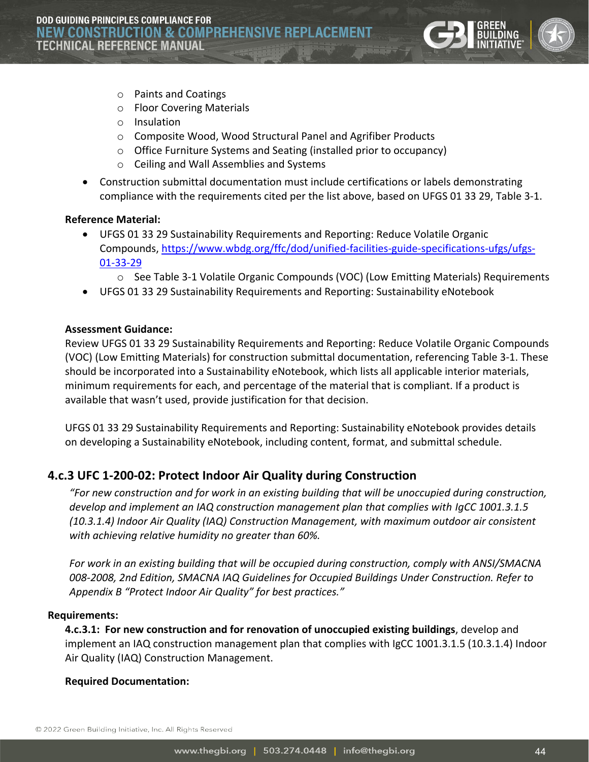- Paints and Coatings
    - Floor Covering Materials
    - Insulation
    - Composite Wood, Wood Structural Panel and Agrifiber Products
    - Office Furniture Systems and Seating (installed prior to occupancy)
    - Ceiling and Wall Assemblies and Systems
- Construction submittal documentation must include certifications or labels demonstrating compliance with the requirements cited per the list above, based on UFGS 01 33 29, Table 3-1.

**Reference Material:**

- UFGS 01 33 29 Sustainability Requirements and Reporting: Reduce Volatile Organic Compounds, https://www.wbdg.org/ffc/dod/unified-facilities-guide-specifications-ufgs/ufgs-01-33-29
    - See Table 3-1 Volatile Organic Compounds (VOC) (Low Emitting Materials) Requirements
- UFGS 01 33 29 Sustainability Requirements and Reporting: Sustainability eNotebook

**Assessment Guidance:**

Review UFGS 01 33 29 Sustainability Requirements and Reporting: Reduce Volatile Organic Compounds (VOC) (Low Emitting Materials) for construction submittal documentation, referencing Table 3-1. These should be incorporated into a Sustainability eNotebook, which lists all applicable interior materials, minimum requirements for each, and percentage of the material that is compliant. If a product is available that wasn't used, provide justification for that decision.

UFGS 01 33 29 Sustainability Requirements and Reporting: Sustainability eNotebook provides details on developing a Sustainability eNotebook, including content, format, and submittal schedule.

### 4.c.3 UFC 1-200-02: Protect Indoor Air Quality during Construction

*"For new construction and for work in an existing building that will be unoccupied during construction, develop and implement an IAQ construction management plan that complies with IgCC 1001.3.1.5 (10.3.1.4) Indoor Air Quality (IAQ) Construction Management, with maximum outdoor air consistent with achieving relative humidity no greater than 60%.*

*For work in an existing building that will be occupied during construction, comply with ANSI/SMACNA 008-2008, 2nd Edition, SMACNA IAQ Guidelines for Occupied Buildings Under Construction. Refer to Appendix B "Protect Indoor Air Quality" for best practices."*

**Requirements:**

**4.c.3.1: For new construction and for renovation of unoccupied existing buildings**, develop and implement an IAQ construction management plan that complies with IgCC 1001.3.1.5 (10.3.1.4) Indoor Air Quality (IAQ) Construction Management.

**Required Documentation:**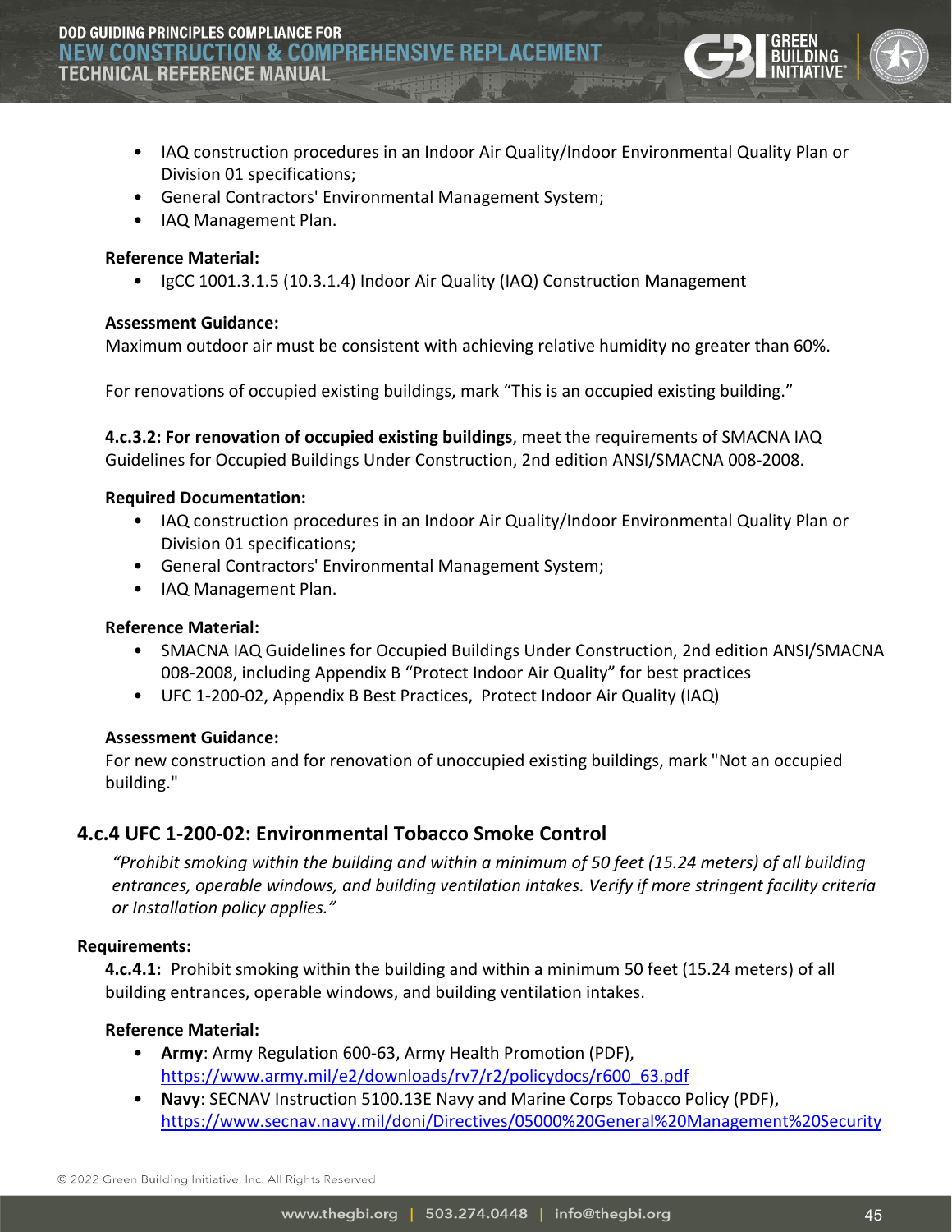- IAQ construction procedures in an Indoor Air Quality/Indoor Environmental Quality Plan or Division 01 specifications;
- General Contractors' Environmental Management System;
- IAQ Management Plan.

**Reference Material:**

- IgCC 1001.3.1.5 (10.3.1.4) Indoor Air Quality (IAQ) Construction Management

**Assessment Guidance:**

Maximum outdoor air must be consistent with achieving relative humidity no greater than 60%.

For renovations of occupied existing buildings, mark "This is an occupied existing building."

**4.c.3.2: For renovation of occupied existing buildings**, meet the requirements of SMACNA IAQ Guidelines for Occupied Buildings Under Construction, 2nd edition ANSI/SMACNA 008-2008.

**Required Documentation:**

- IAQ construction procedures in an Indoor Air Quality/Indoor Environmental Quality Plan or Division 01 specifications;
- General Contractors' Environmental Management System;
- IAQ Management Plan.

**Reference Material:**

- SMACNA IAQ Guidelines for Occupied Buildings Under Construction, 2nd edition ANSI/SMACNA 008-2008, including Appendix B "Protect Indoor Air Quality" for best practices
- UFC 1-200-02, Appendix B Best Practices, Protect Indoor Air Quality (IAQ)

**Assessment Guidance:**

For new construction and for renovation of unoccupied existing buildings, mark "Not an occupied building."

### 4.c.4 UFC 1-200-02: Environmental Tobacco Smoke Control

*"Prohibit smoking within the building and within a minimum of 50 feet (15.24 meters) of all building entrances, operable windows, and building ventilation intakes. Verify if more stringent facility criteria or Installation policy applies."*

**Requirements:**

**4.c.4.1:** Prohibit smoking within the building and within a minimum 50 feet (15.24 meters) of all building entrances, operable windows, and building ventilation intakes.

**Reference Material:**

- **Army**: Army Regulation 600-63, Army Health Promotion (PDF), https://www.army.mil/e2/downloads/rv7/r2/policydocs/r600_63.pdf
- **Navy**: SECNAV Instruction 5100.13E Navy and Marine Corps Tobacco Policy (PDF), https://www.secnav.navy.mil/doni/Directives/05000%20General%20Management%20Security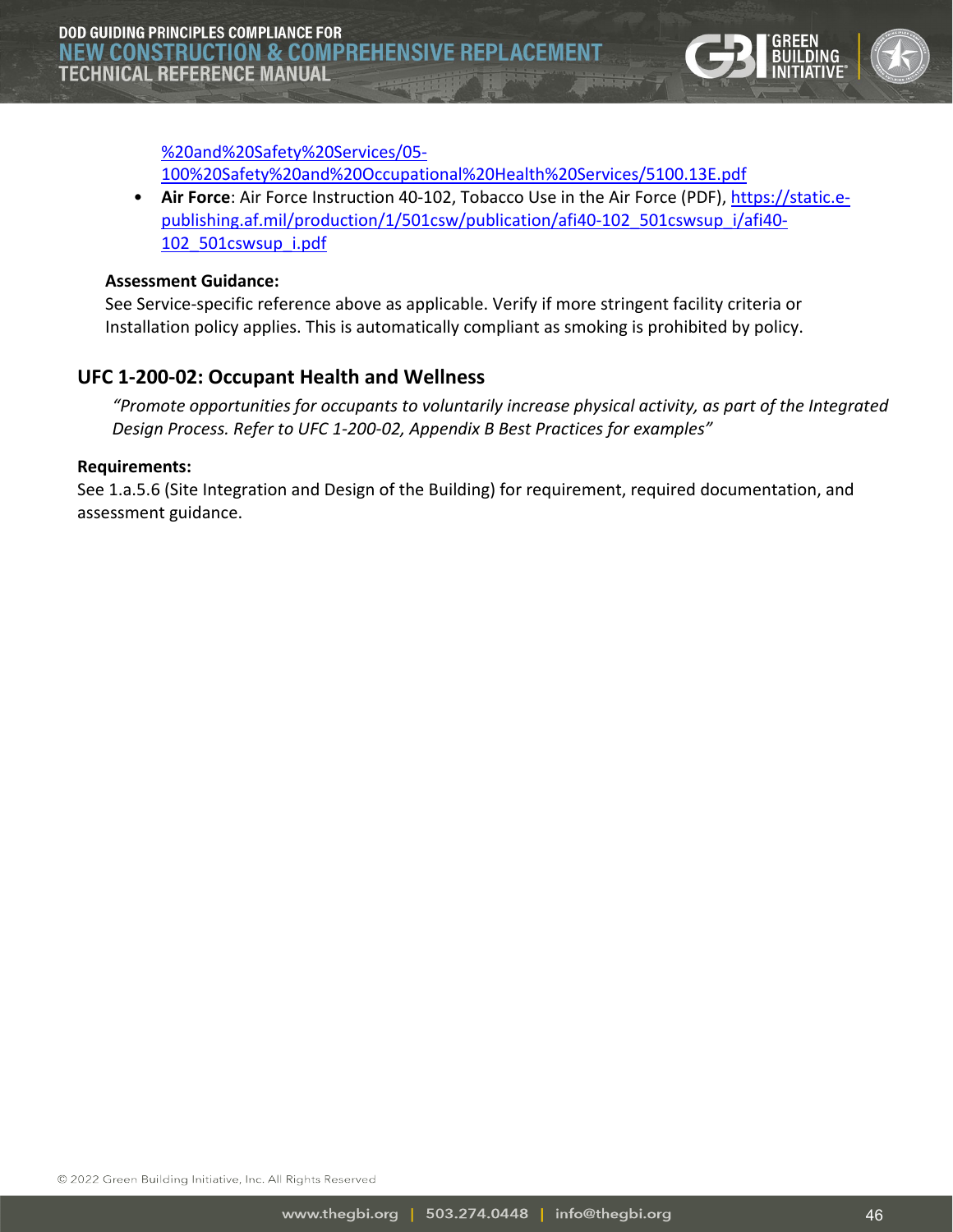%20and%20Safety%20Services/05-100%20Safety%20and%20Occupational%20Health%20Services/5100.13E.pdf

- **Air Force**: Air Force Instruction 40-102, Tobacco Use in the Air Force (PDF), https://static.e-publishing.af.mil/production/1/501csw/publication/afi40-102_501cswsup_i/afi40-102_501cswsup_i.pdf

**Assessment Guidance:**

See Service-specific reference above as applicable. Verify if more stringent facility criteria or Installation policy applies. This is automatically compliant as smoking is prohibited by policy.

## UFC 1-200-02: Occupant Health and Wellness

*"Promote opportunities for occupants to voluntarily increase physical activity, as part of the Integrated Design Process. Refer to UFC 1-200-02, Appendix B Best Practices for examples"*

**Requirements:**

See 1.a.5.6 (Site Integration and Design of the Building) for requirement, required documentation, and assessment guidance.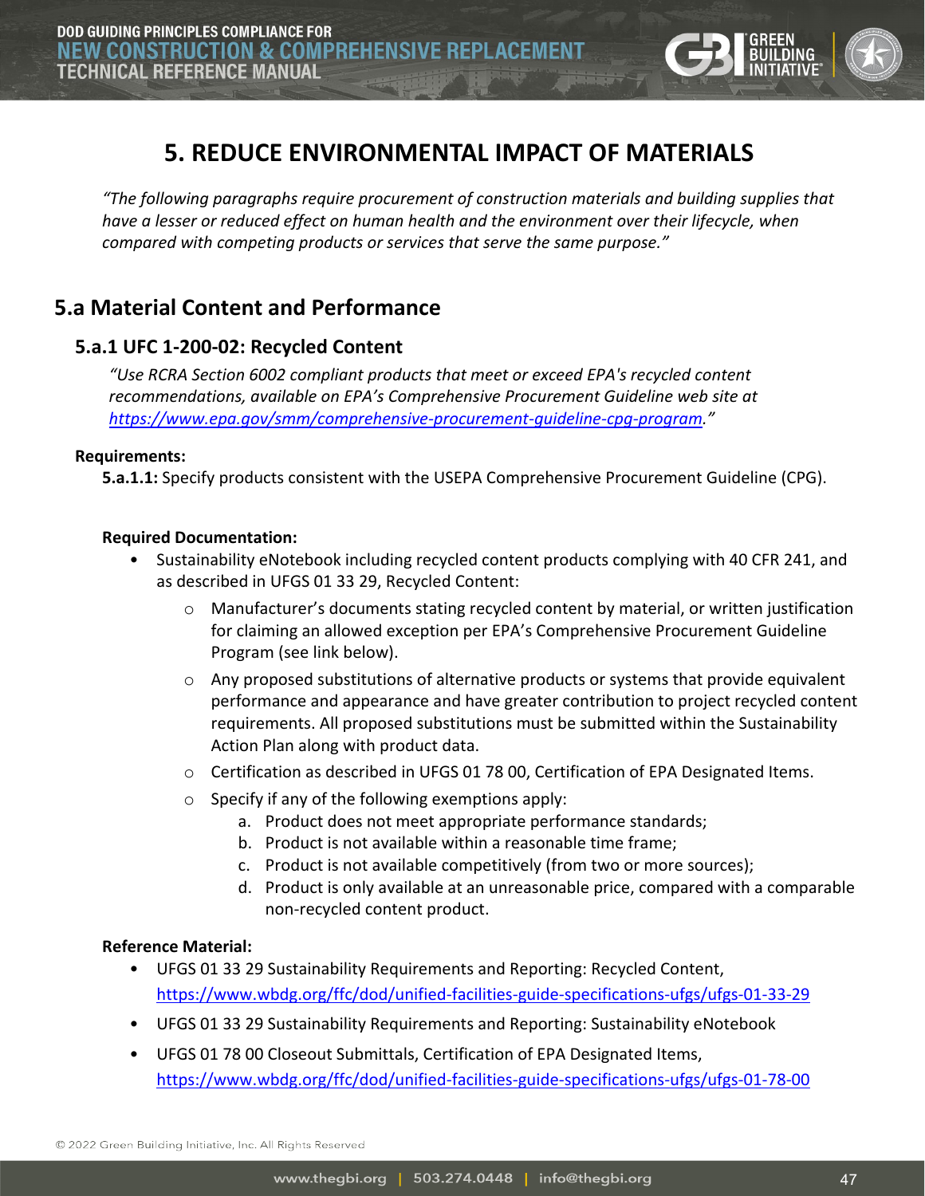# 5. REDUCE ENVIRONMENTAL IMPACT OF MATERIALS

*"The following paragraphs require procurement of construction materials and building supplies that have a lesser or reduced effect on human health and the environment over their lifecycle, when compared with competing products or services that serve the same purpose."*

## 5.a Material Content and Performance

### 5.a.1 UFC 1-200-02: Recycled Content

*"Use RCRA Section 6002 compliant products that meet or exceed EPA's recycled content recommendations, available on EPA's Comprehensive Procurement Guideline web site at https://www.epa.gov/smm/comprehensive-procurement-guideline-cpg-program."*

**Requirements:**

**5.a.1.1:** Specify products consistent with the USEPA Comprehensive Procurement Guideline (CPG).

**Required Documentation:**

- Sustainability eNotebook including recycled content products complying with 40 CFR 241, and as described in UFGS 01 33 29, Recycled Content:
  - Manufacturer's documents stating recycled content by material, or written justification for claiming an allowed exception per EPA's Comprehensive Procurement Guideline Program (see link below).
  - Any proposed substitutions of alternative products or systems that provide equivalent performance and appearance and have greater contribution to project recycled content requirements. All proposed substitutions must be submitted within the Sustainability Action Plan along with product data.
  - Certification as described in UFGS 01 78 00, Certification of EPA Designated Items.
  - Specify if any of the following exemptions apply:
    a. Product does not meet appropriate performance standards;
    b. Product is not available within a reasonable time frame;
    c. Product is not available competitively (from two or more sources);
    d. Product is only available at an unreasonable price, compared with a comparable non-recycled content product.

**Reference Material:**

- UFGS 01 33 29 Sustainability Requirements and Reporting: Recycled Content, https://www.wbdg.org/ffc/dod/unified-facilities-guide-specifications-ufgs/ufgs-01-33-29
- UFGS 01 33 29 Sustainability Requirements and Reporting: Sustainability eNotebook
- UFGS 01 78 00 Closeout Submittals, Certification of EPA Designated Items, https://www.wbdg.org/ffc/dod/unified-facilities-guide-specifications-ufgs/ufgs-01-78-00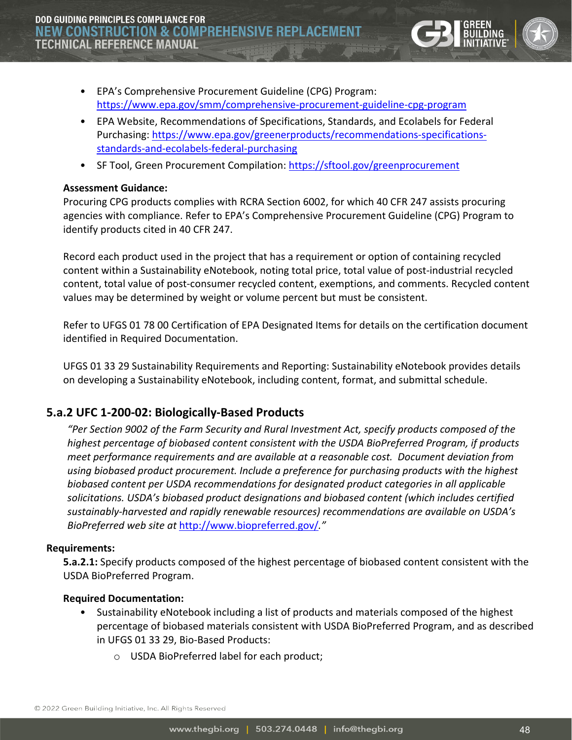- EPA's Comprehensive Procurement Guideline (CPG) Program: https://www.epa.gov/smm/comprehensive-procurement-guideline-cpg-program
- EPA Website, Recommendations of Specifications, Standards, and Ecolabels for Federal Purchasing: https://www.epa.gov/greenerproducts/recommendations-specifications-standards-and-ecolabels-federal-purchasing
- SF Tool, Green Procurement Compilation: https://sftool.gov/greenprocurement

**Assessment Guidance:**

Procuring CPG products complies with RCRA Section 6002, for which 40 CFR 247 assists procuring agencies with compliance. Refer to EPA's Comprehensive Procurement Guideline (CPG) Program to identify products cited in 40 CFR 247.

Record each product used in the project that has a requirement or option of containing recycled content within a Sustainability eNotebook, noting total price, total value of post-industrial recycled content, total value of post-consumer recycled content, exemptions, and comments. Recycled content values may be determined by weight or volume percent but must be consistent.

Refer to UFGS 01 78 00 Certification of EPA Designated Items for details on the certification document identified in Required Documentation.

UFGS 01 33 29 Sustainability Requirements and Reporting: Sustainability eNotebook provides details on developing a Sustainability eNotebook, including content, format, and submittal schedule.

## 5.a.2 UFC 1-200-02: Biologically-Based Products

*"Per Section 9002 of the Farm Security and Rural Investment Act, specify products composed of the highest percentage of biobased content consistent with the USDA BioPreferred Program, if products meet performance requirements and are available at a reasonable cost. Document deviation from using biobased product procurement. Include a preference for purchasing products with the highest biobased content per USDA recommendations for designated product categories in all applicable solicitations. USDA's biobased product designations and biobased content (which includes certified sustainably-harvested and rapidly renewable resources) recommendations are available on USDA's BioPreferred web site at* http://www.biopreferred.gov/*."*

**Requirements:**

**5.a.2.1:** Specify products composed of the highest percentage of biobased content consistent with the USDA BioPreferred Program.

**Required Documentation:**

- Sustainability eNotebook including a list of products and materials composed of the highest percentage of biobased materials consistent with USDA BioPreferred Program, and as described in UFGS 01 33 29, Bio-Based Products:
  - USDA BioPreferred label for each product;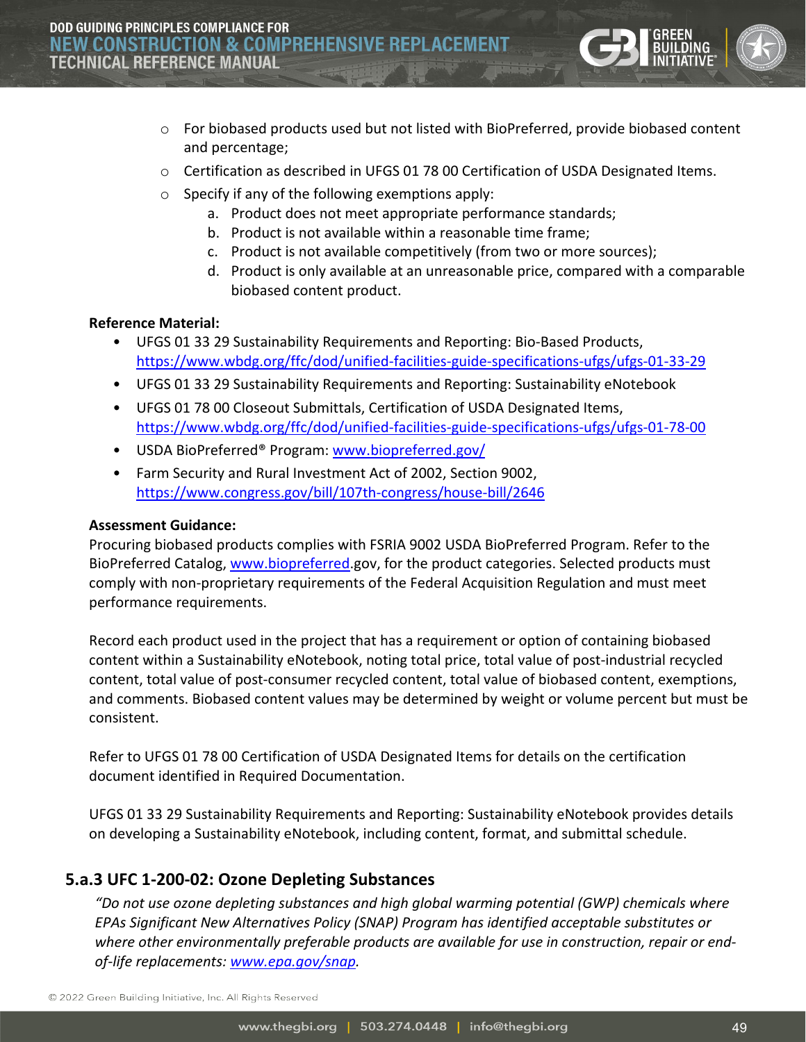- For biobased products used but not listed with BioPreferred, provide biobased content and percentage;
- Certification as described in UFGS 01 78 00 Certification of USDA Designated Items.
- Specify if any of the following exemptions apply:
    a. Product does not meet appropriate performance standards;
    b. Product is not available within a reasonable time frame;
    c. Product is not available competitively (from two or more sources);
    d. Product is only available at an unreasonable price, compared with a comparable biobased content product.

**Reference Material:**

- UFGS 01 33 29 Sustainability Requirements and Reporting: Bio-Based Products, https://www.wbdg.org/ffc/dod/unified-facilities-guide-specifications-ufgs/ufgs-01-33-29
- UFGS 01 33 29 Sustainability Requirements and Reporting: Sustainability eNotebook
- UFGS 01 78 00 Closeout Submittals, Certification of USDA Designated Items, https://www.wbdg.org/ffc/dod/unified-facilities-guide-specifications-ufgs/ufgs-01-78-00
- USDA BioPreferred® Program: www.biopreferred.gov/
- Farm Security and Rural Investment Act of 2002, Section 9002, https://www.congress.gov/bill/107th-congress/house-bill/2646

**Assessment Guidance:**

Procuring biobased products complies with FSRIA 9002 USDA BioPreferred Program. Refer to the BioPreferred Catalog, www.biopreferred.gov, for the product categories. Selected products must comply with non-proprietary requirements of the Federal Acquisition Regulation and must meet performance requirements.

Record each product used in the project that has a requirement or option of containing biobased content within a Sustainability eNotebook, noting total price, total value of post-industrial recycled content, total value of post-consumer recycled content, total value of biobased content, exemptions, and comments. Biobased content values may be determined by weight or volume percent but must be consistent.

Refer to UFGS 01 78 00 Certification of USDA Designated Items for details on the certification document identified in Required Documentation.

UFGS 01 33 29 Sustainability Requirements and Reporting: Sustainability eNotebook provides details on developing a Sustainability eNotebook, including content, format, and submittal schedule.

### 5.a.3 UFC 1-200-02: Ozone Depleting Substances

*"Do not use ozone depleting substances and high global warming potential (GWP) chemicals where EPAs Significant New Alternatives Policy (SNAP) Program has identified acceptable substitutes or where other environmentally preferable products are available for use in construction, repair or end-of-life replacements: www.epa.gov/snap.*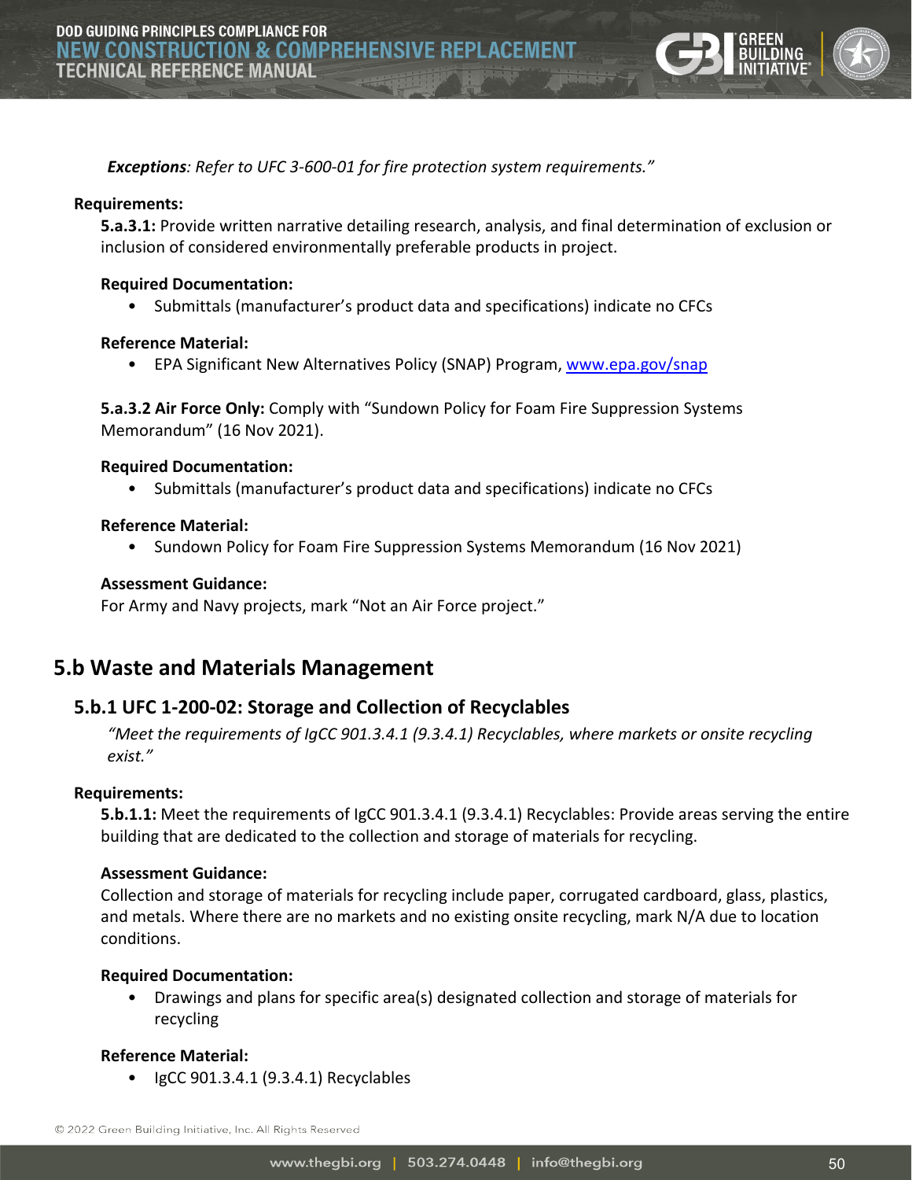*Exceptions: Refer to UFC 3-600-01 for fire protection system requirements."*

**Requirements:**

**5.a.3.1:** Provide written narrative detailing research, analysis, and final determination of exclusion or inclusion of considered environmentally preferable products in project.

**Required Documentation:**

- Submittals (manufacturer's product data and specifications) indicate no CFCs

**Reference Material:**

- EPA Significant New Alternatives Policy (SNAP) Program, [www.epa.gov/snap](www.epa.gov/snap)

**5.a.3.2 Air Force Only:** Comply with "Sundown Policy for Foam Fire Suppression Systems Memorandum" (16 Nov 2021).

**Required Documentation:**

- Submittals (manufacturer's product data and specifications) indicate no CFCs

**Reference Material:**

- Sundown Policy for Foam Fire Suppression Systems Memorandum (16 Nov 2021)

**Assessment Guidance:**

For Army and Navy projects, mark "Not an Air Force project."

## 5.b Waste and Materials Management

### 5.b.1 UFC 1-200-02: Storage and Collection of Recyclables

*"Meet the requirements of IgCC 901.3.4.1 (9.3.4.1) Recyclables, where markets or onsite recycling exist."*

**Requirements:**

**5.b.1.1:** Meet the requirements of IgCC 901.3.4.1 (9.3.4.1) Recyclables: Provide areas serving the entire building that are dedicated to the collection and storage of materials for recycling.

**Assessment Guidance:**

Collection and storage of materials for recycling include paper, corrugated cardboard, glass, plastics, and metals. Where there are no markets and no existing onsite recycling, mark N/A due to location conditions.

**Required Documentation:**

- Drawings and plans for specific area(s) designated collection and storage of materials for recycling

**Reference Material:**

- IgCC 901.3.4.1 (9.3.4.1) Recyclables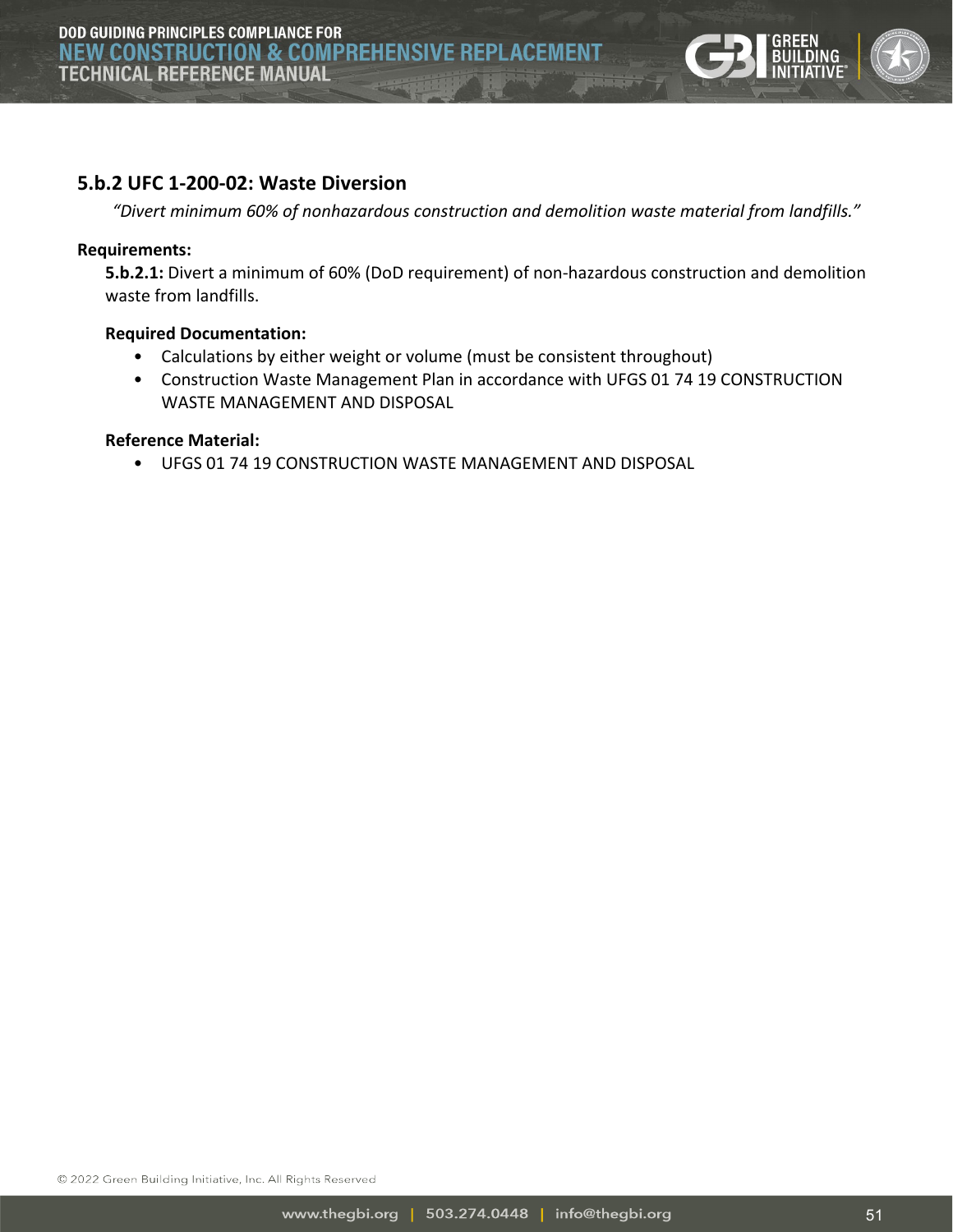### 5.b.2 UFC 1-200-02: Waste Diversion

*“Divert minimum 60% of nonhazardous construction and demolition waste material from landfills.”*

**Requirements:**

**5.b.2.1:** Divert a minimum of 60% (DoD requirement) of non-hazardous construction and demolition waste from landfills.

**Required Documentation:**

- Calculations by either weight or volume (must be consistent throughout)
- Construction Waste Management Plan in accordance with UFGS 01 74 19 CONSTRUCTION WASTE MANAGEMENT AND DISPOSAL

**Reference Material:**

- UFGS 01 74 19 CONSTRUCTION WASTE MANAGEMENT AND DISPOSAL

© 2022 Green Building Initiative, Inc. All Rights Reserved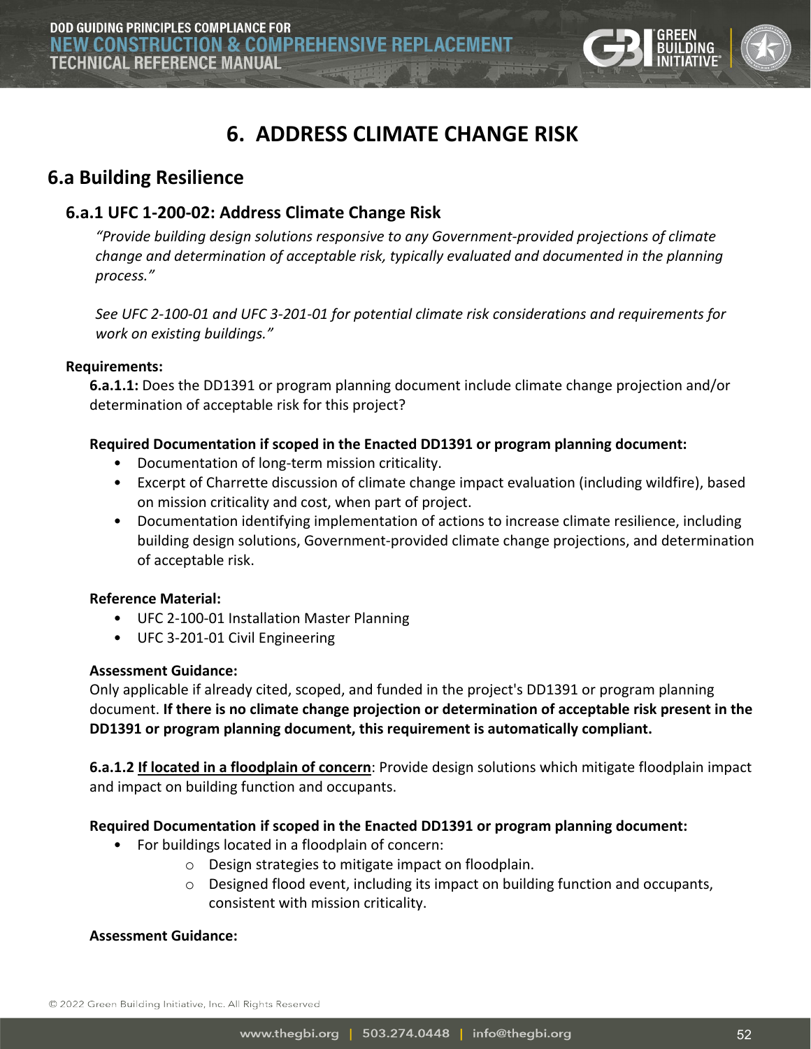# 6. ADDRESS CLIMATE CHANGE RISK

## 6.a Building Resilience

### 6.a.1 UFC 1-200-02: Address Climate Change Risk

*"Provide building design solutions responsive to any Government-provided projections of climate change and determination of acceptable risk, typically evaluated and documented in the planning process."*

*See UFC 2-100-01 and UFC 3-201-01 for potential climate risk considerations and requirements for work on existing buildings."*

**Requirements:**

**6.a.1.1:** Does the DD1391 or program planning document include climate change projection and/or determination of acceptable risk for this project?

**Required Documentation if scoped in the Enacted DD1391 or program planning document:**

- Documentation of long-term mission criticality.
- Excerpt of Charrette discussion of climate change impact evaluation (including wildfire), based on mission criticality and cost, when part of project.
- Documentation identifying implementation of actions to increase climate resilience, including building design solutions, Government-provided climate change projections, and determination of acceptable risk.

**Reference Material:**

- UFC 2-100-01 Installation Master Planning
- UFC 3-201-01 Civil Engineering

**Assessment Guidance:**

Only applicable if already cited, scoped, and funded in the project's DD1391 or program planning document. **If there is no climate change projection or determination of acceptable risk present in the DD1391 or program planning document, this requirement is automatically compliant.**

**6.a.1.2** <u>**If located in a floodplain of concern**</u>: Provide design solutions which mitigate floodplain impact and impact on building function and occupants.

**Required Documentation if scoped in the Enacted DD1391 or program planning document:**

- For buildings located in a floodplain of concern:
  - Design strategies to mitigate impact on floodplain.
  - Designed flood event, including its impact on building function and occupants, consistent with mission criticality.

**Assessment Guidance:**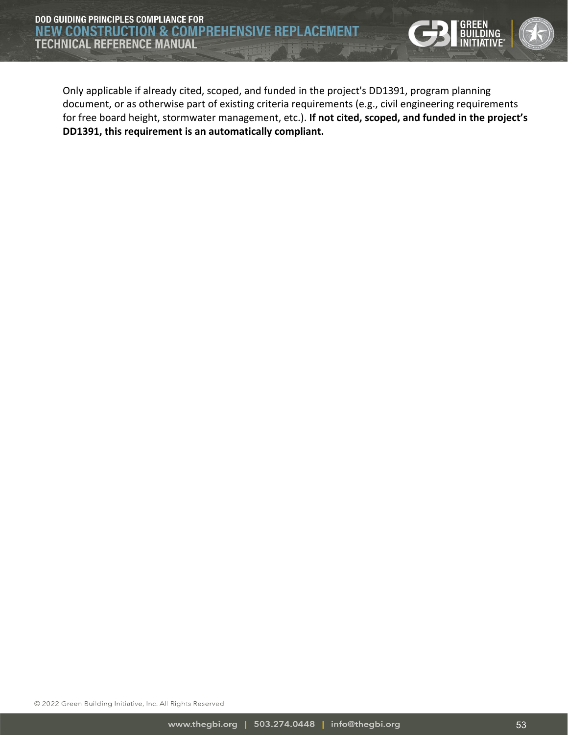Only applicable if already cited, scoped, and funded in the project's DD1391, program planning document, or as otherwise part of existing criteria requirements (e.g., civil engineering requirements for free board height, stormwater management, etc.). **If not cited, scoped, and funded in the project's DD1391, this requirement is an automatically compliant.**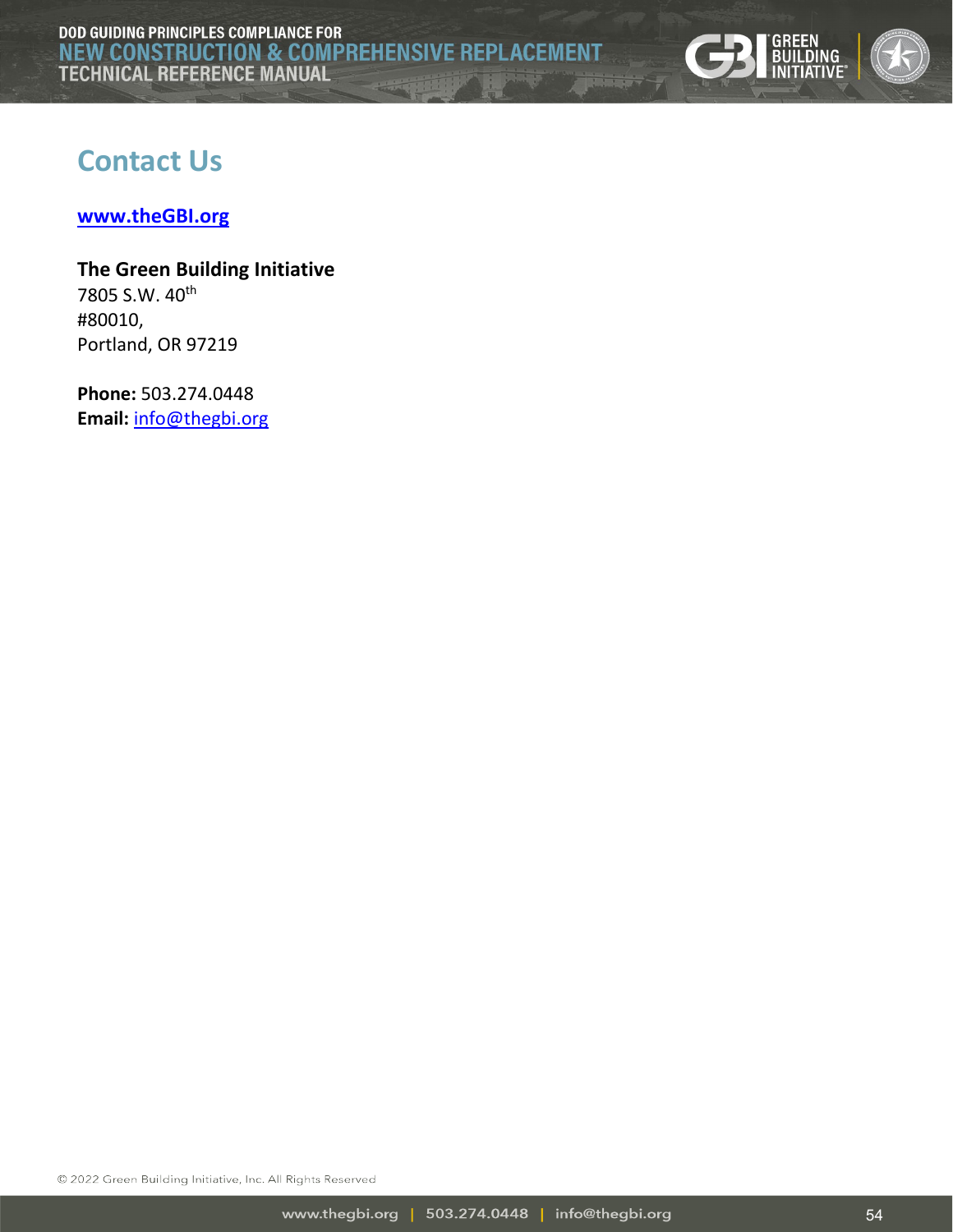## Contact Us

**www.theGBI.org**

**The Green Building Initiative**
7805 S.W. 40th
#80010,
Portland, OR 97219

**Phone:** 503.274.0448
**Email:** info@thegbi.org

© 2022 Green Building Initiative, Inc. All Rights Reserved